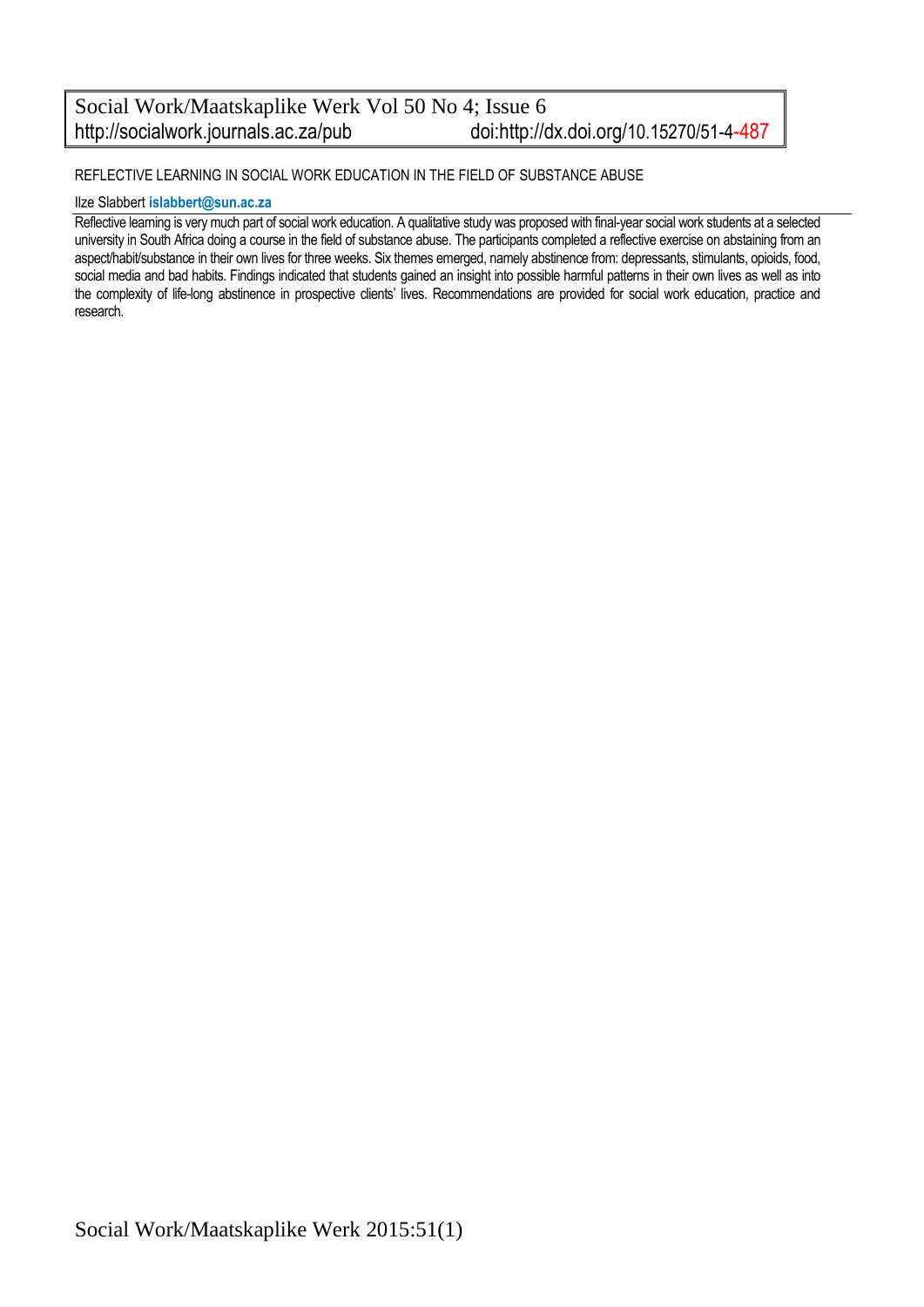REFLECTIVE LEARNING IN SOCIAL WORK EDUCATION IN THE FIELD OF SUBSTANCE ABUSE

Ilze Slabbert **islabbert@sun.ac.za**

Reflective learning is very much part of social work education. A qualitative study was proposed with final-year social work students at a selected university in South Africa doing a course in the field of substance abuse. The participants completed a reflective exercise on abstaining from an aspect/habit/substance in their own lives for three weeks. Six themes emerged, namely abstinence from: depressants, stimulants, opioids, food, social media and bad habits. Findings indicated that students gained an insight into possible harmful patterns in their own lives as well as into the complexity of life-long abstinence in prospective clients' lives. Recommendations are provided for social work education, practice and research.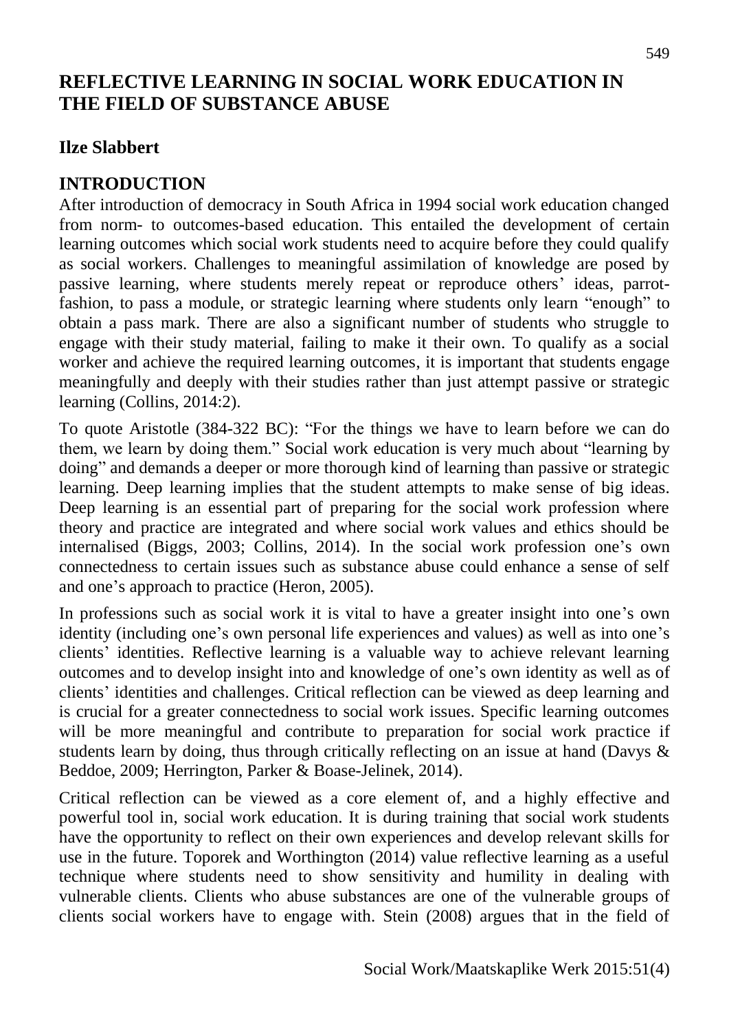# REFLECTIVE LEARNING IN SOCIAL WORK EDUCATION IN THE FIELD OF SUBSTANCE ABUSE

**Ilze Slabbert**

## INTRODUCTION

After introduction of democracy in South Africa in 1994 social work education changed from norm- to outcomes-based education. This entailed the development of certain learning outcomes which social work students need to acquire before they could qualify as social workers. Challenges to meaningful assimilation of knowledge are posed by passive learning, where students merely repeat or reproduce others' ideas, parrot-fashion, to pass a module, or strategic learning where students only learn "enough" to obtain a pass mark. There are also a significant number of students who struggle to engage with their study material, failing to make it their own. To qualify as a social worker and achieve the required learning outcomes, it is important that students engage meaningfully and deeply with their studies rather than just attempt passive or strategic learning (Collins, 2014:2).

To quote Aristotle (384-322 BC): "For the things we have to learn before we can do them, we learn by doing them." Social work education is very much about "learning by doing" and demands a deeper or more thorough kind of learning than passive or strategic learning. Deep learning implies that the student attempts to make sense of big ideas. Deep learning is an essential part of preparing for the social work profession where theory and practice are integrated and where social work values and ethics should be internalised (Biggs, 2003; Collins, 2014). In the social work profession one's own connectedness to certain issues such as substance abuse could enhance a sense of self and one's approach to practice (Heron, 2005).

In professions such as social work it is vital to have a greater insight into one's own identity (including one's own personal life experiences and values) as well as into one's clients' identities. Reflective learning is a valuable way to achieve relevant learning outcomes and to develop insight into and knowledge of one's own identity as well as of clients' identities and challenges. Critical reflection can be viewed as deep learning and is crucial for a greater connectedness to social work issues. Specific learning outcomes will be more meaningful and contribute to preparation for social work practice if students learn by doing, thus through critically reflecting on an issue at hand (Davys & Beddoe, 2009; Herrington, Parker & Boase-Jelinek, 2014).

Critical reflection can be viewed as a core element of, and a highly effective and powerful tool in, social work education. It is during training that social work students have the opportunity to reflect on their own experiences and develop relevant skills for use in the future. Toporek and Worthington (2014) value reflective learning as a useful technique where students need to show sensitivity and humility in dealing with vulnerable clients. Clients who abuse substances are one of the vulnerable groups of clients social workers have to engage with. Stein (2008) argues that in the field of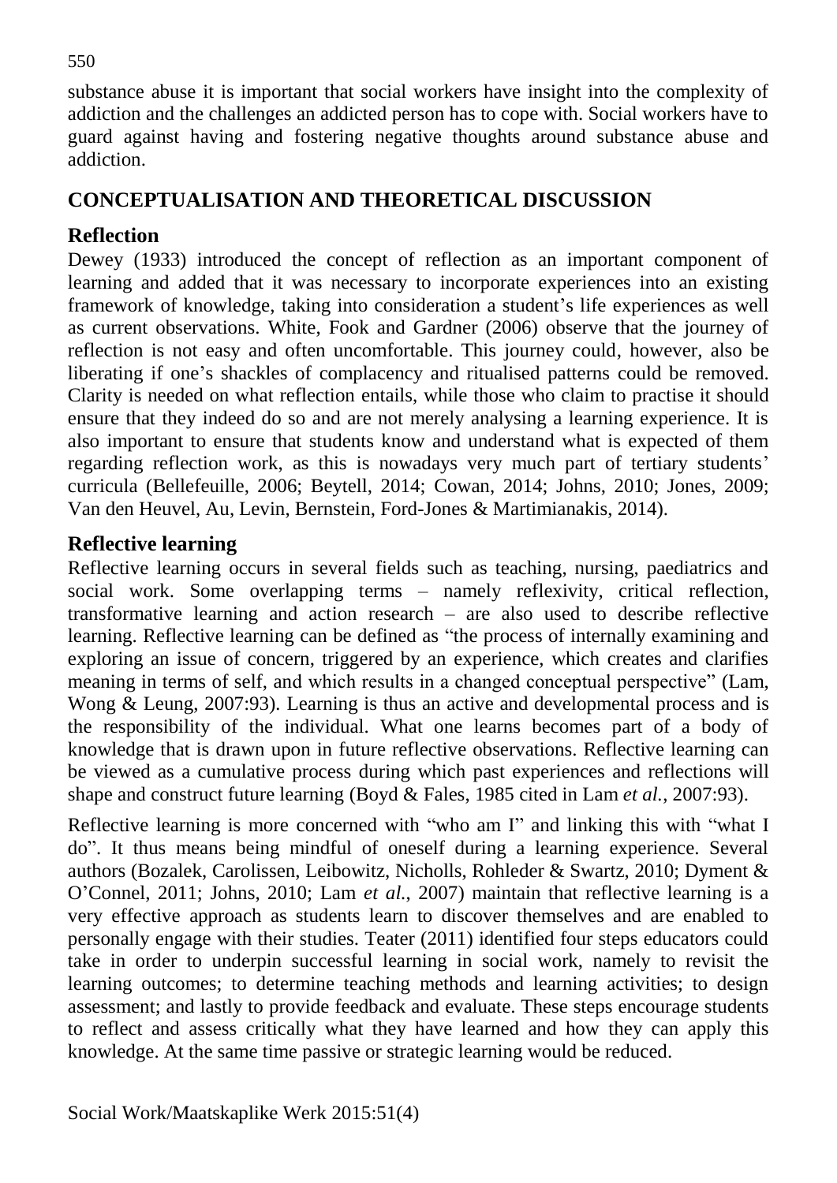substance abuse it is important that social workers have insight into the complexity of addiction and the challenges an addicted person has to cope with. Social workers have to guard against having and fostering negative thoughts around substance abuse and addiction.

## CONCEPTUALISATION AND THEORETICAL DISCUSSION

### Reflection

Dewey (1933) introduced the concept of reflection as an important component of learning and added that it was necessary to incorporate experiences into an existing framework of knowledge, taking into consideration a student's life experiences as well as current observations. White, Fook and Gardner (2006) observe that the journey of reflection is not easy and often uncomfortable. This journey could, however, also be liberating if one's shackles of complacency and ritualised patterns could be removed. Clarity is needed on what reflection entails, while those who claim to practise it should ensure that they indeed do so and are not merely analysing a learning experience. It is also important to ensure that students know and understand what is expected of them regarding reflection work, as this is nowadays very much part of tertiary students' curricula (Bellefeuille, 2006; Beytell, 2014; Cowan, 2014; Johns, 2010; Jones, 2009; Van den Heuvel, Au, Levin, Bernstein, Ford-Jones & Martimianakis, 2014).

### Reflective learning

Reflective learning occurs in several fields such as teaching, nursing, paediatrics and social work. Some overlapping terms – namely reflexivity, critical reflection, transformative learning and action research – are also used to describe reflective learning. Reflective learning can be defined as "the process of internally examining and exploring an issue of concern, triggered by an experience, which creates and clarifies meaning in terms of self, and which results in a changed conceptual perspective" (Lam, Wong & Leung, 2007:93). Learning is thus an active and developmental process and is the responsibility of the individual. What one learns becomes part of a body of knowledge that is drawn upon in future reflective observations. Reflective learning can be viewed as a cumulative process during which past experiences and reflections will shape and construct future learning (Boyd & Fales, 1985 cited in Lam *et al.*, 2007:93).

Reflective learning is more concerned with "who am I" and linking this with "what I do". It thus means being mindful of oneself during a learning experience. Several authors (Bozalek, Carolissen, Leibowitz, Nicholls, Rohleder & Swartz, 2010; Dyment & O'Connel, 2011; Johns, 2010; Lam *et al.*, 2007) maintain that reflective learning is a very effective approach as students learn to discover themselves and are enabled to personally engage with their studies. Teater (2011) identified four steps educators could take in order to underpin successful learning in social work, namely to revisit the learning outcomes; to determine teaching methods and learning activities; to design assessment; and lastly to provide feedback and evaluate. These steps encourage students to reflect and assess critically what they have learned and how they can apply this knowledge. At the same time passive or strategic learning would be reduced.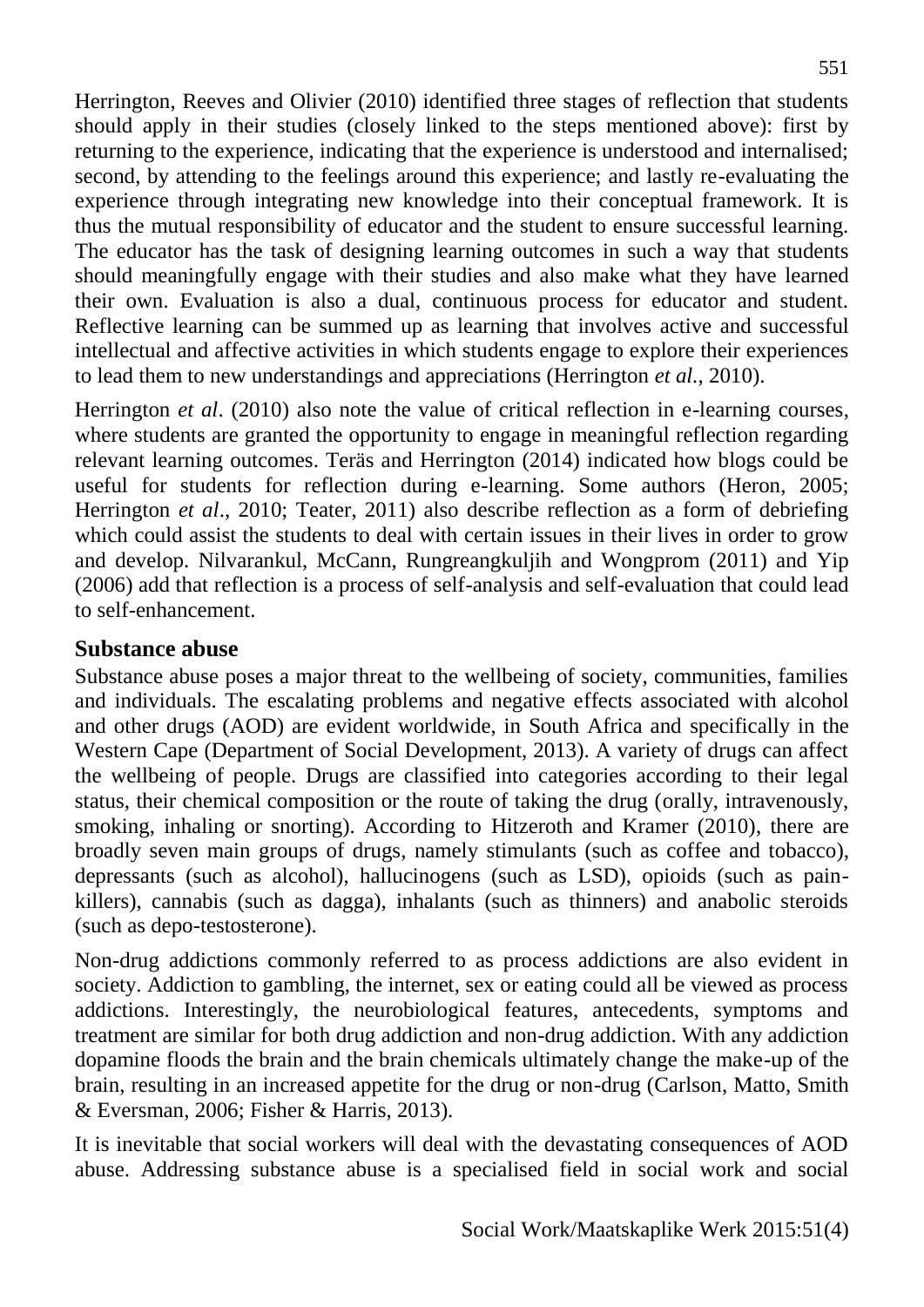Herrington, Reeves and Olivier (2010) identified three stages of reflection that students should apply in their studies (closely linked to the steps mentioned above): first by returning to the experience, indicating that the experience is understood and internalised; second, by attending to the feelings around this experience; and lastly re-evaluating the experience through integrating new knowledge into their conceptual framework. It is thus the mutual responsibility of educator and the student to ensure successful learning. The educator has the task of designing learning outcomes in such a way that students should meaningfully engage with their studies and also make what they have learned their own. Evaluation is also a dual, continuous process for educator and student. Reflective learning can be summed up as learning that involves active and successful intellectual and affective activities in which students engage to explore their experiences to lead them to new understandings and appreciations (Herrington *et al.*, 2010).

Herrington *et al*. (2010) also note the value of critical reflection in e-learning courses, where students are granted the opportunity to engage in meaningful reflection regarding relevant learning outcomes. Teräs and Herrington (2014) indicated how blogs could be useful for students for reflection during e-learning. Some authors (Heron, 2005; Herrington *et al*., 2010; Teater, 2011) also describe reflection as a form of debriefing which could assist the students to deal with certain issues in their lives in order to grow and develop. Nilvarankul, McCann, Rungreangkuljih and Wongprom (2011) and Yip (2006) add that reflection is a process of self-analysis and self-evaluation that could lead to self-enhancement.

## Substance abuse

Substance abuse poses a major threat to the wellbeing of society, communities, families and individuals. The escalating problems and negative effects associated with alcohol and other drugs (AOD) are evident worldwide, in South Africa and specifically in the Western Cape (Department of Social Development, 2013). A variety of drugs can affect the wellbeing of people. Drugs are classified into categories according to their legal status, their chemical composition or the route of taking the drug (orally, intravenously, smoking, inhaling or snorting). According to Hitzeroth and Kramer (2010), there are broadly seven main groups of drugs, namely stimulants (such as coffee and tobacco), depressants (such as alcohol), hallucinogens (such as LSD), opioids (such as pain-killers), cannabis (such as dagga), inhalants (such as thinners) and anabolic steroids (such as depo-testosterone).

Non-drug addictions commonly referred to as process addictions are also evident in society. Addiction to gambling, the internet, sex or eating could all be viewed as process addictions. Interestingly, the neurobiological features, antecedents, symptoms and treatment are similar for both drug addiction and non-drug addiction. With any addiction dopamine floods the brain and the brain chemicals ultimately change the make-up of the brain, resulting in an increased appetite for the drug or non-drug (Carlson, Matto, Smith & Eversman, 2006; Fisher & Harris, 2013).

It is inevitable that social workers will deal with the devastating consequences of AOD abuse. Addressing substance abuse is a specialised field in social work and social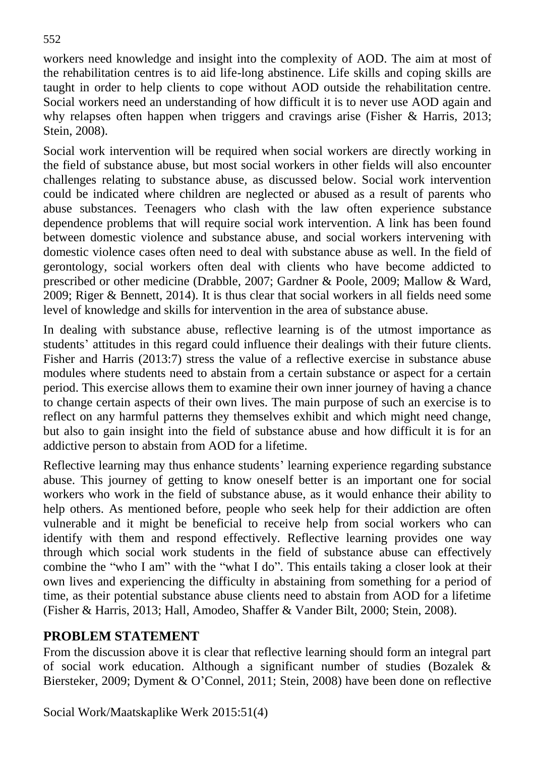workers need knowledge and insight into the complexity of AOD. The aim at most of the rehabilitation centres is to aid life-long abstinence. Life skills and coping skills are taught in order to help clients to cope without AOD outside the rehabilitation centre. Social workers need an understanding of how difficult it is to never use AOD again and why relapses often happen when triggers and cravings arise (Fisher & Harris, 2013; Stein, 2008).

Social work intervention will be required when social workers are directly working in the field of substance abuse, but most social workers in other fields will also encounter challenges relating to substance abuse, as discussed below. Social work intervention could be indicated where children are neglected or abused as a result of parents who abuse substances. Teenagers who clash with the law often experience substance dependence problems that will require social work intervention. A link has been found between domestic violence and substance abuse, and social workers intervening with domestic violence cases often need to deal with substance abuse as well. In the field of gerontology, social workers often deal with clients who have become addicted to prescribed or other medicine (Drabble, 2007; Gardner & Poole, 2009; Mallow & Ward, 2009; Riger & Bennett, 2014). It is thus clear that social workers in all fields need some level of knowledge and skills for intervention in the area of substance abuse.

In dealing with substance abuse, reflective learning is of the utmost importance as students' attitudes in this regard could influence their dealings with their future clients. Fisher and Harris (2013:7) stress the value of a reflective exercise in substance abuse modules where students need to abstain from a certain substance or aspect for a certain period. This exercise allows them to examine their own inner journey of having a chance to change certain aspects of their own lives. The main purpose of such an exercise is to reflect on any harmful patterns they themselves exhibit and which might need change, but also to gain insight into the field of substance abuse and how difficult it is for an addictive person to abstain from AOD for a lifetime.

Reflective learning may thus enhance students' learning experience regarding substance abuse. This journey of getting to know oneself better is an important one for social workers who work in the field of substance abuse, as it would enhance their ability to help others. As mentioned before, people who seek help for their addiction are often vulnerable and it might be beneficial to receive help from social workers who can identify with them and respond effectively. Reflective learning provides one way through which social work students in the field of substance abuse can effectively combine the "who I am" with the "what I do". This entails taking a closer look at their own lives and experiencing the difficulty in abstaining from something for a period of time, as their potential substance abuse clients need to abstain from AOD for a lifetime (Fisher & Harris, 2013; Hall, Amodeo, Shaffer & Vander Bilt, 2000; Stein, 2008).

## PROBLEM STATEMENT

From the discussion above it is clear that reflective learning should form an integral part of social work education. Although a significant number of studies (Bozalek & Biersteker, 2009; Dyment & O'Connel, 2011; Stein, 2008) have been done on reflective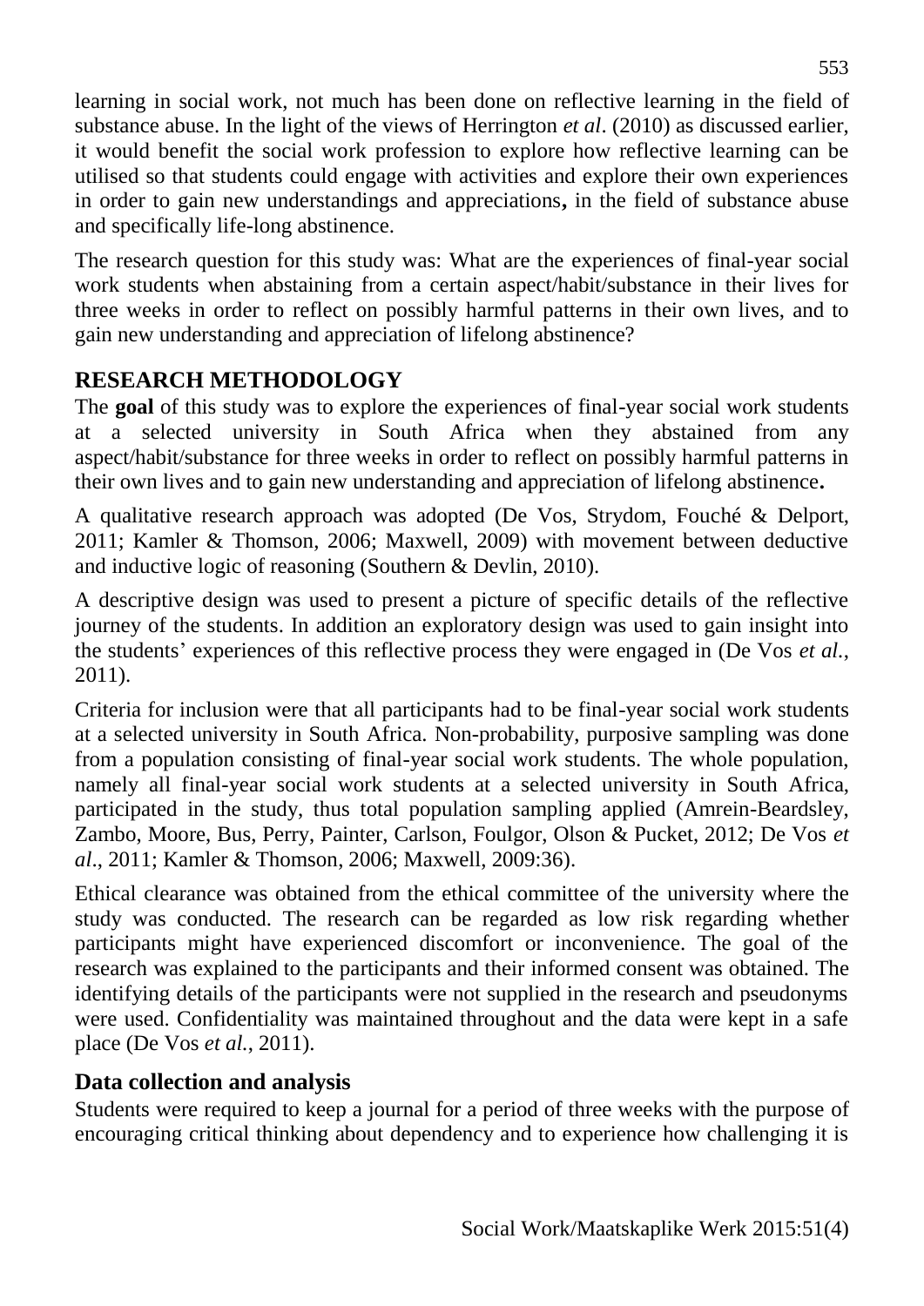learning in social work, not much has been done on reflective learning in the field of substance abuse. In the light of the views of Herrington *et al*. (2010) as discussed earlier, it would benefit the social work profession to explore how reflective learning can be utilised so that students could engage with activities and explore their own experiences in order to gain new understandings and appreciations**,** in the field of substance abuse and specifically life-long abstinence.

The research question for this study was: What are the experiences of final-year social work students when abstaining from a certain aspect/habit/substance in their lives for three weeks in order to reflect on possibly harmful patterns in their own lives, and to gain new understanding and appreciation of lifelong abstinence?

## RESEARCH METHODOLOGY

The **goal** of this study was to explore the experiences of final-year social work students at a selected university in South Africa when they abstained from any aspect/habit/substance for three weeks in order to reflect on possibly harmful patterns in their own lives and to gain new understanding and appreciation of lifelong abstinence**.**

A qualitative research approach was adopted (De Vos, Strydom, Fouché & Delport, 2011; Kamler & Thomson, 2006; Maxwell, 2009) with movement between deductive and inductive logic of reasoning (Southern & Devlin, 2010).

A descriptive design was used to present a picture of specific details of the reflective journey of the students. In addition an exploratory design was used to gain insight into the students' experiences of this reflective process they were engaged in (De Vos *et al.*, 2011).

Criteria for inclusion were that all participants had to be final-year social work students at a selected university in South Africa. Non-probability, purposive sampling was done from a population consisting of final-year social work students. The whole population, namely all final-year social work students at a selected university in South Africa, participated in the study, thus total population sampling applied (Amrein-Beardsley, Zambo, Moore, Bus, Perry, Painter, Carlson, Foulgor, Olson & Pucket, 2012; De Vos *et al*., 2011; Kamler & Thomson, 2006; Maxwell, 2009:36).

Ethical clearance was obtained from the ethical committee of the university where the study was conducted. The research can be regarded as low risk regarding whether participants might have experienced discomfort or inconvenience. The goal of the research was explained to the participants and their informed consent was obtained. The identifying details of the participants were not supplied in the research and pseudonyms were used. Confidentiality was maintained throughout and the data were kept in a safe place (De Vos *et al.*, 2011).

### Data collection and analysis

Students were required to keep a journal for a period of three weeks with the purpose of encouraging critical thinking about dependency and to experience how challenging it is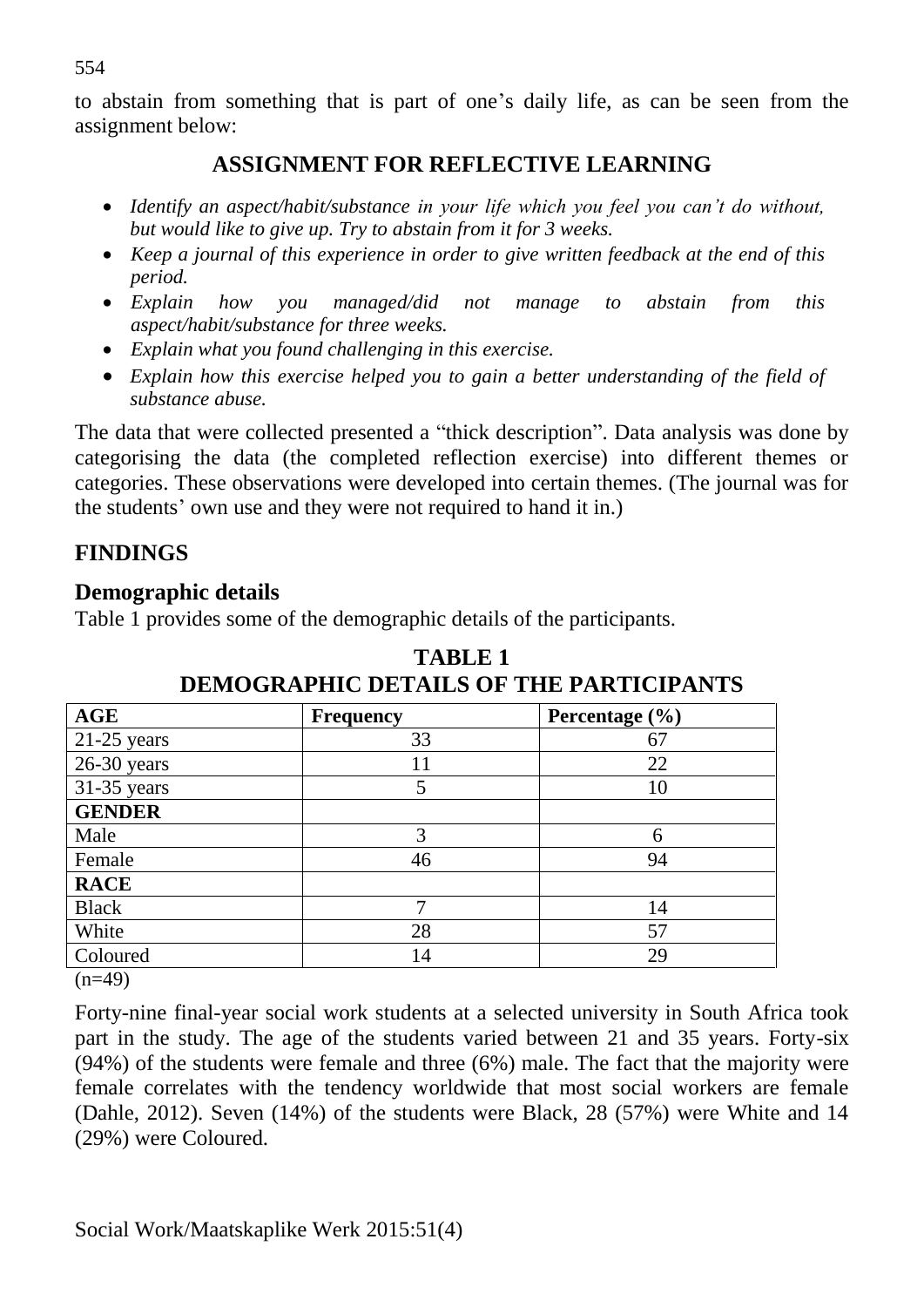to abstain from something that is part of one's daily life, as can be seen from the assignment below:

## ASSIGNMENT FOR REFLECTIVE LEARNING

- *Identify an aspect/habit/substance in your life which you feel you can't do without, but would like to give up. Try to abstain from it for 3 weeks.*
- *Keep a journal of this experience in order to give written feedback at the end of this period.*
- *Explain how you managed/did not manage to abstain from this aspect/habit/substance for three weeks.*
- *Explain what you found challenging in this exercise.*
- *Explain how this exercise helped you to gain a better understanding of the field of substance abuse.*

The data that were collected presented a "thick description". Data analysis was done by categorising the data (the completed reflection exercise) into different themes or categories. These observations were developed into certain themes. (The journal was for the students' own use and they were not required to hand it in.)

## FINDINGS

### Demographic details

Table 1 provides some of the demographic details of the participants.

**TABLE 1**
**DEMOGRAPHIC DETAILS OF THE PARTICIPANTS**

| AGE | Frequency | Percentage (%) |
|---|---|---|
| 21-25 years | 33 | 67 |
| 26-30 years | 11 | 22 |
| 31-35 years | 5 | 10 |
| **GENDER** | | |
| Male | 3 | 6 |
| Female | 46 | 94 |
| **RACE** | | |
| Black | 7 | 14 |
| White | 28 | 57 |
| Coloured | 14 | 29 |

(n=49)

Forty-nine final-year social work students at a selected university in South Africa took part in the study. The age of the students varied between 21 and 35 years. Forty-six (94%) of the students were female and three (6%) male. The fact that the majority were female correlates with the tendency worldwide that most social workers are female (Dahle, 2012). Seven (14%) of the students were Black, 28 (57%) were White and 14 (29%) were Coloured.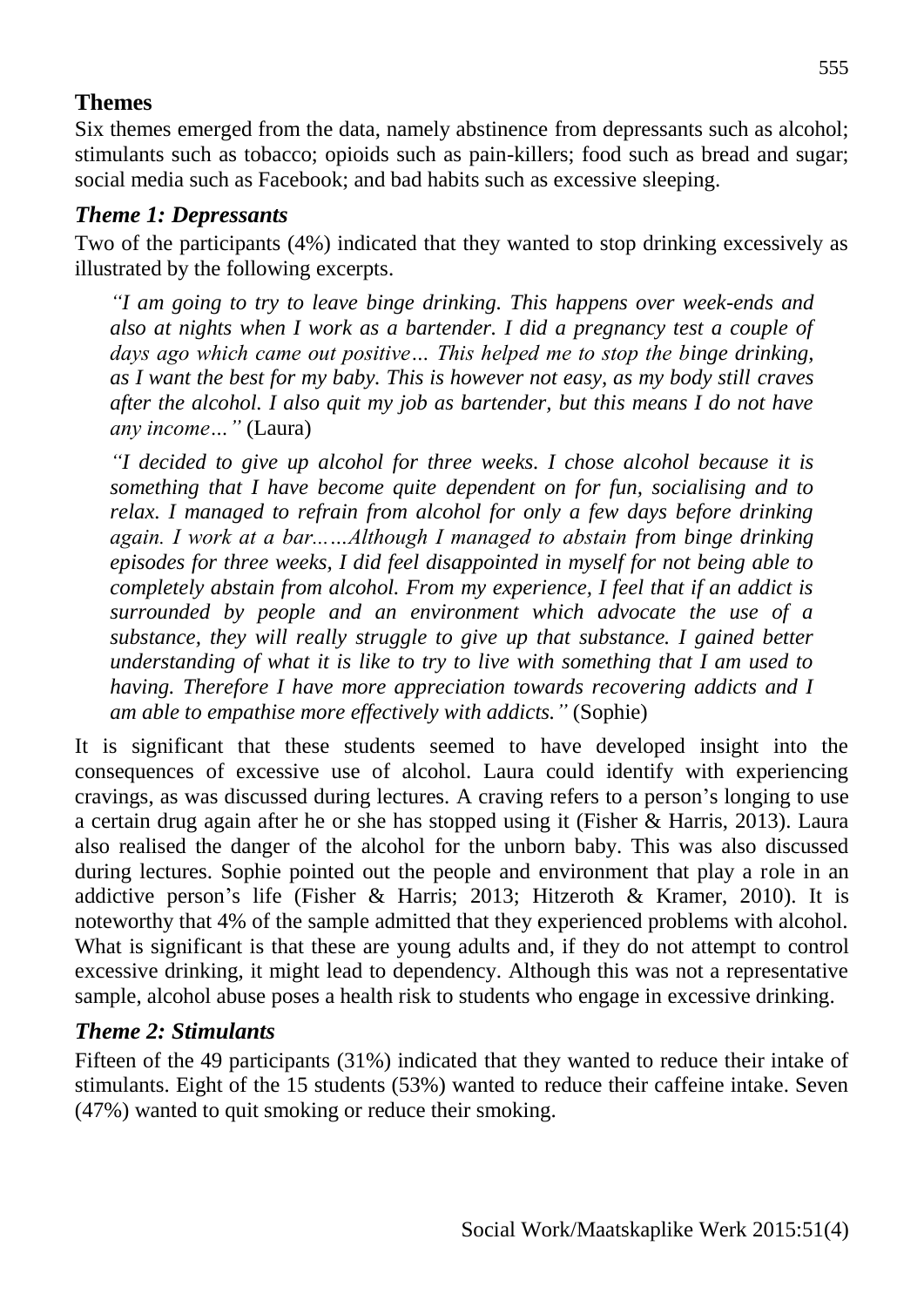## Themes

Six themes emerged from the data, namely abstinence from depressants such as alcohol; stimulants such as tobacco; opioids such as pain-killers; food such as bread and sugar; social media such as Facebook; and bad habits such as excessive sleeping.

### *Theme 1: Depressants*

Two of the participants (4%) indicated that they wanted to stop drinking excessively as illustrated by the following excerpts.

> *"I am going to try to leave binge drinking. This happens over week-ends and also at nights when I work as a bartender. I did a pregnancy test a couple of days ago which came out positive… This helped me to stop the binge drinking, as I want the best for my baby. This is however not easy, as my body still craves after the alcohol. I also quit my job as bartender, but this means I do not have any income…"* (Laura)

> *"I decided to give up alcohol for three weeks. I chose alcohol because it is something that I have become quite dependent on for fun, socialising and to relax. I managed to refrain from alcohol for only a few days before drinking again. I work at a bar..….Although I managed to abstain from binge drinking episodes for three weeks, I did feel disappointed in myself for not being able to completely abstain from alcohol. From my experience, I feel that if an addict is surrounded by people and an environment which advocate the use of a substance, they will really struggle to give up that substance. I gained better understanding of what it is like to try to live with something that I am used to having. Therefore I have more appreciation towards recovering addicts and I am able to empathise more effectively with addicts."* (Sophie)

It is significant that these students seemed to have developed insight into the consequences of excessive use of alcohol. Laura could identify with experiencing cravings, as was discussed during lectures. A craving refers to a person's longing to use a certain drug again after he or she has stopped using it (Fisher & Harris, 2013). Laura also realised the danger of the alcohol for the unborn baby. This was also discussed during lectures. Sophie pointed out the people and environment that play a role in an addictive person's life (Fisher & Harris; 2013; Hitzeroth & Kramer, 2010). It is noteworthy that 4% of the sample admitted that they experienced problems with alcohol. What is significant is that these are young adults and, if they do not attempt to control excessive drinking, it might lead to dependency. Although this was not a representative sample, alcohol abuse poses a health risk to students who engage in excessive drinking.

### *Theme 2: Stimulants*

Fifteen of the 49 participants (31%) indicated that they wanted to reduce their intake of stimulants. Eight of the 15 students (53%) wanted to reduce their caffeine intake. Seven (47%) wanted to quit smoking or reduce their smoking.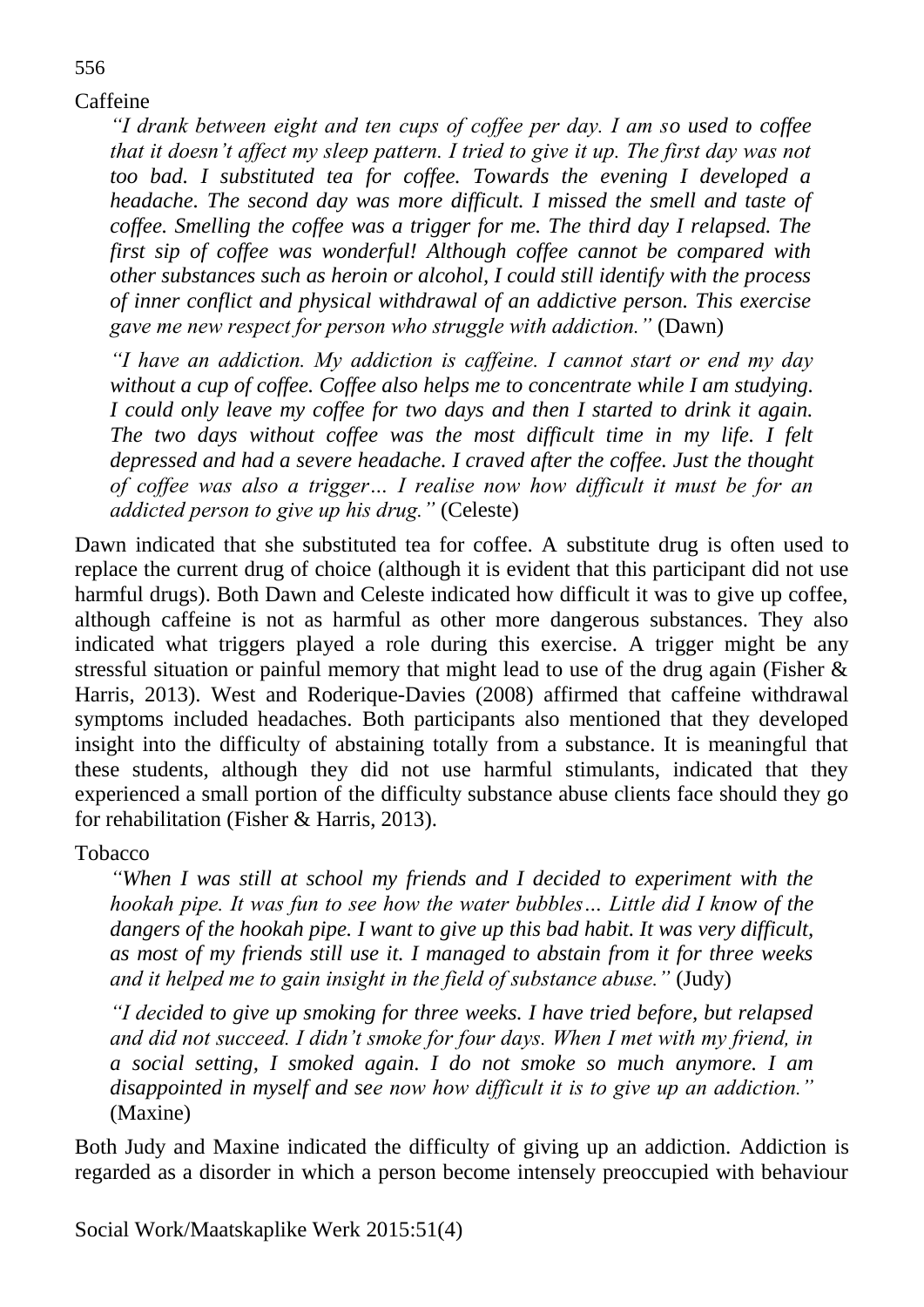Caffeine

> *"I drank between eight and ten cups of coffee per day. I am so used to coffee that it doesn't affect my sleep pattern. I tried to give it up. The first day was not too bad. I substituted tea for coffee. Towards the evening I developed a headache. The second day was more difficult. I missed the smell and taste of coffee. Smelling the coffee was a trigger for me. The third day I relapsed. The first sip of coffee was wonderful! Although coffee cannot be compared with other substances such as heroin or alcohol, I could still identify with the process of inner conflict and physical withdrawal of an addictive person. This exercise gave me new respect for person who struggle with addiction."* (Dawn)

> *"I have an addiction. My addiction is caffeine. I cannot start or end my day without a cup of coffee. Coffee also helps me to concentrate while I am studying. I could only leave my coffee for two days and then I started to drink it again. The two days without coffee was the most difficult time in my life. I felt depressed and had a severe headache. I craved after the coffee. Just the thought of coffee was also a trigger… I realise now how difficult it must be for an addicted person to give up his drug."* (Celeste)

Dawn indicated that she substituted tea for coffee. A substitute drug is often used to replace the current drug of choice (although it is evident that this participant did not use harmful drugs). Both Dawn and Celeste indicated how difficult it was to give up coffee, although caffeine is not as harmful as other more dangerous substances. They also indicated what triggers played a role during this exercise. A trigger might be any stressful situation or painful memory that might lead to use of the drug again (Fisher & Harris, 2013). West and Roderique-Davies (2008) affirmed that caffeine withdrawal symptoms included headaches. Both participants also mentioned that they developed insight into the difficulty of abstaining totally from a substance. It is meaningful that these students, although they did not use harmful stimulants, indicated that they experienced a small portion of the difficulty substance abuse clients face should they go for rehabilitation (Fisher & Harris, 2013).

Tobacco

> *"When I was still at school my friends and I decided to experiment with the hookah pipe. It was fun to see how the water bubbles… Little did I know of the dangers of the hookah pipe. I want to give up this bad habit. It was very difficult, as most of my friends still use it. I managed to abstain from it for three weeks and it helped me to gain insight in the field of substance abuse."* (Judy)

> *"I decided to give up smoking for three weeks. I have tried before, but relapsed and did not succeed. I didn't smoke for four days. When I met with my friend, in a social setting, I smoked again. I do not smoke so much anymore. I am disappointed in myself and see now how difficult it is to give up an addiction."* (Maxine)

Both Judy and Maxine indicated the difficulty of giving up an addiction. Addiction is regarded as a disorder in which a person become intensely preoccupied with behaviour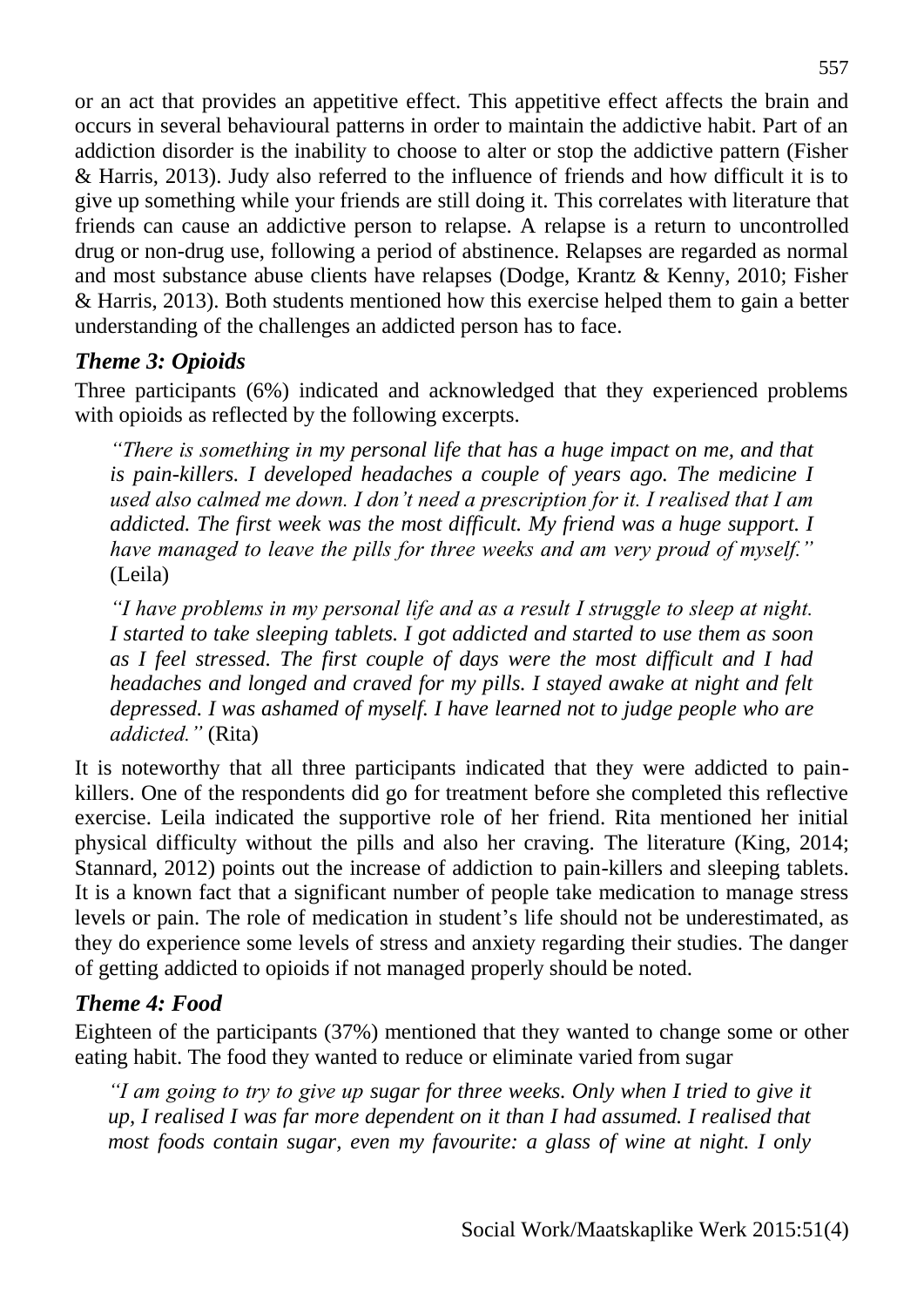or an act that provides an appetitive effect. This appetitive effect affects the brain and occurs in several behavioural patterns in order to maintain the addictive habit. Part of an addiction disorder is the inability to choose to alter or stop the addictive pattern (Fisher & Harris, 2013). Judy also referred to the influence of friends and how difficult it is to give up something while your friends are still doing it. This correlates with literature that friends can cause an addictive person to relapse. A relapse is a return to uncontrolled drug or non-drug use, following a period of abstinence. Relapses are regarded as normal and most substance abuse clients have relapses (Dodge, Krantz & Kenny, 2010; Fisher & Harris, 2013). Both students mentioned how this exercise helped them to gain a better understanding of the challenges an addicted person has to face.

### *Theme 3: Opioids*

Three participants (6%) indicated and acknowledged that they experienced problems with opioids as reflected by the following excerpts.

> *"There is something in my personal life that has a huge impact on me, and that is pain-killers. I developed headaches a couple of years ago. The medicine I used also calmed me down. I don't need a prescription for it. I realised that I am addicted. The first week was the most difficult. My friend was a huge support. I have managed to leave the pills for three weeks and am very proud of myself."* (Leila)

> *"I have problems in my personal life and as a result I struggle to sleep at night. I started to take sleeping tablets. I got addicted and started to use them as soon as I feel stressed. The first couple of days were the most difficult and I had headaches and longed and craved for my pills. I stayed awake at night and felt depressed. I was ashamed of myself. I have learned not to judge people who are addicted."* (Rita)

It is noteworthy that all three participants indicated that they were addicted to pain-killers. One of the respondents did go for treatment before she completed this reflective exercise. Leila indicated the supportive role of her friend. Rita mentioned her initial physical difficulty without the pills and also her craving. The literature (King, 2014; Stannard, 2012) points out the increase of addiction to pain-killers and sleeping tablets. It is a known fact that a significant number of people take medication to manage stress levels or pain. The role of medication in student's life should not be underestimated, as they do experience some levels of stress and anxiety regarding their studies. The danger of getting addicted to opioids if not managed properly should be noted.

### *Theme 4: Food*

Eighteen of the participants (37%) mentioned that they wanted to change some or other eating habit. The food they wanted to reduce or eliminate varied from sugar

> *"I am going to try to give up sugar for three weeks. Only when I tried to give it up, I realised I was far more dependent on it than I had assumed. I realised that most foods contain sugar, even my favourite: a glass of wine at night. I only*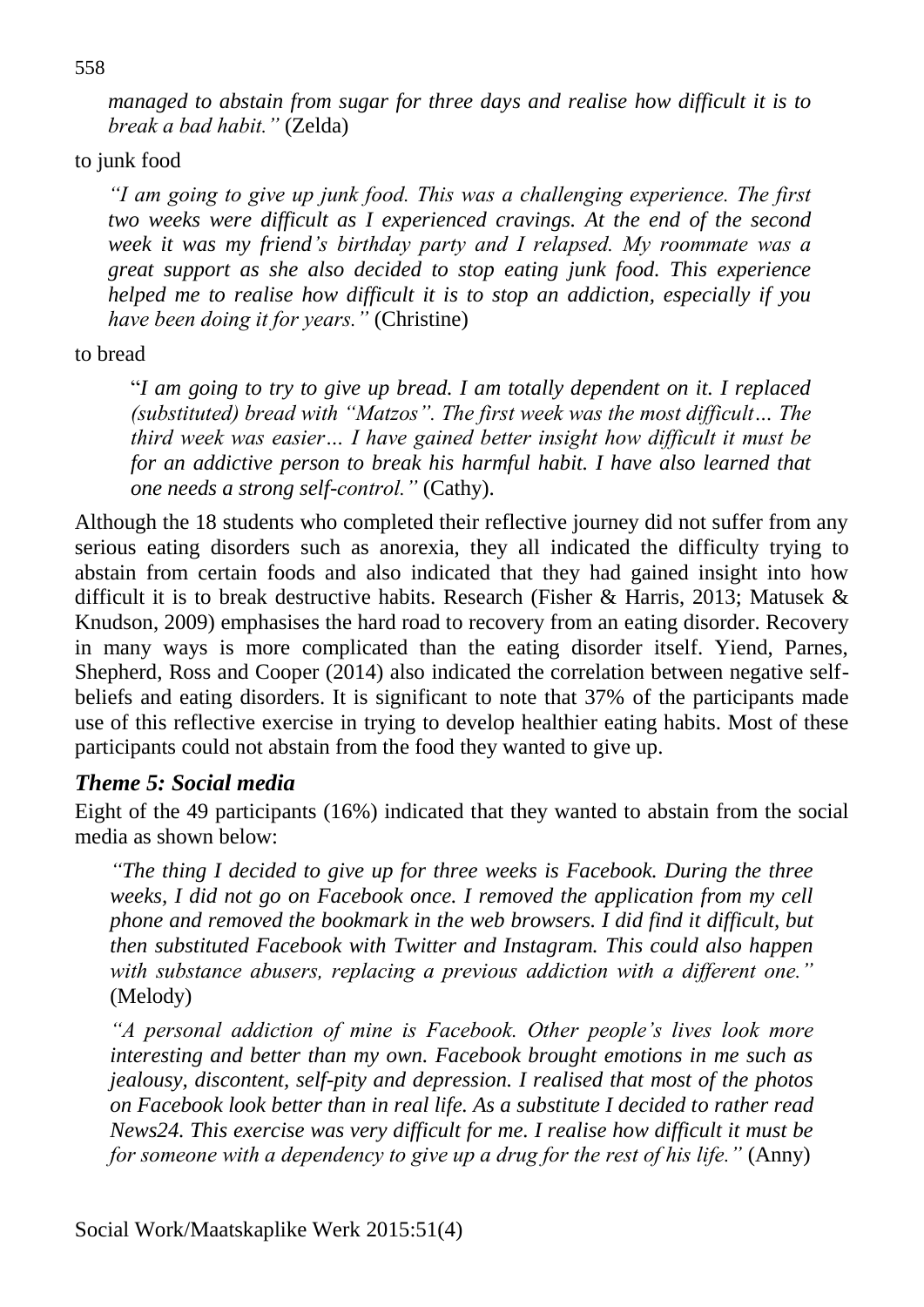*managed to abstain from sugar for three days and realise how difficult it is to break a bad habit."* (Zelda)

to junk food

> *"I am going to give up junk food. This was a challenging experience. The first two weeks were difficult as I experienced cravings. At the end of the second week it was my friend's birthday party and I relapsed. My roommate was a great support as she also decided to stop eating junk food. This experience helped me to realise how difficult it is to stop an addiction, especially if you have been doing it for years."* (Christine)

to bread

> "*I am going to try to give up bread. I am totally dependent on it. I replaced (substituted) bread with "Matzos". The first week was the most difficult… The third week was easier… I have gained better insight how difficult it must be for an addictive person to break his harmful habit. I have also learned that one needs a strong self-control."* (Cathy).

Although the 18 students who completed their reflective journey did not suffer from any serious eating disorders such as anorexia, they all indicated the difficulty trying to abstain from certain foods and also indicated that they had gained insight into how difficult it is to break destructive habits. Research (Fisher & Harris, 2013; Matusek & Knudson, 2009) emphasises the hard road to recovery from an eating disorder. Recovery in many ways is more complicated than the eating disorder itself. Yiend, Parnes, Shepherd, Ross and Cooper (2014) also indicated the correlation between negative self-beliefs and eating disorders. It is significant to note that 37% of the participants made use of this reflective exercise in trying to develop healthier eating habits. Most of these participants could not abstain from the food they wanted to give up.

### *Theme 5: Social media*

Eight of the 49 participants (16%) indicated that they wanted to abstain from the social media as shown below:

> *"The thing I decided to give up for three weeks is Facebook. During the three weeks, I did not go on Facebook once. I removed the application from my cell phone and removed the bookmark in the web browsers. I did find it difficult, but then substituted Facebook with Twitter and Instagram. This could also happen with substance abusers, replacing a previous addiction with a different one."* (Melody)

> *"A personal addiction of mine is Facebook. Other people's lives look more interesting and better than my own. Facebook brought emotions in me such as jealousy, discontent, self-pity and depression. I realised that most of the photos on Facebook look better than in real life. As a substitute I decided to rather read News24. This exercise was very difficult for me. I realise how difficult it must be for someone with a dependency to give up a drug for the rest of his life."* (Anny)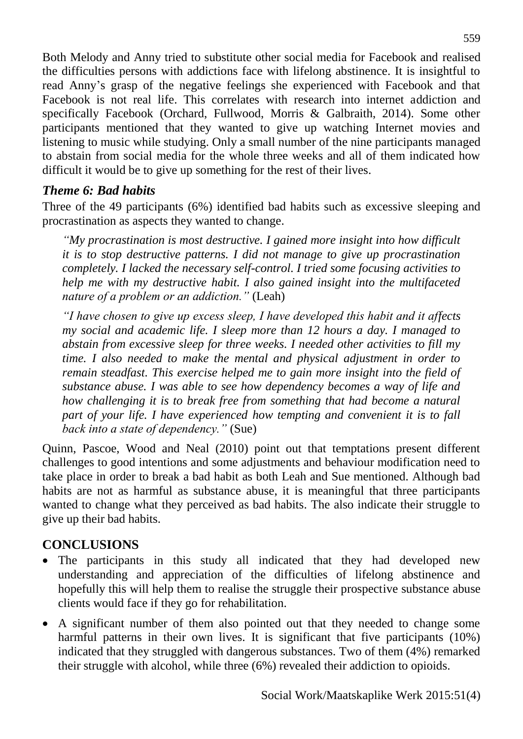Both Melody and Anny tried to substitute other social media for Facebook and realised the difficulties persons with addictions face with lifelong abstinence. It is insightful to read Anny's grasp of the negative feelings she experienced with Facebook and that Facebook is not real life. This correlates with research into internet addiction and specifically Facebook (Orchard, Fullwood, Morris & Galbraith, 2014). Some other participants mentioned that they wanted to give up watching Internet movies and listening to music while studying. Only a small number of the nine participants managed to abstain from social media for the whole three weeks and all of them indicated how difficult it would be to give up something for the rest of their lives.

### *Theme 6: Bad habits*

Three of the 49 participants (6%) identified bad habits such as excessive sleeping and procrastination as aspects they wanted to change.

> *"My procrastination is most destructive. I gained more insight into how difficult it is to stop destructive patterns. I did not manage to give up procrastination completely. I lacked the necessary self-control. I tried some focusing activities to help me with my destructive habit. I also gained insight into the multifaceted nature of a problem or an addiction."* (Leah)

> *"I have chosen to give up excess sleep, I have developed this habit and it affects my social and academic life. I sleep more than 12 hours a day. I managed to abstain from excessive sleep for three weeks. I needed other activities to fill my time. I also needed to make the mental and physical adjustment in order to remain steadfast. This exercise helped me to gain more insight into the field of substance abuse. I was able to see how dependency becomes a way of life and how challenging it is to break free from something that had become a natural part of your life. I have experienced how tempting and convenient it is to fall back into a state of dependency."* (Sue)

Quinn, Pascoe, Wood and Neal (2010) point out that temptations present different challenges to good intentions and some adjustments and behaviour modification need to take place in order to break a bad habit as both Leah and Sue mentioned. Although bad habits are not as harmful as substance abuse, it is meaningful that three participants wanted to change what they perceived as bad habits. The also indicate their struggle to give up their bad habits.

## CONCLUSIONS

- The participants in this study all indicated that they had developed new understanding and appreciation of the difficulties of lifelong abstinence and hopefully this will help them to realise the struggle their prospective substance abuse clients would face if they go for rehabilitation.
- A significant number of them also pointed out that they needed to change some harmful patterns in their own lives. It is significant that five participants (10%) indicated that they struggled with dangerous substances. Two of them (4%) remarked their struggle with alcohol, while three (6%) revealed their addiction to opioids.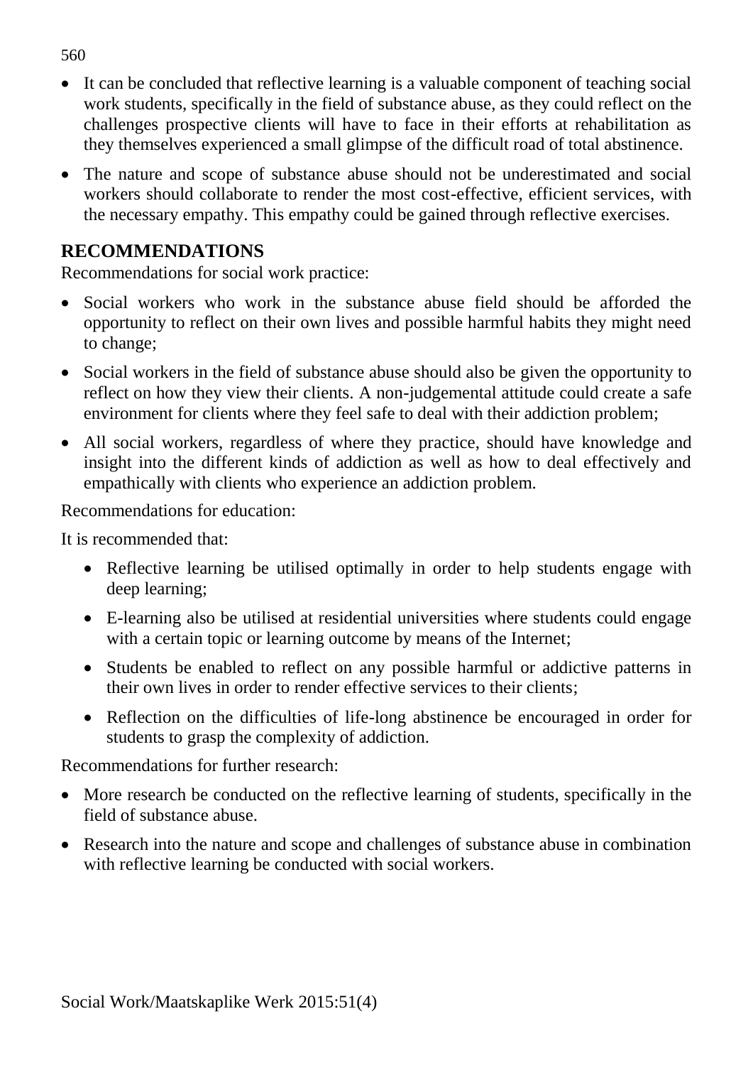- It can be concluded that reflective learning is a valuable component of teaching social work students, specifically in the field of substance abuse, as they could reflect on the challenges prospective clients will have to face in their efforts at rehabilitation as they themselves experienced a small glimpse of the difficult road of total abstinence.
- The nature and scope of substance abuse should not be underestimated and social workers should collaborate to render the most cost-effective, efficient services, with the necessary empathy. This empathy could be gained through reflective exercises.

## RECOMMENDATIONS

Recommendations for social work practice:

- Social workers who work in the substance abuse field should be afforded the opportunity to reflect on their own lives and possible harmful habits they might need to change;
- Social workers in the field of substance abuse should also be given the opportunity to reflect on how they view their clients. A non-judgemental attitude could create a safe environment for clients where they feel safe to deal with their addiction problem;
- All social workers, regardless of where they practice, should have knowledge and insight into the different kinds of addiction as well as how to deal effectively and empathically with clients who experience an addiction problem.

Recommendations for education:

It is recommended that:

- Reflective learning be utilised optimally in order to help students engage with deep learning;
- E-learning also be utilised at residential universities where students could engage with a certain topic or learning outcome by means of the Internet;
- Students be enabled to reflect on any possible harmful or addictive patterns in their own lives in order to render effective services to their clients;
- Reflection on the difficulties of life-long abstinence be encouraged in order for students to grasp the complexity of addiction.

Recommendations for further research:

- More research be conducted on the reflective learning of students, specifically in the field of substance abuse.
- Research into the nature and scope and challenges of substance abuse in combination with reflective learning be conducted with social workers.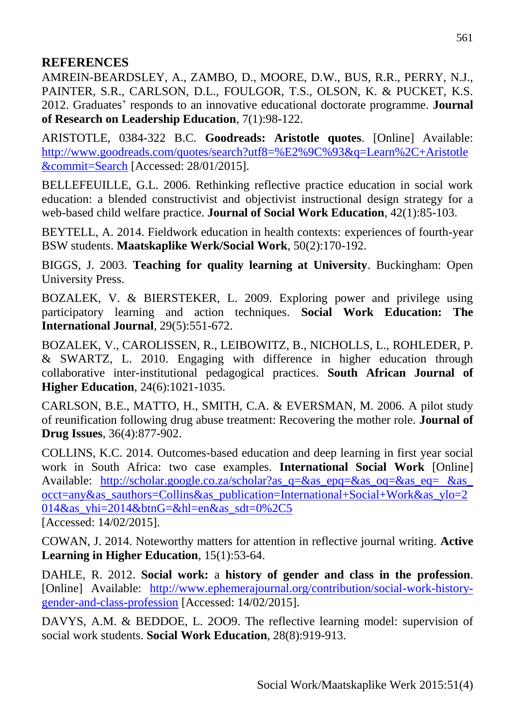## REFERENCES

AMREIN-BEARDSLEY, A., ZAMBO, D., MOORE, D.W., BUS, R.R., PERRY, N.J., PAINTER, S.R., CARLSON, D.L., FOULGOR, T.S., OLSON, K. & PUCKET, K.S. 2012. Graduates' responds to an innovative educational doctorate programme. **Journal of Research on Leadership Education**, 7(1):98-122.

ARISTOTLE, 0384-322 B.C. **Goodreads: Aristotle quotes**. [Online] Available: http://www.goodreads.com/quotes/search?utf8=%E2%9C%93&q=Learn%2C+Aristotle&commit=Search [Accessed: 28/01/2015].

BELLEFEUILLE, G.L. 2006. Rethinking reflective practice education in social work education: a blended constructivist and objectivist instructional design strategy for a web-based child welfare practice. **Journal of Social Work Education**, 42(1):85-103.

BEYTELL, A. 2014. Fieldwork education in health contexts: experiences of fourth-year BSW students. **Maatskaplike Werk/Social Work**, 50(2):170-192.

BIGGS, J. 2003. **Teaching for quality learning at University**. Buckingham: Open University Press.

BOZALEK, V. & BIERSTEKER, L. 2009. Exploring power and privilege using participatory learning and action techniques. **Social Work Education: The International Journal**, 29(5):551-672.

BOZALEK, V., CAROLISSEN, R., LEIBOWITZ, B., NICHOLLS, L., ROHLEDER, P. & SWARTZ, L. 2010. Engaging with difference in higher education through collaborative inter-institutional pedagogical practices. **South African Journal of Higher Education**, 24(6):1021-1035.

CARLSON, B.E., MATTO, H., SMITH, C.A. & EVERSMAN, M. 2006. A pilot study of reunification following drug abuse treatment: Recovering the mother role. **Journal of Drug Issues**, 36(4):877-902.

COLLINS, K.C. 2014. Outcomes-based education and deep learning in first year social work in South Africa: two case examples. **International Social Work** [Online] Available: http://scholar.google.co.za/scholar?as_q=&as_epq=&as_oq=&as_eq=&as_occt=any&as_sauthors=Collins&as_publication=International+Social+Work&as_ylo=2014&as_yhi=2014&btnG=&hl=en&as_sdt=0%2C5 [Accessed: 14/02/2015].

COWAN, J. 2014. Noteworthy matters for attention in reflective journal writing. **Active Learning in Higher Education**, 15(1):53-64.

DAHLE, R. 2012. **Social work:** a **history of gender and class in the profession**. [Online] Available: http://www.ephemerajournal.org/contribution/social-work-history-gender-and-class-profession [Accessed: 14/02/2015].

DAVYS, A.M. & BEDDOE, L. 2OO9. The reflective learning model: supervision of social work students. **Social Work Education**, 28(8):919-913.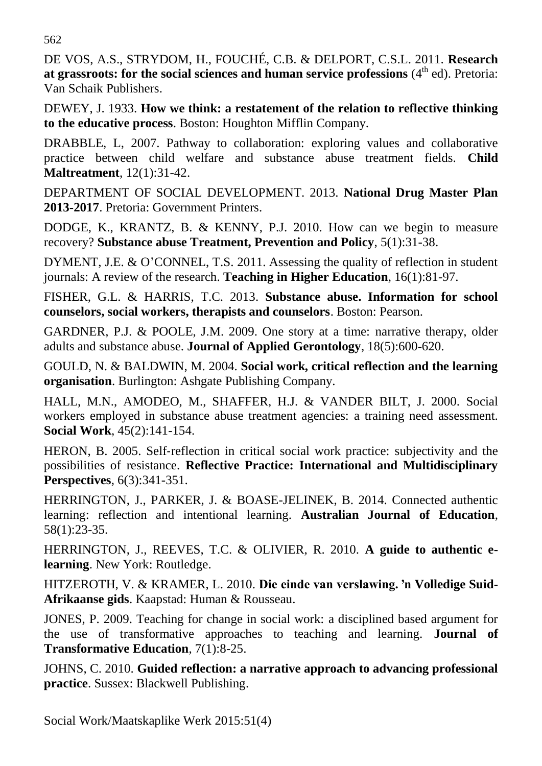DE VOS, A.S., STRYDOM, H., FOUCHÉ, C.B. & DELPORT, C.S.L. 2011. **Research at grassroots: for the social sciences and human service professions** (4th ed). Pretoria: Van Schaik Publishers.

DEWEY, J. 1933. **How we think: a restatement of the relation to reflective thinking to the educative process**. Boston: Houghton Mifflin Company.

DRABBLE, L, 2007. Pathway to collaboration: exploring values and collaborative practice between child welfare and substance abuse treatment fields. **Child Maltreatment**, 12(1):31-42.

DEPARTMENT OF SOCIAL DEVELOPMENT. 2013. **National Drug Master Plan 2013-2017**. Pretoria: Government Printers.

DODGE, K., KRANTZ, B. & KENNY, P.J. 2010. How can we begin to measure recovery? **Substance abuse Treatment, Prevention and Policy**, 5(1):31-38.

DYMENT, J.E. & O'CONNEL, T.S. 2011. Assessing the quality of reflection in student journals: A review of the research. **Teaching in Higher Education**, 16(1):81-97.

FISHER, G.L. & HARRIS, T.C. 2013. **Substance abuse. Information for school counselors, social workers, therapists and counselors**. Boston: Pearson.

GARDNER, P.J. & POOLE, J.M. 2009. One story at a time: narrative therapy, older adults and substance abuse. **Journal of Applied Gerontology**, 18(5):600-620.

GOULD, N. & BALDWIN, M. 2004. **Social work, critical reflection and the learning organisation**. Burlington: Ashgate Publishing Company.

HALL, M.N., AMODEO, M., SHAFFER, H.J. & VANDER BILT, J. 2000. Social workers employed in substance abuse treatment agencies: a training need assessment. **Social Work**, 45(2):141-154.

HERON, B. 2005. Self-reflection in critical social work practice: subjectivity and the possibilities of resistance. **Reflective Practice: International and Multidisciplinary Perspectives**, 6(3):341-351.

HERRINGTON, J., PARKER, J. & BOASE-JELINEK, B. 2014. Connected authentic learning: reflection and intentional learning. **Australian Journal of Education**, 58(1):23-35.

HERRINGTON, J., REEVES, T.C. & OLIVIER, R. 2010. **A guide to authentic e-learning**. New York: Routledge.

HITZEROTH, V. & KRAMER, L. 2010. **Die einde van verslawing. 'n Volledige Suid-Afrikaanse gids**. Kaapstad: Human & Rousseau.

JONES, P. 2009. Teaching for change in social work: a disciplined based argument for the use of transformative approaches to teaching and learning. **Journal of Transformative Education**, 7(1):8-25.

JOHNS, C. 2010. **Guided reflection: a narrative approach to advancing professional practice**. Sussex: Blackwell Publishing.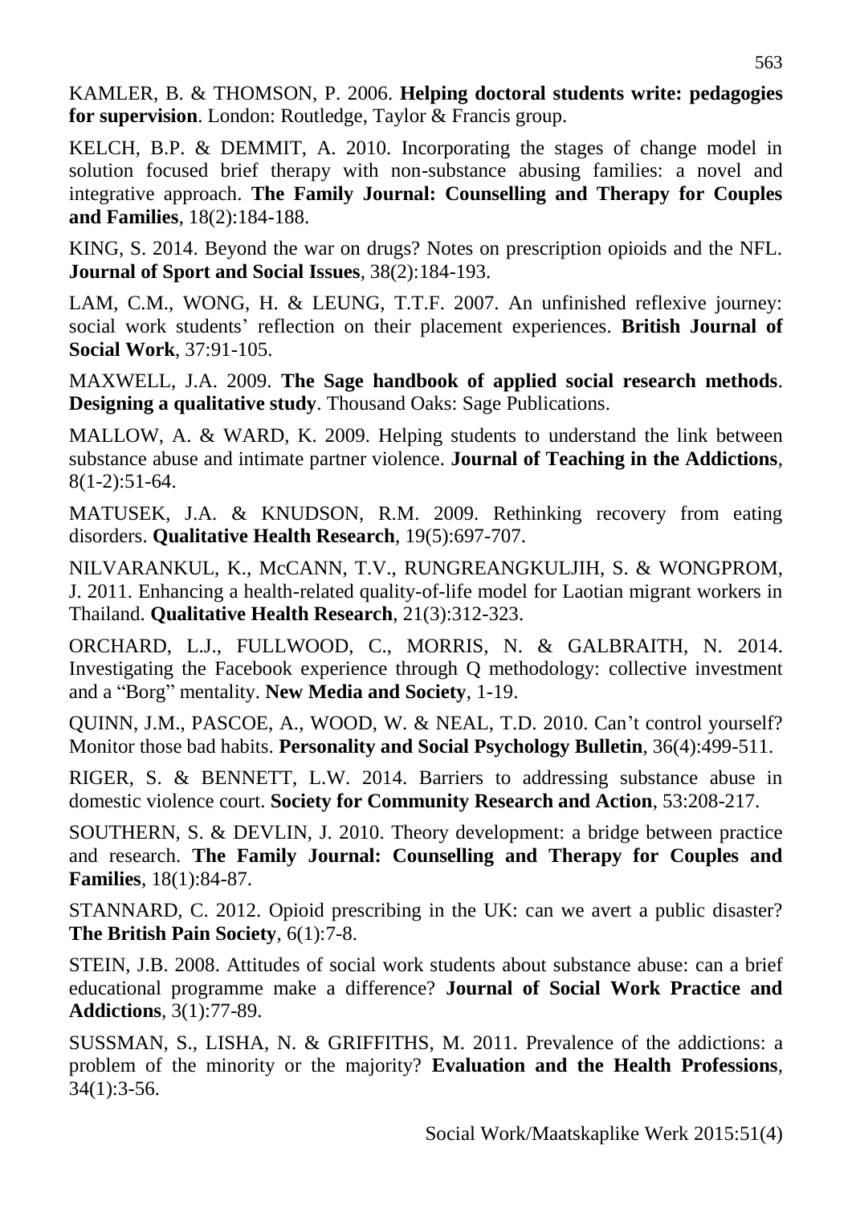KAMLER, B. & THOMSON, P. 2006. **Helping doctoral students write: pedagogies for supervision**. London: Routledge, Taylor & Francis group.

KELCH, B.P. & DEMMIT, A. 2010. Incorporating the stages of change model in solution focused brief therapy with non-substance abusing families: a novel and integrative approach. **The Family Journal: Counselling and Therapy for Couples and Families**, 18(2):184-188.

KING, S. 2014. Beyond the war on drugs? Notes on prescription opioids and the NFL. **Journal of Sport and Social Issues**, 38(2):184-193.

LAM, C.M., WONG, H. & LEUNG, T.T.F. 2007. An unfinished reflexive journey: social work students' reflection on their placement experiences. **British Journal of Social Work**, 37:91-105.

MAXWELL, J.A. 2009. **The Sage handbook of applied social research methods**. **Designing a qualitative study**. Thousand Oaks: Sage Publications.

MALLOW, A. & WARD, K. 2009. Helping students to understand the link between substance abuse and intimate partner violence. **Journal of Teaching in the Addictions**, 8(1-2):51-64.

MATUSEK, J.A. & KNUDSON, R.M. 2009. Rethinking recovery from eating disorders. **Qualitative Health Research**, 19(5):697-707.

NILVARANKUL, K., McCANN, T.V., RUNGREANGKULJIH, S. & WONGPROM, J. 2011. Enhancing a health-related quality-of-life model for Laotian migrant workers in Thailand. **Qualitative Health Research**, 21(3):312-323.

ORCHARD, L.J., FULLWOOD, C., MORRIS, N. & GALBRAITH, N. 2014. Investigating the Facebook experience through Q methodology: collective investment and a "Borg" mentality. **New Media and Society**, 1-19.

QUINN, J.M., PASCOE, A., WOOD, W. & NEAL, T.D. 2010. Can't control yourself? Monitor those bad habits. **Personality and Social Psychology Bulletin**, 36(4):499-511.

RIGER, S. & BENNETT, L.W. 2014. Barriers to addressing substance abuse in domestic violence court. **Society for Community Research and Action**, 53:208-217.

SOUTHERN, S. & DEVLIN, J. 2010. Theory development: a bridge between practice and research. **The Family Journal: Counselling and Therapy for Couples and Families**, 18(1):84-87.

STANNARD, C. 2012. Opioid prescribing in the UK: can we avert a public disaster? **The British Pain Society**, 6(1):7-8.

STEIN, J.B. 2008. Attitudes of social work students about substance abuse: can a brief educational programme make a difference? **Journal of Social Work Practice and Addictions**, 3(1):77-89.

SUSSMAN, S., LISHA, N. & GRIFFITHS, M. 2011. Prevalence of the addictions: a problem of the minority or the majority? **Evaluation and the Health Professions**, 34(1):3-56.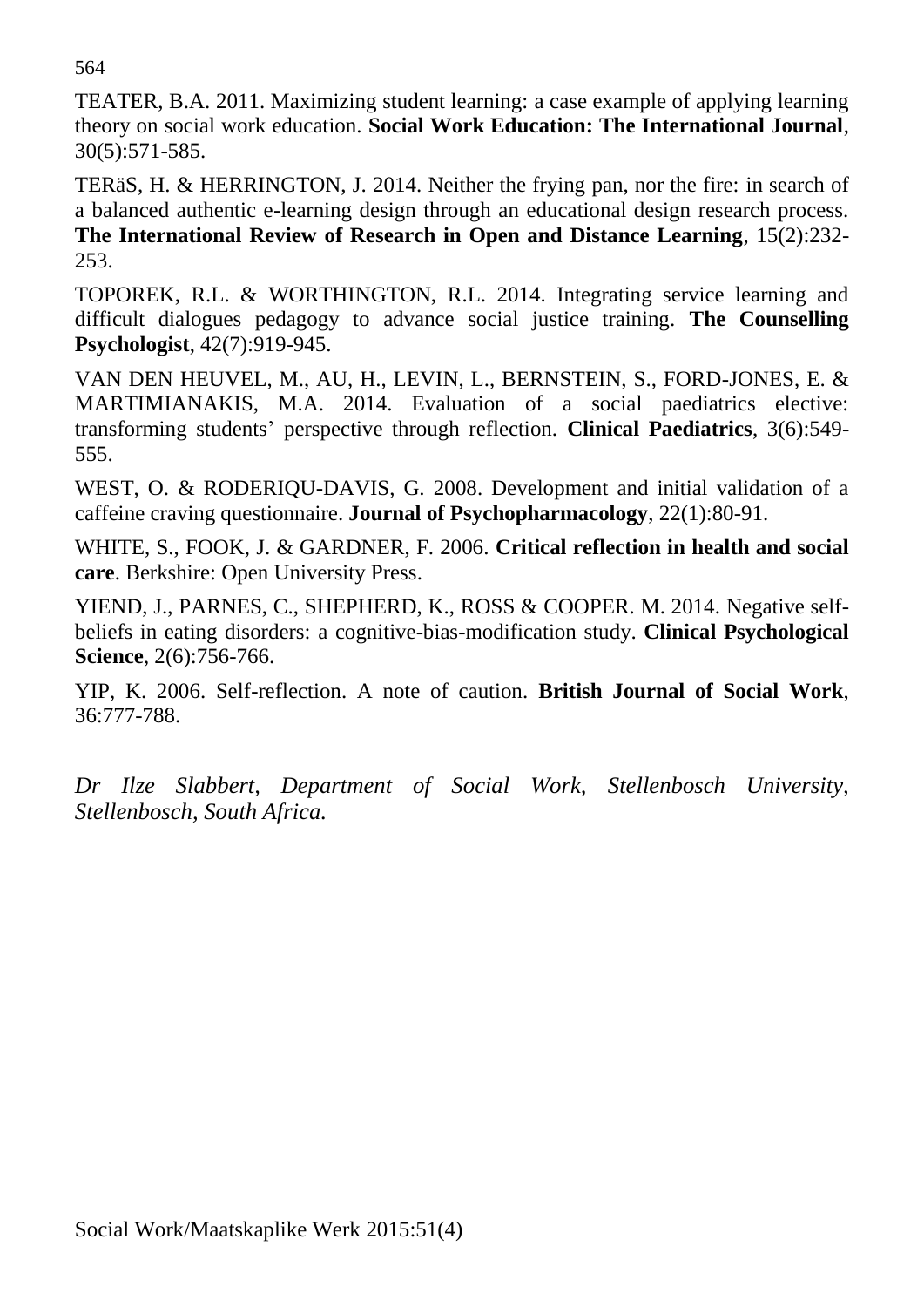TEATER, B.A. 2011. Maximizing student learning: a case example of applying learning theory on social work education. **Social Work Education: The International Journal**, 30(5):571-585.

TERäS, H. & HERRINGTON, J. 2014. Neither the frying pan, nor the fire: in search of a balanced authentic e-learning design through an educational design research process. **The International Review of Research in Open and Distance Learning**, 15(2):232-253.

TOPOREK, R.L. & WORTHINGTON, R.L. 2014. Integrating service learning and difficult dialogues pedagogy to advance social justice training. **The Counselling Psychologist**, 42(7):919-945.

VAN DEN HEUVEL, M., AU, H., LEVIN, L., BERNSTEIN, S., FORD-JONES, E. & MARTIMIANAKIS, M.A. 2014. Evaluation of a social paediatrics elective: transforming students' perspective through reflection. **Clinical Paediatrics**, 3(6):549-555.

WEST, O. & RODERIQU-DAVIS, G. 2008. Development and initial validation of a caffeine craving questionnaire. **Journal of Psychopharmacology**, 22(1):80-91.

WHITE, S., FOOK, J. & GARDNER, F. 2006. **Critical reflection in health and social care**. Berkshire: Open University Press.

YIEND, J., PARNES, C., SHEPHERD, K., ROSS & COOPER. M. 2014. Negative self-beliefs in eating disorders: a cognitive-bias-modification study. **Clinical Psychological Science**, 2(6):756-766.

YIP, K. 2006. Self-reflection. A note of caution. **British Journal of Social Work**, 36:777-788.

*Dr Ilze Slabbert, Department of Social Work, Stellenbosch University, Stellenbosch, South Africa.*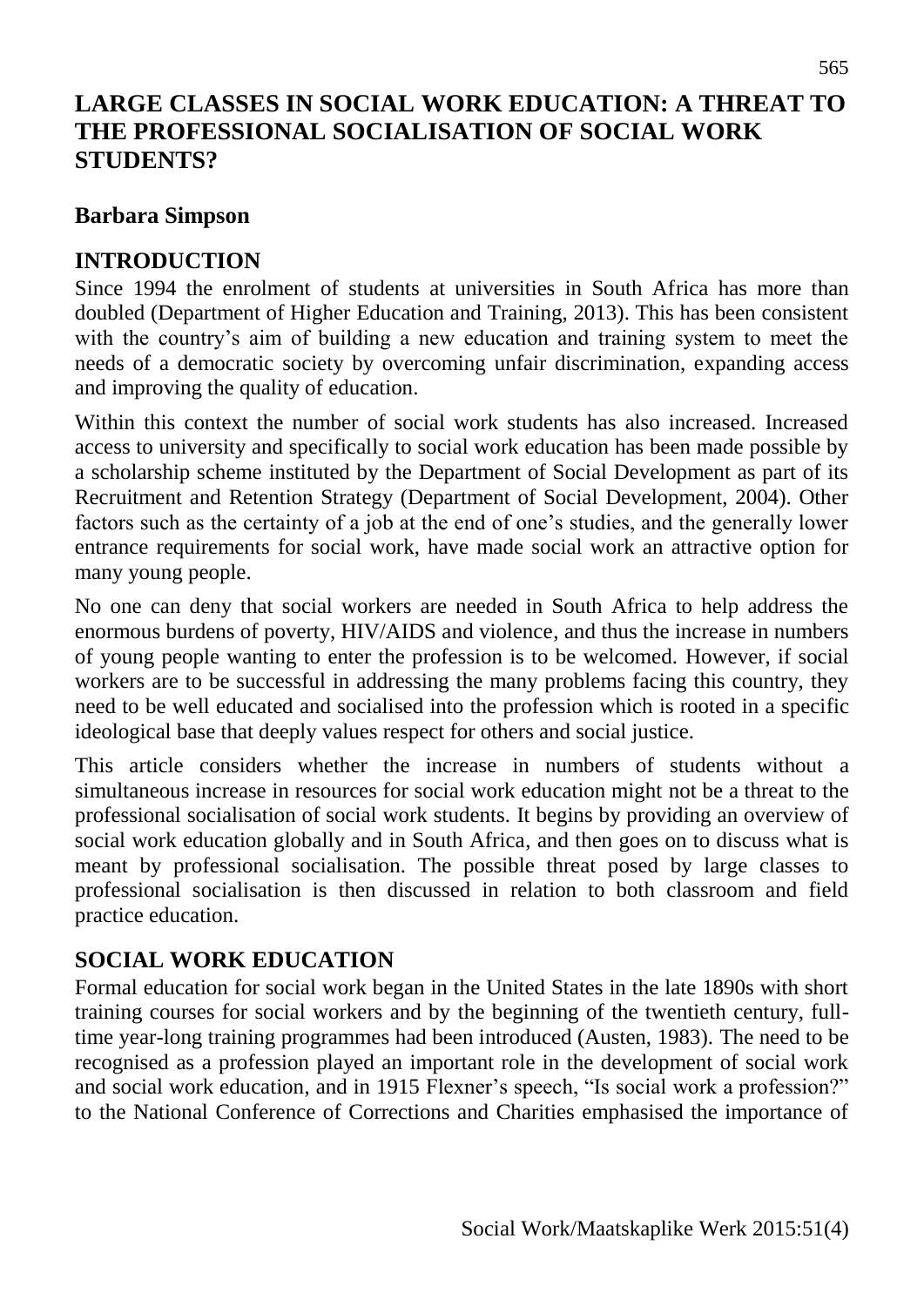# LARGE CLASSES IN SOCIAL WORK EDUCATION: A THREAT TO THE PROFESSIONAL SOCIALISATION OF SOCIAL WORK STUDENTS?

**Barbara Simpson**

## INTRODUCTION

Since 1994 the enrolment of students at universities in South Africa has more than doubled (Department of Higher Education and Training, 2013). This has been consistent with the country's aim of building a new education and training system to meet the needs of a democratic society by overcoming unfair discrimination, expanding access and improving the quality of education.

Within this context the number of social work students has also increased. Increased access to university and specifically to social work education has been made possible by a scholarship scheme instituted by the Department of Social Development as part of its Recruitment and Retention Strategy (Department of Social Development, 2004). Other factors such as the certainty of a job at the end of one's studies, and the generally lower entrance requirements for social work, have made social work an attractive option for many young people.

No one can deny that social workers are needed in South Africa to help address the enormous burdens of poverty, HIV/AIDS and violence, and thus the increase in numbers of young people wanting to enter the profession is to be welcomed. However, if social workers are to be successful in addressing the many problems facing this country, they need to be well educated and socialised into the profession which is rooted in a specific ideological base that deeply values respect for others and social justice.

This article considers whether the increase in numbers of students without a simultaneous increase in resources for social work education might not be a threat to the professional socialisation of social work students. It begins by providing an overview of social work education globally and in South Africa, and then goes on to discuss what is meant by professional socialisation. The possible threat posed by large classes to professional socialisation is then discussed in relation to both classroom and field practice education.

## SOCIAL WORK EDUCATION

Formal education for social work began in the United States in the late 1890s with short training courses for social workers and by the beginning of the twentieth century, full-time year-long training programmes had been introduced (Austen, 1983). The need to be recognised as a profession played an important role in the development of social work and social work education, and in 1915 Flexner's speech, "Is social work a profession?" to the National Conference of Corrections and Charities emphasised the importance of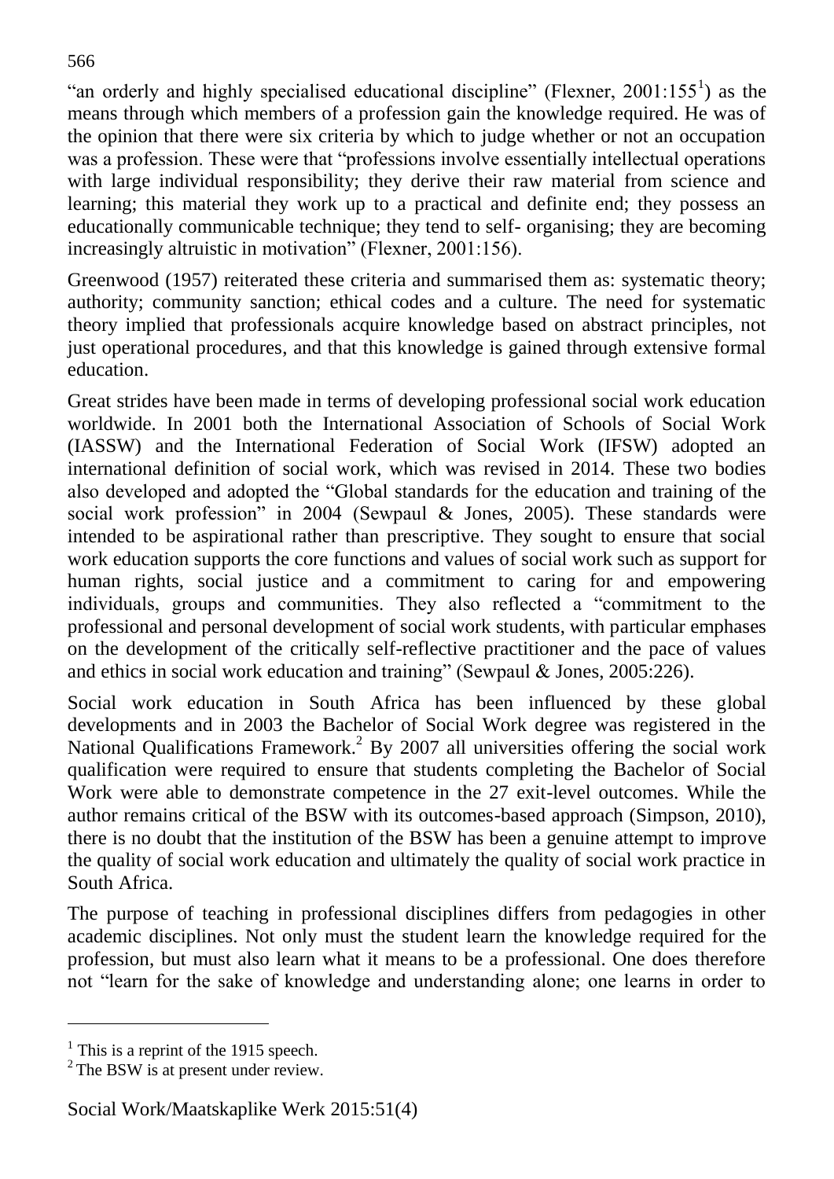"an orderly and highly specialised educational discipline" (Flexner, 2001:155[1]) as the means through which members of a profession gain the knowledge required. He was of the opinion that there were six criteria by which to judge whether or not an occupation was a profession. These were that "professions involve essentially intellectual operations with large individual responsibility; they derive their raw material from science and learning; this material they work up to a practical and definite end; they possess an educationally communicable technique; they tend to self- organising; they are becoming increasingly altruistic in motivation" (Flexner, 2001:156).

Greenwood (1957) reiterated these criteria and summarised them as: systematic theory; authority; community sanction; ethical codes and a culture. The need for systematic theory implied that professionals acquire knowledge based on abstract principles, not just operational procedures, and that this knowledge is gained through extensive formal education.

Great strides have been made in terms of developing professional social work education worldwide. In 2001 both the International Association of Schools of Social Work (IASSW) and the International Federation of Social Work (IFSW) adopted an international definition of social work, which was revised in 2014. These two bodies also developed and adopted the "Global standards for the education and training of the social work profession" in 2004 (Sewpaul & Jones, 2005). These standards were intended to be aspirational rather than prescriptive. They sought to ensure that social work education supports the core functions and values of social work such as support for human rights, social justice and a commitment to caring for and empowering individuals, groups and communities. They also reflected a "commitment to the professional and personal development of social work students, with particular emphases on the development of the critically self-reflective practitioner and the pace of values and ethics in social work education and training" (Sewpaul & Jones, 2005:226).

Social work education in South Africa has been influenced by these global developments and in 2003 the Bachelor of Social Work degree was registered in the National Qualifications Framework.[2] By 2007 all universities offering the social work qualification were required to ensure that students completing the Bachelor of Social Work were able to demonstrate competence in the 27 exit-level outcomes. While the author remains critical of the BSW with its outcomes-based approach (Simpson, 2010), there is no doubt that the institution of the BSW has been a genuine attempt to improve the quality of social work education and ultimately the quality of social work practice in South Africa.

The purpose of teaching in professional disciplines differs from pedagogies in other academic disciplines. Not only must the student learn the knowledge required for the profession, but must also learn what it means to be a professional. One does therefore not "learn for the sake of knowledge and understanding alone; one learns in order to

---

[1] This is a reprint of the 1915 speech.

[2] The BSW is at present under review.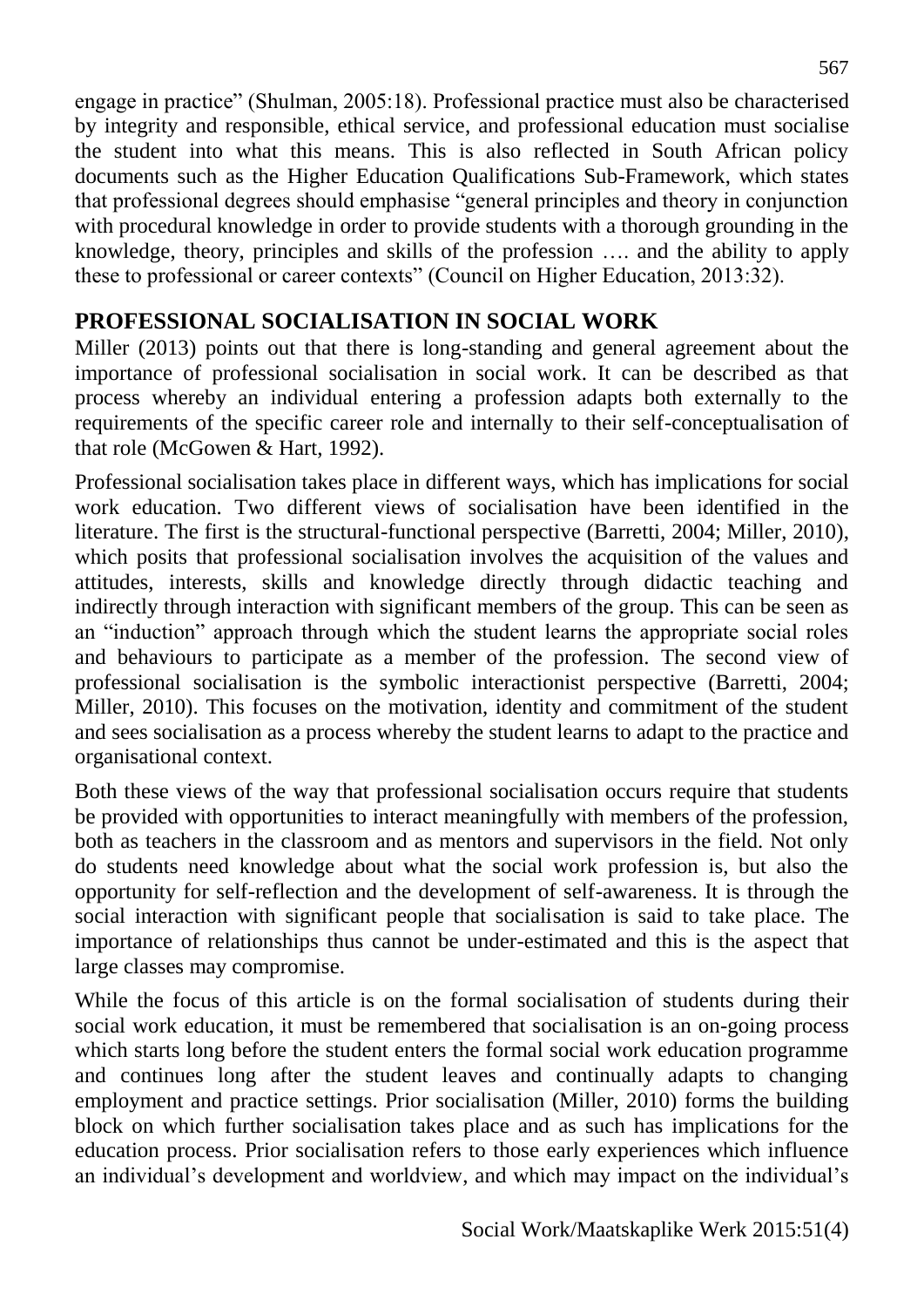engage in practice" (Shulman, 2005:18). Professional practice must also be characterised by integrity and responsible, ethical service, and professional education must socialise the student into what this means. This is also reflected in South African policy documents such as the Higher Education Qualifications Sub-Framework, which states that professional degrees should emphasise "general principles and theory in conjunction with procedural knowledge in order to provide students with a thorough grounding in the knowledge, theory, principles and skills of the profession …. and the ability to apply these to professional or career contexts" (Council on Higher Education, 2013:32).

## PROFESSIONAL SOCIALISATION IN SOCIAL WORK

Miller (2013) points out that there is long-standing and general agreement about the importance of professional socialisation in social work. It can be described as that process whereby an individual entering a profession adapts both externally to the requirements of the specific career role and internally to their self-conceptualisation of that role (McGowen & Hart, 1992).

Professional socialisation takes place in different ways, which has implications for social work education. Two different views of socialisation have been identified in the literature. The first is the structural-functional perspective (Barretti, 2004; Miller, 2010), which posits that professional socialisation involves the acquisition of the values and attitudes, interests, skills and knowledge directly through didactic teaching and indirectly through interaction with significant members of the group. This can be seen as an "induction" approach through which the student learns the appropriate social roles and behaviours to participate as a member of the profession. The second view of professional socialisation is the symbolic interactionist perspective (Barretti, 2004; Miller, 2010). This focuses on the motivation, identity and commitment of the student and sees socialisation as a process whereby the student learns to adapt to the practice and organisational context.

Both these views of the way that professional socialisation occurs require that students be provided with opportunities to interact meaningfully with members of the profession, both as teachers in the classroom and as mentors and supervisors in the field. Not only do students need knowledge about what the social work profession is, but also the opportunity for self-reflection and the development of self-awareness. It is through the social interaction with significant people that socialisation is said to take place. The importance of relationships thus cannot be under-estimated and this is the aspect that large classes may compromise.

While the focus of this article is on the formal socialisation of students during their social work education, it must be remembered that socialisation is an on-going process which starts long before the student enters the formal social work education programme and continues long after the student leaves and continually adapts to changing employment and practice settings. Prior socialisation (Miller, 2010) forms the building block on which further socialisation takes place and as such has implications for the education process. Prior socialisation refers to those early experiences which influence an individual's development and worldview, and which may impact on the individual's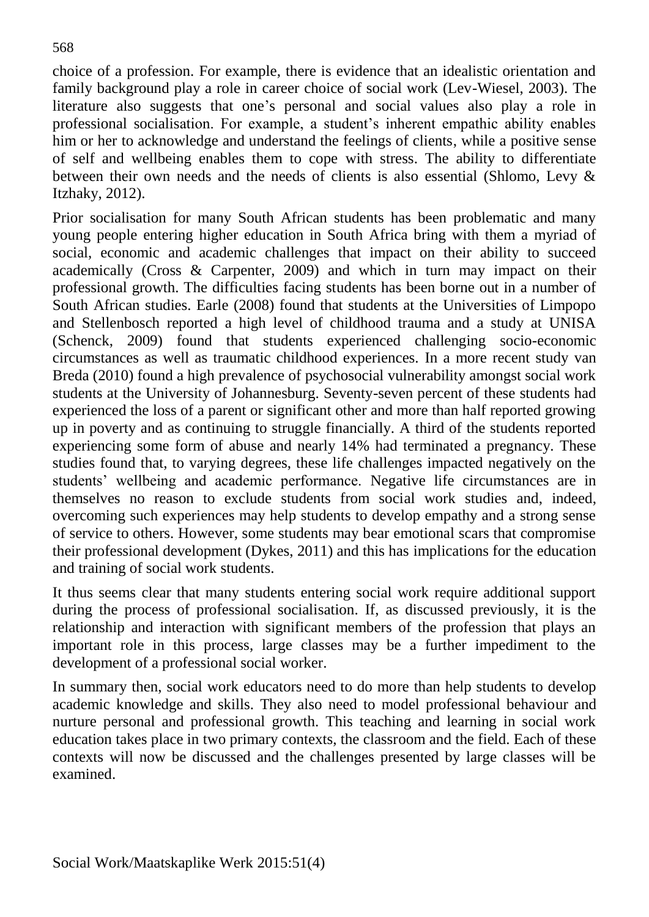choice of a profession. For example, there is evidence that an idealistic orientation and family background play a role in career choice of social work (Lev-Wiesel, 2003). The literature also suggests that one's personal and social values also play a role in professional socialisation. For example, a student's inherent empathic ability enables him or her to acknowledge and understand the feelings of clients, while a positive sense of self and wellbeing enables them to cope with stress. The ability to differentiate between their own needs and the needs of clients is also essential (Shlomo, Levy & Itzhaky, 2012).

Prior socialisation for many South African students has been problematic and many young people entering higher education in South Africa bring with them a myriad of social, economic and academic challenges that impact on their ability to succeed academically (Cross & Carpenter, 2009) and which in turn may impact on their professional growth. The difficulties facing students has been borne out in a number of South African studies. Earle (2008) found that students at the Universities of Limpopo and Stellenbosch reported a high level of childhood trauma and a study at UNISA (Schenck, 2009) found that students experienced challenging socio-economic circumstances as well as traumatic childhood experiences. In a more recent study van Breda (2010) found a high prevalence of psychosocial vulnerability amongst social work students at the University of Johannesburg. Seventy-seven percent of these students had experienced the loss of a parent or significant other and more than half reported growing up in poverty and as continuing to struggle financially. A third of the students reported experiencing some form of abuse and nearly 14% had terminated a pregnancy. These studies found that, to varying degrees, these life challenges impacted negatively on the students' wellbeing and academic performance. Negative life circumstances are in themselves no reason to exclude students from social work studies and, indeed, overcoming such experiences may help students to develop empathy and a strong sense of service to others. However, some students may bear emotional scars that compromise their professional development (Dykes, 2011) and this has implications for the education and training of social work students.

It thus seems clear that many students entering social work require additional support during the process of professional socialisation. If, as discussed previously, it is the relationship and interaction with significant members of the profession that plays an important role in this process, large classes may be a further impediment to the development of a professional social worker.

In summary then, social work educators need to do more than help students to develop academic knowledge and skills. They also need to model professional behaviour and nurture personal and professional growth. This teaching and learning in social work education takes place in two primary contexts, the classroom and the field. Each of these contexts will now be discussed and the challenges presented by large classes will be examined.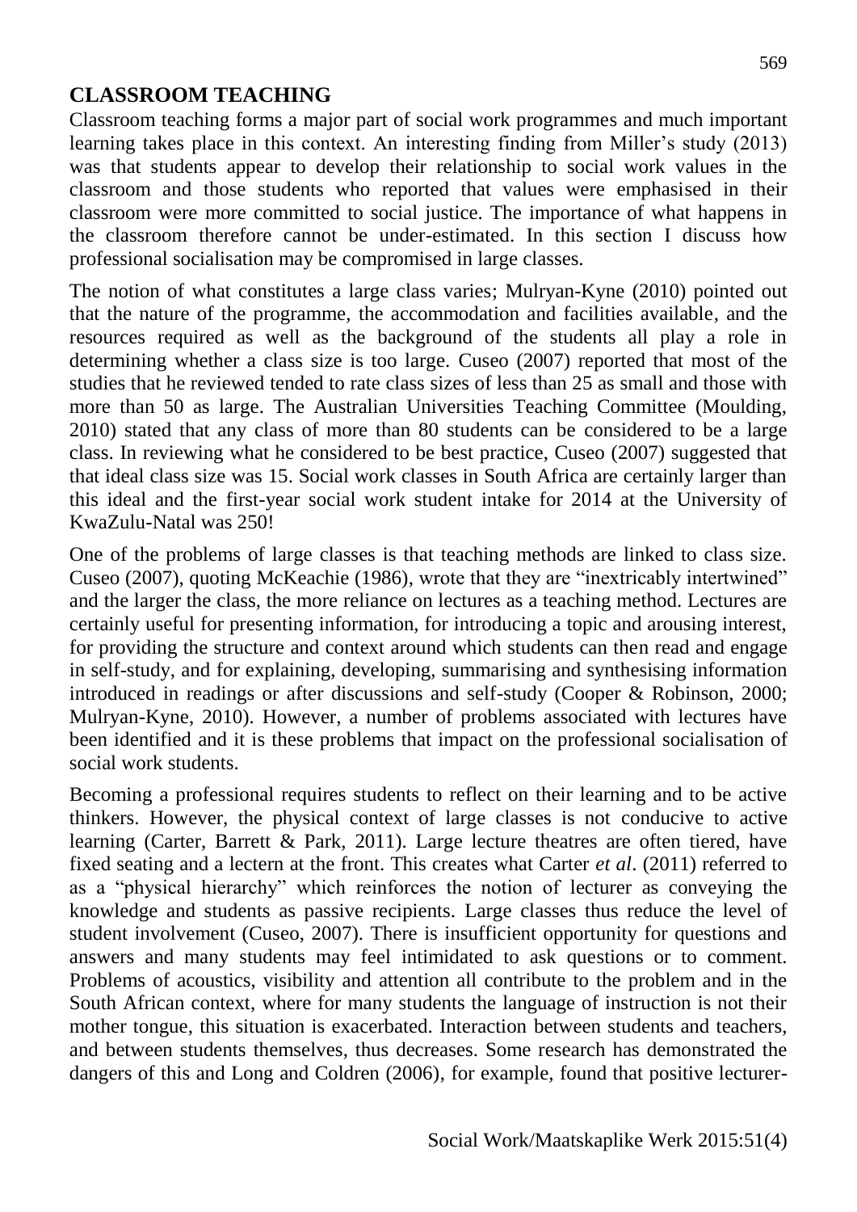## CLASSROOM TEACHING

Classroom teaching forms a major part of social work programmes and much important learning takes place in this context. An interesting finding from Miller's study (2013) was that students appear to develop their relationship to social work values in the classroom and those students who reported that values were emphasised in their classroom were more committed to social justice. The importance of what happens in the classroom therefore cannot be under-estimated. In this section I discuss how professional socialisation may be compromised in large classes.

The notion of what constitutes a large class varies; Mulryan-Kyne (2010) pointed out that the nature of the programme, the accommodation and facilities available, and the resources required as well as the background of the students all play a role in determining whether a class size is too large. Cuseo (2007) reported that most of the studies that he reviewed tended to rate class sizes of less than 25 as small and those with more than 50 as large. The Australian Universities Teaching Committee (Moulding, 2010) stated that any class of more than 80 students can be considered to be a large class. In reviewing what he considered to be best practice, Cuseo (2007) suggested that that ideal class size was 15. Social work classes in South Africa are certainly larger than this ideal and the first-year social work student intake for 2014 at the University of KwaZulu-Natal was 250!

One of the problems of large classes is that teaching methods are linked to class size. Cuseo (2007), quoting McKeachie (1986), wrote that they are "inextricably intertwined" and the larger the class, the more reliance on lectures as a teaching method. Lectures are certainly useful for presenting information, for introducing a topic and arousing interest, for providing the structure and context around which students can then read and engage in self-study, and for explaining, developing, summarising and synthesising information introduced in readings or after discussions and self-study (Cooper & Robinson, 2000; Mulryan-Kyne, 2010). However, a number of problems associated with lectures have been identified and it is these problems that impact on the professional socialisation of social work students.

Becoming a professional requires students to reflect on their learning and to be active thinkers. However, the physical context of large classes is not conducive to active learning (Carter, Barrett & Park, 2011). Large lecture theatres are often tiered, have fixed seating and a lectern at the front. This creates what Carter *et al*. (2011) referred to as a "physical hierarchy" which reinforces the notion of lecturer as conveying the knowledge and students as passive recipients. Large classes thus reduce the level of student involvement (Cuseo, 2007). There is insufficient opportunity for questions and answers and many students may feel intimidated to ask questions or to comment. Problems of acoustics, visibility and attention all contribute to the problem and in the South African context, where for many students the language of instruction is not their mother tongue, this situation is exacerbated. Interaction between students and teachers, and between students themselves, thus decreases. Some research has demonstrated the dangers of this and Long and Coldren (2006), for example, found that positive lecturer-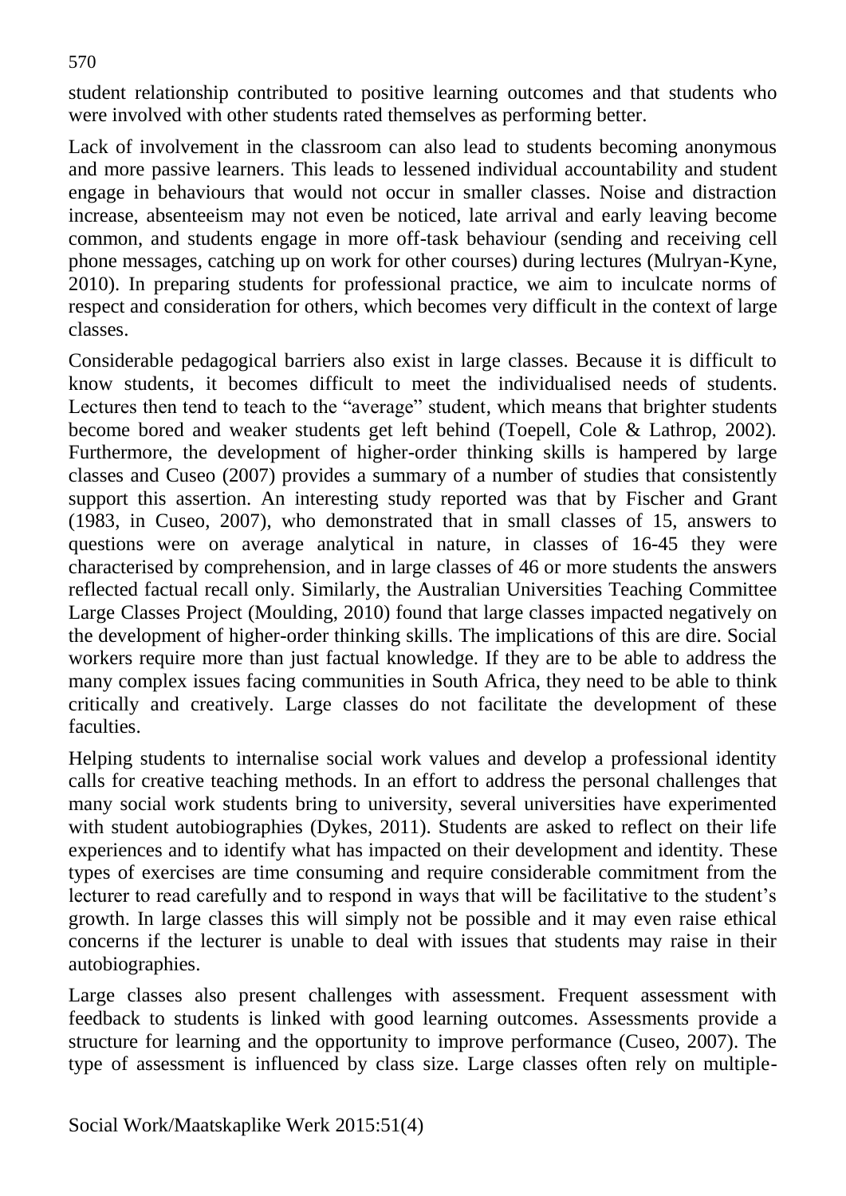student relationship contributed to positive learning outcomes and that students who were involved with other students rated themselves as performing better.

Lack of involvement in the classroom can also lead to students becoming anonymous and more passive learners. This leads to lessened individual accountability and student engage in behaviours that would not occur in smaller classes. Noise and distraction increase, absenteeism may not even be noticed, late arrival and early leaving become common, and students engage in more off-task behaviour (sending and receiving cell phone messages, catching up on work for other courses) during lectures (Mulryan-Kyne, 2010). In preparing students for professional practice, we aim to inculcate norms of respect and consideration for others, which becomes very difficult in the context of large classes.

Considerable pedagogical barriers also exist in large classes. Because it is difficult to know students, it becomes difficult to meet the individualised needs of students. Lectures then tend to teach to the "average" student, which means that brighter students become bored and weaker students get left behind (Toepell, Cole & Lathrop, 2002). Furthermore, the development of higher-order thinking skills is hampered by large classes and Cuseo (2007) provides a summary of a number of studies that consistently support this assertion. An interesting study reported was that by Fischer and Grant (1983, in Cuseo, 2007), who demonstrated that in small classes of 15, answers to questions were on average analytical in nature, in classes of 16-45 they were characterised by comprehension, and in large classes of 46 or more students the answers reflected factual recall only. Similarly, the Australian Universities Teaching Committee Large Classes Project (Moulding, 2010) found that large classes impacted negatively on the development of higher-order thinking skills. The implications of this are dire. Social workers require more than just factual knowledge. If they are to be able to address the many complex issues facing communities in South Africa, they need to be able to think critically and creatively. Large classes do not facilitate the development of these faculties.

Helping students to internalise social work values and develop a professional identity calls for creative teaching methods. In an effort to address the personal challenges that many social work students bring to university, several universities have experimented with student autobiographies (Dykes, 2011). Students are asked to reflect on their life experiences and to identify what has impacted on their development and identity. These types of exercises are time consuming and require considerable commitment from the lecturer to read carefully and to respond in ways that will be facilitative to the student's growth. In large classes this will simply not be possible and it may even raise ethical concerns if the lecturer is unable to deal with issues that students may raise in their autobiographies.

Large classes also present challenges with assessment. Frequent assessment with feedback to students is linked with good learning outcomes. Assessments provide a structure for learning and the opportunity to improve performance (Cuseo, 2007). The type of assessment is influenced by class size. Large classes often rely on multiple-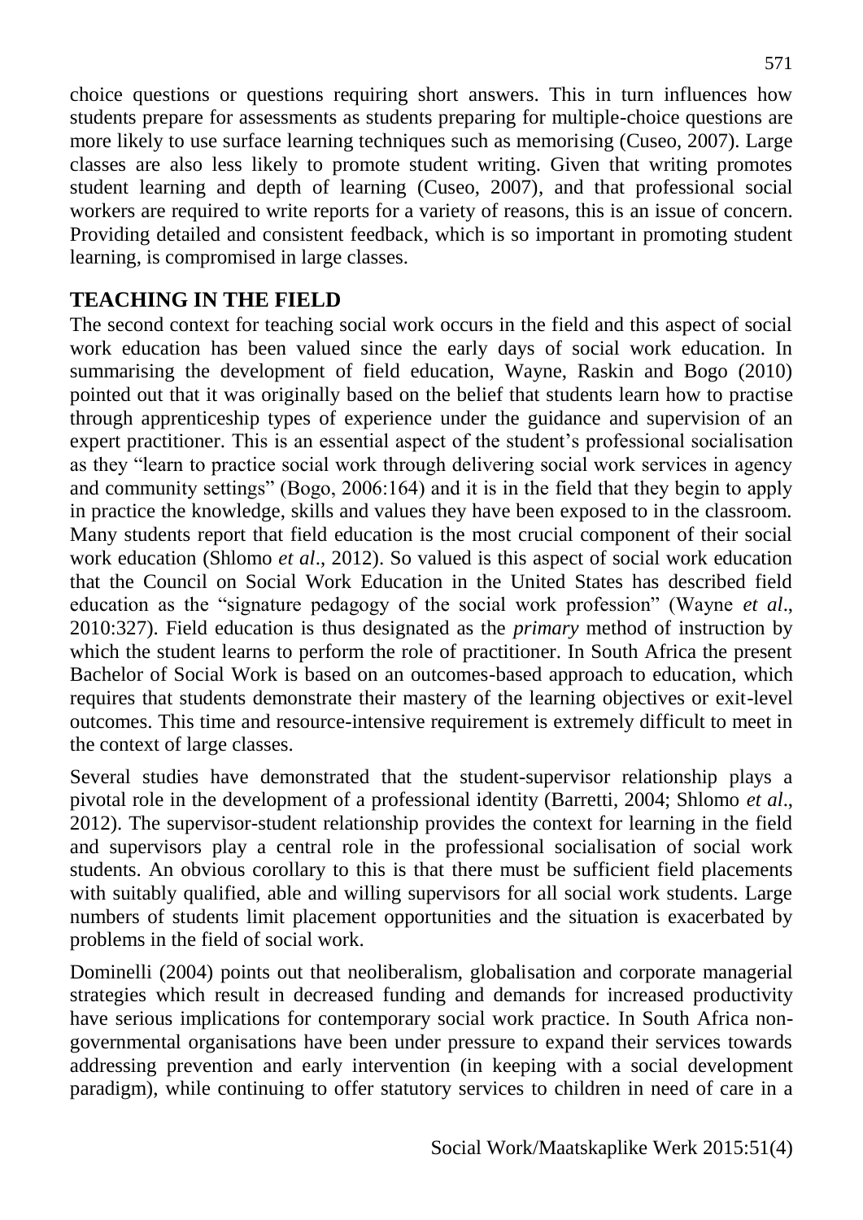choice questions or questions requiring short answers. This in turn influences how students prepare for assessments as students preparing for multiple-choice questions are more likely to use surface learning techniques such as memorising (Cuseo, 2007). Large classes are also less likely to promote student writing. Given that writing promotes student learning and depth of learning (Cuseo, 2007), and that professional social workers are required to write reports for a variety of reasons, this is an issue of concern. Providing detailed and consistent feedback, which is so important in promoting student learning, is compromised in large classes.

## TEACHING IN THE FIELD

The second context for teaching social work occurs in the field and this aspect of social work education has been valued since the early days of social work education. In summarising the development of field education, Wayne, Raskin and Bogo (2010) pointed out that it was originally based on the belief that students learn how to practise through apprenticeship types of experience under the guidance and supervision of an expert practitioner. This is an essential aspect of the student's professional socialisation as they "learn to practice social work through delivering social work services in agency and community settings" (Bogo, 2006:164) and it is in the field that they begin to apply in practice the knowledge, skills and values they have been exposed to in the classroom. Many students report that field education is the most crucial component of their social work education (Shlomo *et al*., 2012). So valued is this aspect of social work education that the Council on Social Work Education in the United States has described field education as the "signature pedagogy of the social work profession" (Wayne *et al*., 2010:327). Field education is thus designated as the *primary* method of instruction by which the student learns to perform the role of practitioner. In South Africa the present Bachelor of Social Work is based on an outcomes-based approach to education, which requires that students demonstrate their mastery of the learning objectives or exit-level outcomes. This time and resource-intensive requirement is extremely difficult to meet in the context of large classes.

Several studies have demonstrated that the student-supervisor relationship plays a pivotal role in the development of a professional identity (Barretti, 2004; Shlomo *et al*., 2012). The supervisor-student relationship provides the context for learning in the field and supervisors play a central role in the professional socialisation of social work students. An obvious corollary to this is that there must be sufficient field placements with suitably qualified, able and willing supervisors for all social work students. Large numbers of students limit placement opportunities and the situation is exacerbated by problems in the field of social work.

Dominelli (2004) points out that neoliberalism, globalisation and corporate managerial strategies which result in decreased funding and demands for increased productivity have serious implications for contemporary social work practice. In South Africa non-governmental organisations have been under pressure to expand their services towards addressing prevention and early intervention (in keeping with a social development paradigm), while continuing to offer statutory services to children in need of care in a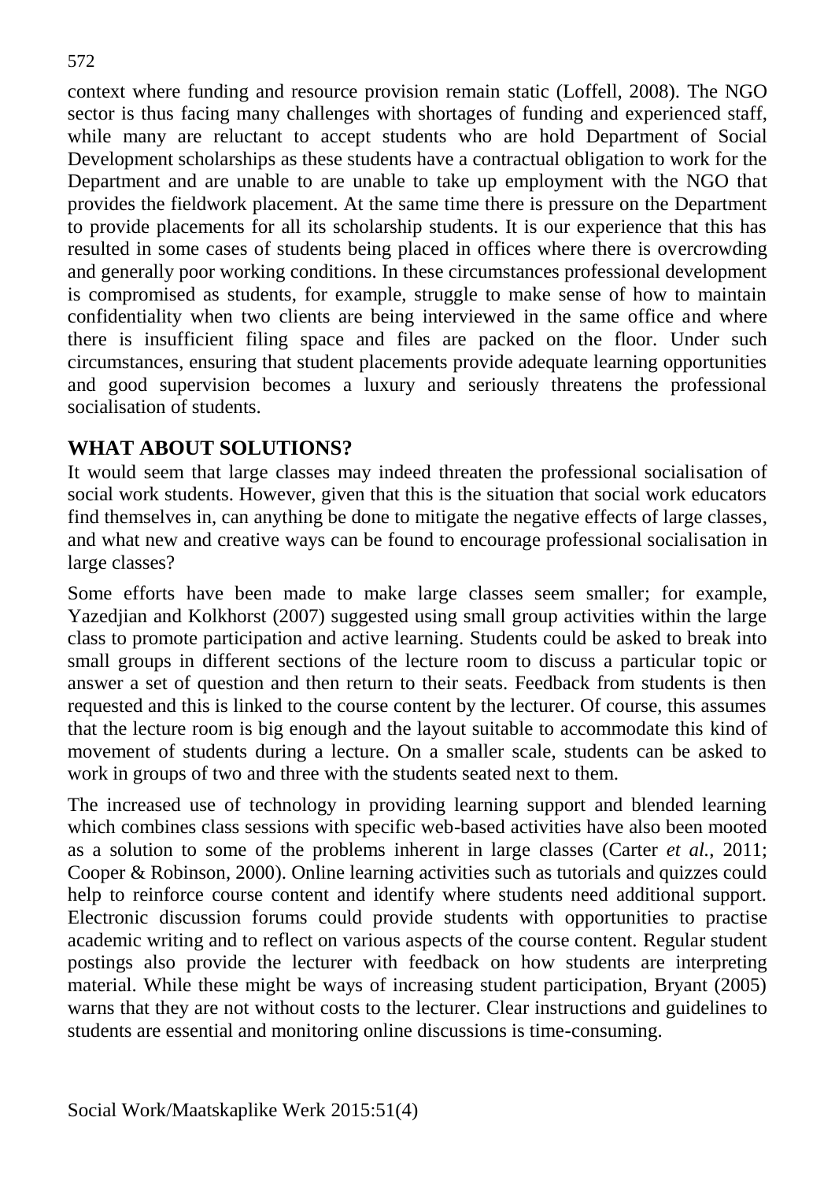context where funding and resource provision remain static (Loffell, 2008). The NGO sector is thus facing many challenges with shortages of funding and experienced staff, while many are reluctant to accept students who are hold Department of Social Development scholarships as these students have a contractual obligation to work for the Department and are unable to are unable to take up employment with the NGO that provides the fieldwork placement. At the same time there is pressure on the Department to provide placements for all its scholarship students. It is our experience that this has resulted in some cases of students being placed in offices where there is overcrowding and generally poor working conditions. In these circumstances professional development is compromised as students, for example, struggle to make sense of how to maintain confidentiality when two clients are being interviewed in the same office and where there is insufficient filing space and files are packed on the floor. Under such circumstances, ensuring that student placements provide adequate learning opportunities and good supervision becomes a luxury and seriously threatens the professional socialisation of students.

## WHAT ABOUT SOLUTIONS?

It would seem that large classes may indeed threaten the professional socialisation of social work students. However, given that this is the situation that social work educators find themselves in, can anything be done to mitigate the negative effects of large classes, and what new and creative ways can be found to encourage professional socialisation in large classes?

Some efforts have been made to make large classes seem smaller; for example, Yazedjian and Kolkhorst (2007) suggested using small group activities within the large class to promote participation and active learning. Students could be asked to break into small groups in different sections of the lecture room to discuss a particular topic or answer a set of question and then return to their seats. Feedback from students is then requested and this is linked to the course content by the lecturer. Of course, this assumes that the lecture room is big enough and the layout suitable to accommodate this kind of movement of students during a lecture. On a smaller scale, students can be asked to work in groups of two and three with the students seated next to them.

The increased use of technology in providing learning support and blended learning which combines class sessions with specific web-based activities have also been mooted as a solution to some of the problems inherent in large classes (Carter *et al.*, 2011; Cooper & Robinson, 2000). Online learning activities such as tutorials and quizzes could help to reinforce course content and identify where students need additional support. Electronic discussion forums could provide students with opportunities to practise academic writing and to reflect on various aspects of the course content. Regular student postings also provide the lecturer with feedback on how students are interpreting material. While these might be ways of increasing student participation, Bryant (2005) warns that they are not without costs to the lecturer. Clear instructions and guidelines to students are essential and monitoring online discussions is time-consuming.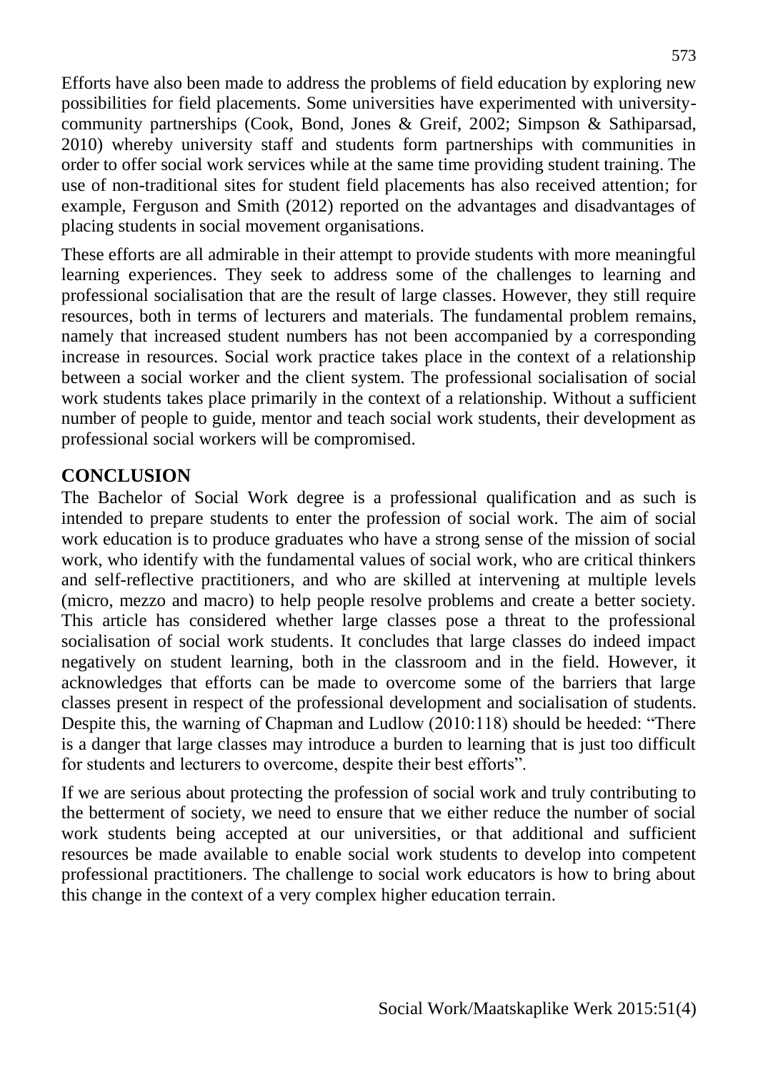Efforts have also been made to address the problems of field education by exploring new possibilities for field placements. Some universities have experimented with university-community partnerships (Cook, Bond, Jones & Greif, 2002; Simpson & Sathiparsad, 2010) whereby university staff and students form partnerships with communities in order to offer social work services while at the same time providing student training. The use of non-traditional sites for student field placements has also received attention; for example, Ferguson and Smith (2012) reported on the advantages and disadvantages of placing students in social movement organisations.

These efforts are all admirable in their attempt to provide students with more meaningful learning experiences. They seek to address some of the challenges to learning and professional socialisation that are the result of large classes. However, they still require resources, both in terms of lecturers and materials. The fundamental problem remains, namely that increased student numbers has not been accompanied by a corresponding increase in resources. Social work practice takes place in the context of a relationship between a social worker and the client system. The professional socialisation of social work students takes place primarily in the context of a relationship. Without a sufficient number of people to guide, mentor and teach social work students, their development as professional social workers will be compromised.

## CONCLUSION

The Bachelor of Social Work degree is a professional qualification and as such is intended to prepare students to enter the profession of social work. The aim of social work education is to produce graduates who have a strong sense of the mission of social work, who identify with the fundamental values of social work, who are critical thinkers and self-reflective practitioners, and who are skilled at intervening at multiple levels (micro, mezzo and macro) to help people resolve problems and create a better society. This article has considered whether large classes pose a threat to the professional socialisation of social work students. It concludes that large classes do indeed impact negatively on student learning, both in the classroom and in the field. However, it acknowledges that efforts can be made to overcome some of the barriers that large classes present in respect of the professional development and socialisation of students. Despite this, the warning of Chapman and Ludlow (2010:118) should be heeded: "There is a danger that large classes may introduce a burden to learning that is just too difficult for students and lecturers to overcome, despite their best efforts".

If we are serious about protecting the profession of social work and truly contributing to the betterment of society, we need to ensure that we either reduce the number of social work students being accepted at our universities, or that additional and sufficient resources be made available to enable social work students to develop into competent professional practitioners. The challenge to social work educators is how to bring about this change in the context of a very complex higher education terrain.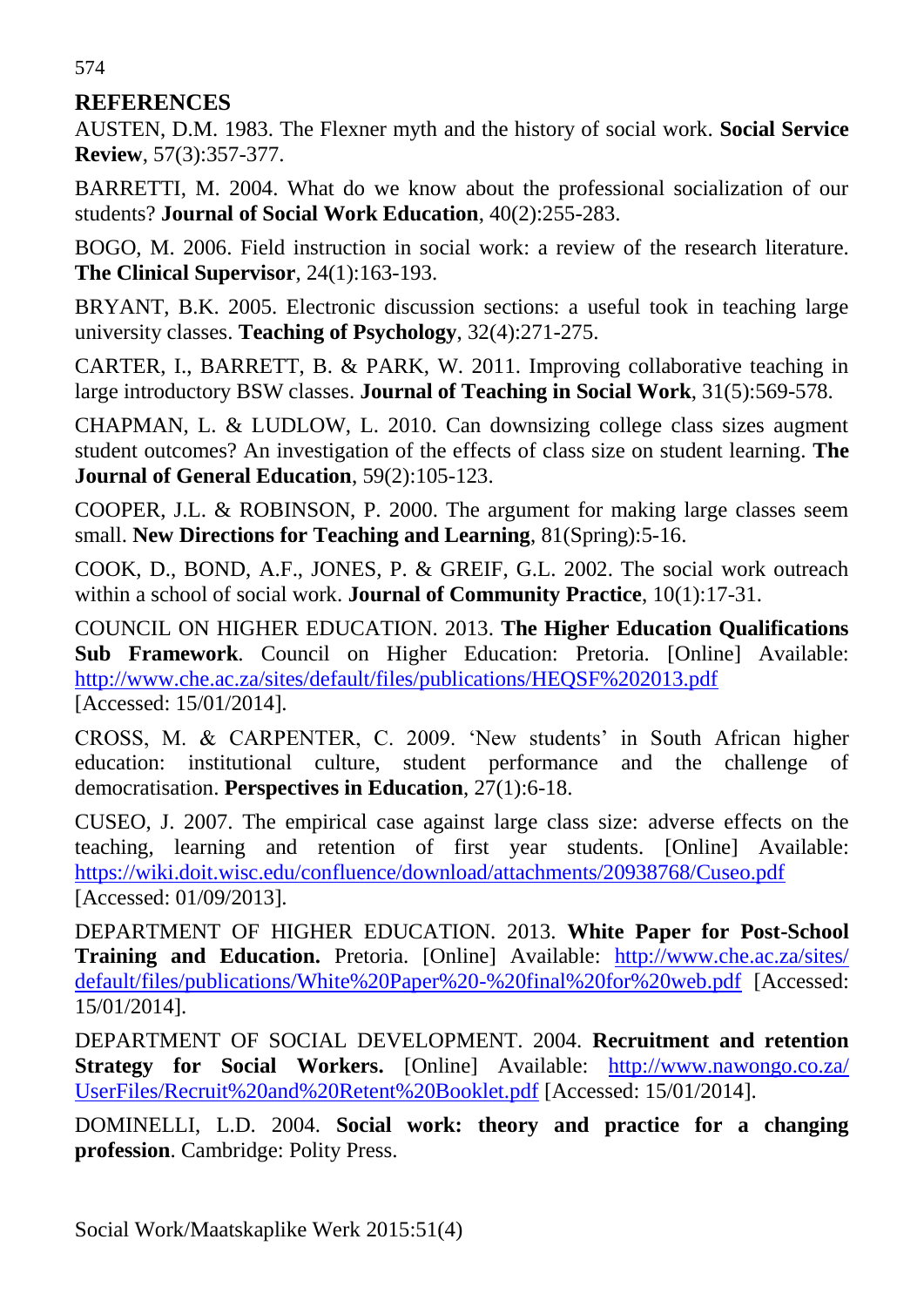## REFERENCES

AUSTEN, D.M. 1983. The Flexner myth and the history of social work. **Social Service Review**, 57(3):357-377.

BARRETTI, M. 2004. What do we know about the professional socialization of our students? **Journal of Social Work Education**, 40(2):255-283.

BOGO, M. 2006. Field instruction in social work: a review of the research literature. **The Clinical Supervisor**, 24(1):163-193.

BRYANT, B.K. 2005. Electronic discussion sections: a useful took in teaching large university classes. **Teaching of Psychology**, 32(4):271-275.

CARTER, I., BARRETT, B. & PARK, W. 2011. Improving collaborative teaching in large introductory BSW classes. **Journal of Teaching in Social Work**, 31(5):569-578.

CHAPMAN, L. & LUDLOW, L. 2010. Can downsizing college class sizes augment student outcomes? An investigation of the effects of class size on student learning. **The Journal of General Education**, 59(2):105-123.

COOPER, J.L. & ROBINSON, P. 2000. The argument for making large classes seem small. **New Directions for Teaching and Learning**, 81(Spring):5-16.

COOK, D., BOND, A.F., JONES, P. & GREIF, G.L. 2002. The social work outreach within a school of social work. **Journal of Community Practice**, 10(1):17-31.

COUNCIL ON HIGHER EDUCATION. 2013. **The Higher Education Qualifications Sub Framework**. Council on Higher Education: Pretoria. [Online] Available: http://www.che.ac.za/sites/default/files/publications/HEQSF%202013.pdf [Accessed: 15/01/2014].

CROSS, M. & CARPENTER, C. 2009. 'New students' in South African higher education: institutional culture, student performance and the challenge of democratisation. **Perspectives in Education**, 27(1):6-18.

CUSEO, J. 2007. The empirical case against large class size: adverse effects on the teaching, learning and retention of first year students. [Online] Available: https://wiki.doit.wisc.edu/confluence/download/attachments/20938768/Cuseo.pdf [Accessed: 01/09/2013].

DEPARTMENT OF HIGHER EDUCATION. 2013. **White Paper for Post-School Training and Education.** Pretoria. [Online] Available: http://www.che.ac.za/sites/default/files/publications/White%20Paper%20-%20final%20for%20web.pdf [Accessed: 15/01/2014].

DEPARTMENT OF SOCIAL DEVELOPMENT. 2004. **Recruitment and retention Strategy for Social Workers.** [Online] Available: http://www.nawongo.co.za/UserFiles/Recruit%20and%20Retent%20Booklet.pdf [Accessed: 15/01/2014].

DOMINELLI, L.D. 2004. **Social work: theory and practice for a changing profession**. Cambridge: Polity Press.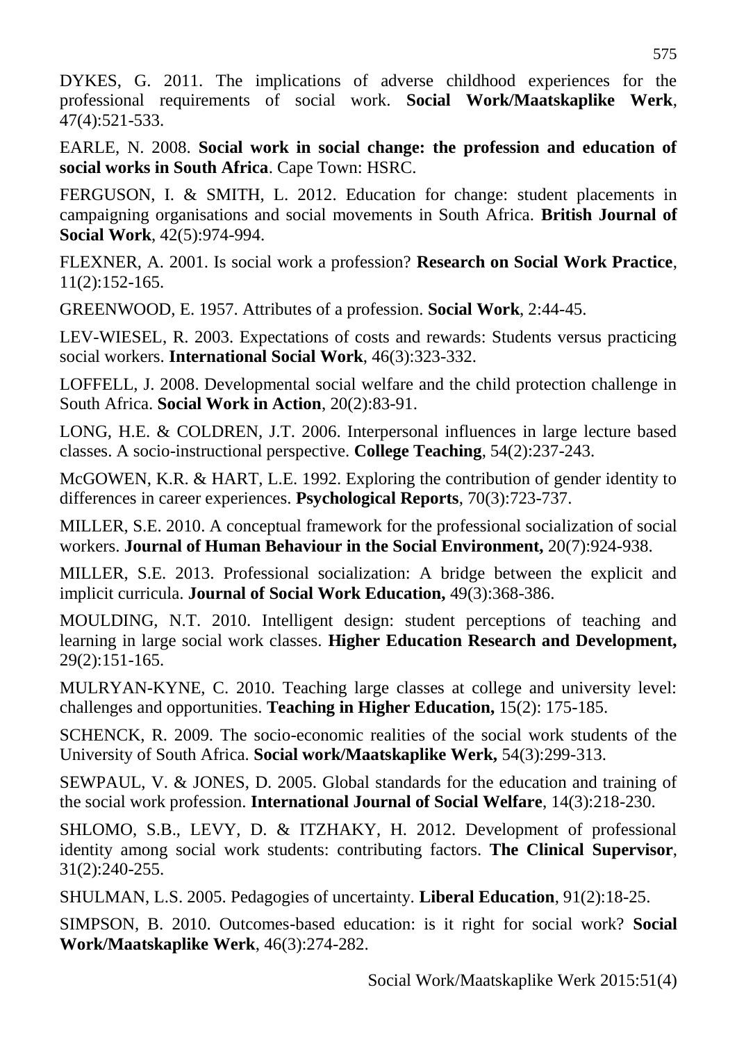DYKES, G. 2011. The implications of adverse childhood experiences for the professional requirements of social work. **Social Work/Maatskaplike Werk**, 47(4):521-533.

EARLE, N. 2008. **Social work in social change: the profession and education of social works in South Africa**. Cape Town: HSRC.

FERGUSON, I. & SMITH, L. 2012. Education for change: student placements in campaigning organisations and social movements in South Africa. **British Journal of Social Work**, 42(5):974-994.

FLEXNER, A. 2001. Is social work a profession? **Research on Social Work Practice**, 11(2):152-165.

GREENWOOD, E. 1957. Attributes of a profession. **Social Work**, 2:44-45.

LEV-WIESEL, R. 2003. Expectations of costs and rewards: Students versus practicing social workers. **International Social Work**, 46(3):323-332.

LOFFELL, J. 2008. Developmental social welfare and the child protection challenge in South Africa. **Social Work in Action**, 20(2):83-91.

LONG, H.E. & COLDREN, J.T. 2006. Interpersonal influences in large lecture based classes. A socio-instructional perspective. **College Teaching**, 54(2):237-243.

McGOWEN, K.R. & HART, L.E. 1992. Exploring the contribution of gender identity to differences in career experiences. **Psychological Reports**, 70(3):723-737.

MILLER, S.E. 2010. A conceptual framework for the professional socialization of social workers. **Journal of Human Behaviour in the Social Environment,** 20(7):924-938.

MILLER, S.E. 2013. Professional socialization: A bridge between the explicit and implicit curricula. **Journal of Social Work Education,** 49(3):368-386.

MOULDING, N.T. 2010. Intelligent design: student perceptions of teaching and learning in large social work classes. **Higher Education Research and Development,** 29(2):151-165.

MULRYAN-KYNE, C. 2010. Teaching large classes at college and university level: challenges and opportunities. **Teaching in Higher Education,** 15(2): 175-185.

SCHENCK, R. 2009. The socio-economic realities of the social work students of the University of South Africa. **Social work/Maatskaplike Werk,** 54(3):299-313.

SEWPAUL, V. & JONES, D. 2005. Global standards for the education and training of the social work profession. **International Journal of Social Welfare**, 14(3):218-230.

SHLOMO, S.B., LEVY, D. & ITZHAKY, H. 2012. Development of professional identity among social work students: contributing factors. **The Clinical Supervisor**, 31(2):240-255.

SHULMAN, L.S. 2005. Pedagogies of uncertainty. **Liberal Education**, 91(2):18-25.

SIMPSON, B. 2010. Outcomes-based education: is it right for social work? **Social Work/Maatskaplike Werk**, 46(3):274-282.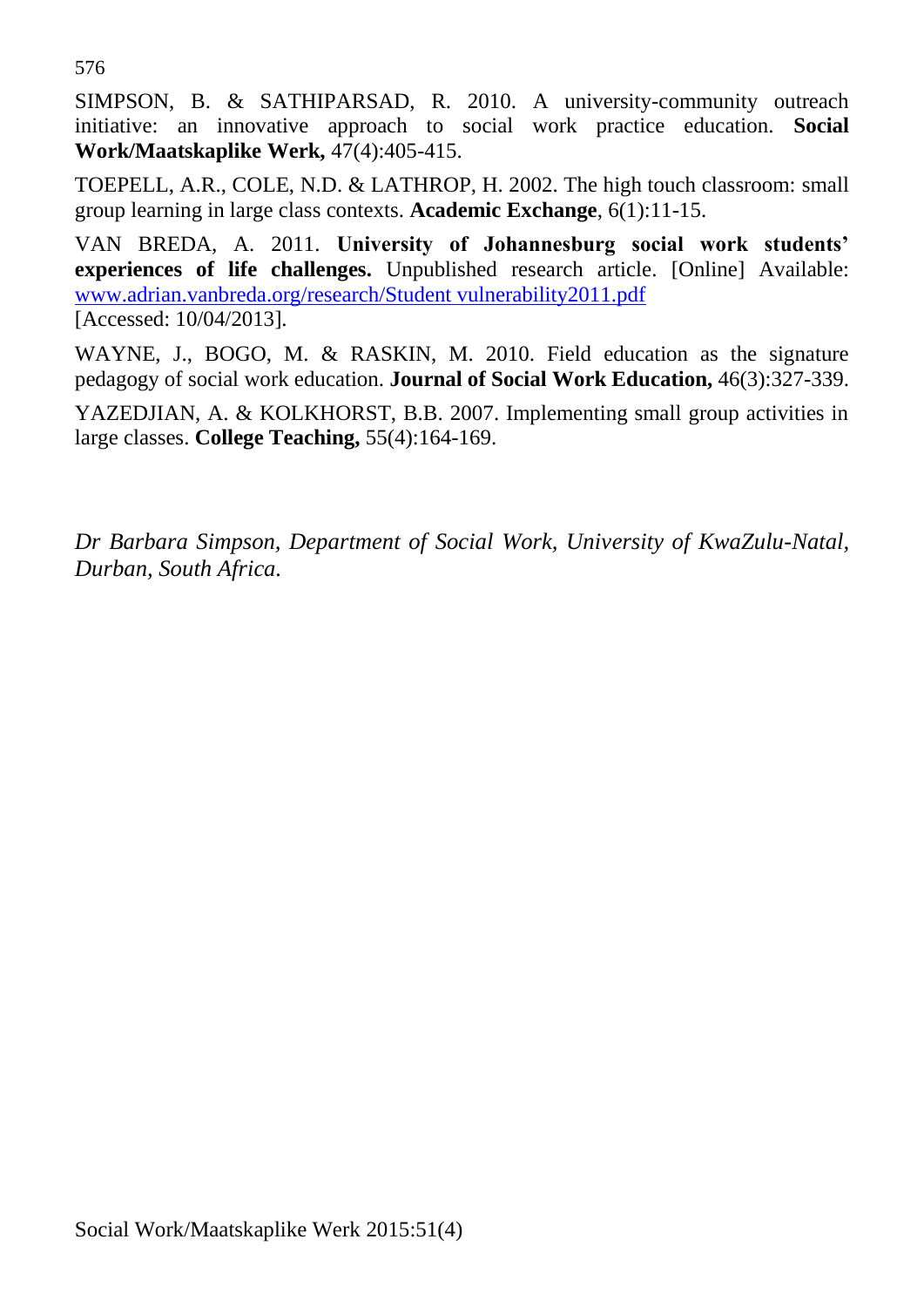SIMPSON, B. & SATHIPARSAD, R. 2010. A university-community outreach initiative: an innovative approach to social work practice education. **Social Work/Maatskaplike Werk,** 47(4):405-415.

TOEPELL, A.R., COLE, N.D. & LATHROP, H. 2002. The high touch classroom: small group learning in large class contexts. **Academic Exchange**, 6(1):11-15.

VAN BREDA, A. 2011. **University of Johannesburg social work students' experiences of life challenges.** Unpublished research article. [Online] Available: [www.adrian.vanbreda.org/research/Student vulnerability2011.pdf](www.adrian.vanbreda.org/research/Student vulnerability2011.pdf) [Accessed: 10/04/2013].

WAYNE, J., BOGO, M. & RASKIN, M. 2010. Field education as the signature pedagogy of social work education. **Journal of Social Work Education,** 46(3):327-339.

YAZEDJIAN, A. & KOLKHORST, B.B. 2007. Implementing small group activities in large classes. **College Teaching,** 55(4):164-169.

*Dr Barbara Simpson, Department of Social Work, University of KwaZulu-Natal, Durban, South Africa.*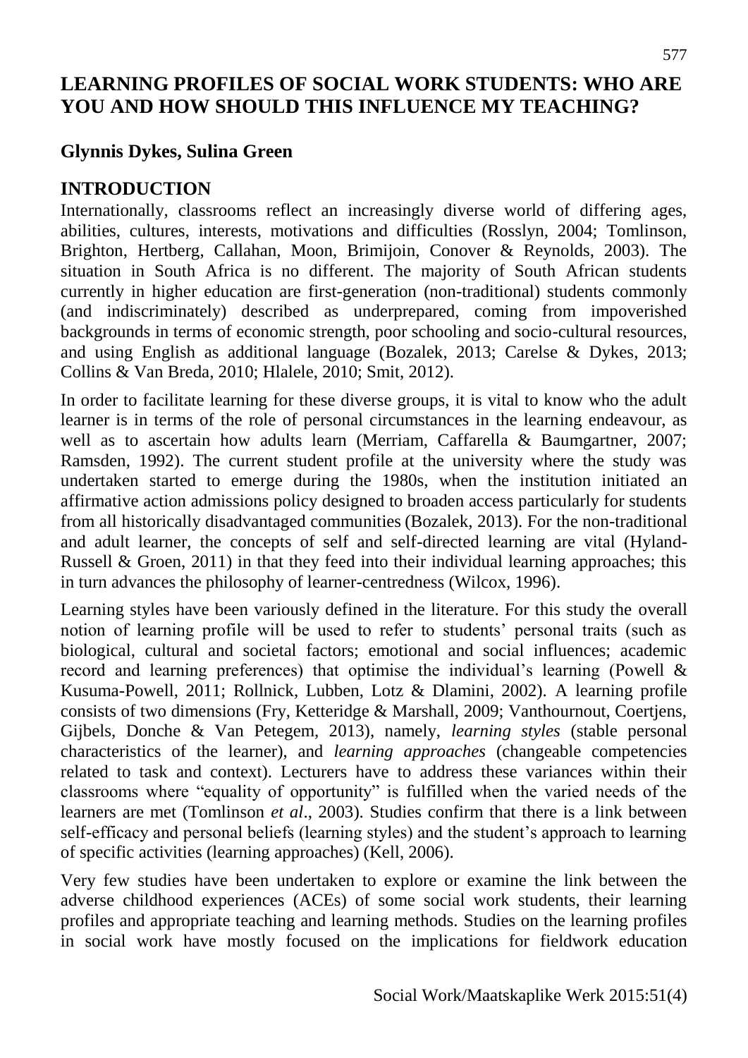# LEARNING PROFILES OF SOCIAL WORK STUDENTS: WHO ARE YOU AND HOW SHOULD THIS INFLUENCE MY TEACHING?

**Glynnis Dykes, Sulina Green**

## INTRODUCTION

Internationally, classrooms reflect an increasingly diverse world of differing ages, abilities, cultures, interests, motivations and difficulties (Rosslyn, 2004; Tomlinson, Brighton, Hertberg, Callahan, Moon, Brimijoin, Conover & Reynolds, 2003). The situation in South Africa is no different. The majority of South African students currently in higher education are first-generation (non-traditional) students commonly (and indiscriminately) described as underprepared, coming from impoverished backgrounds in terms of economic strength, poor schooling and socio-cultural resources, and using English as additional language (Bozalek, 2013; Carelse & Dykes, 2013; Collins & Van Breda, 2010; Hlalele, 2010; Smit, 2012).

In order to facilitate learning for these diverse groups, it is vital to know who the adult learner is in terms of the role of personal circumstances in the learning endeavour, as well as to ascertain how adults learn (Merriam, Caffarella & Baumgartner, 2007; Ramsden, 1992). The current student profile at the university where the study was undertaken started to emerge during the 1980s, when the institution initiated an affirmative action admissions policy designed to broaden access particularly for students from all historically disadvantaged communities (Bozalek, 2013). For the non-traditional and adult learner, the concepts of self and self-directed learning are vital (Hyland-Russell & Groen, 2011) in that they feed into their individual learning approaches; this in turn advances the philosophy of learner-centredness (Wilcox, 1996).

Learning styles have been variously defined in the literature. For this study the overall notion of learning profile will be used to refer to students' personal traits (such as biological, cultural and societal factors; emotional and social influences; academic record and learning preferences) that optimise the individual's learning (Powell & Kusuma-Powell, 2011; Rollnick, Lubben, Lotz & Dlamini, 2002). A learning profile consists of two dimensions (Fry, Ketteridge & Marshall, 2009; Vanthournout, Coertjens, Gijbels, Donche & Van Petegem, 2013), namely, *learning styles* (stable personal characteristics of the learner), and *learning approaches* (changeable competencies related to task and context). Lecturers have to address these variances within their classrooms where "equality of opportunity" is fulfilled when the varied needs of the learners are met (Tomlinson *et al*., 2003). Studies confirm that there is a link between self-efficacy and personal beliefs (learning styles) and the student's approach to learning of specific activities (learning approaches) (Kell, 2006).

Very few studies have been undertaken to explore or examine the link between the adverse childhood experiences (ACEs) of some social work students, their learning profiles and appropriate teaching and learning methods. Studies on the learning profiles in social work have mostly focused on the implications for fieldwork education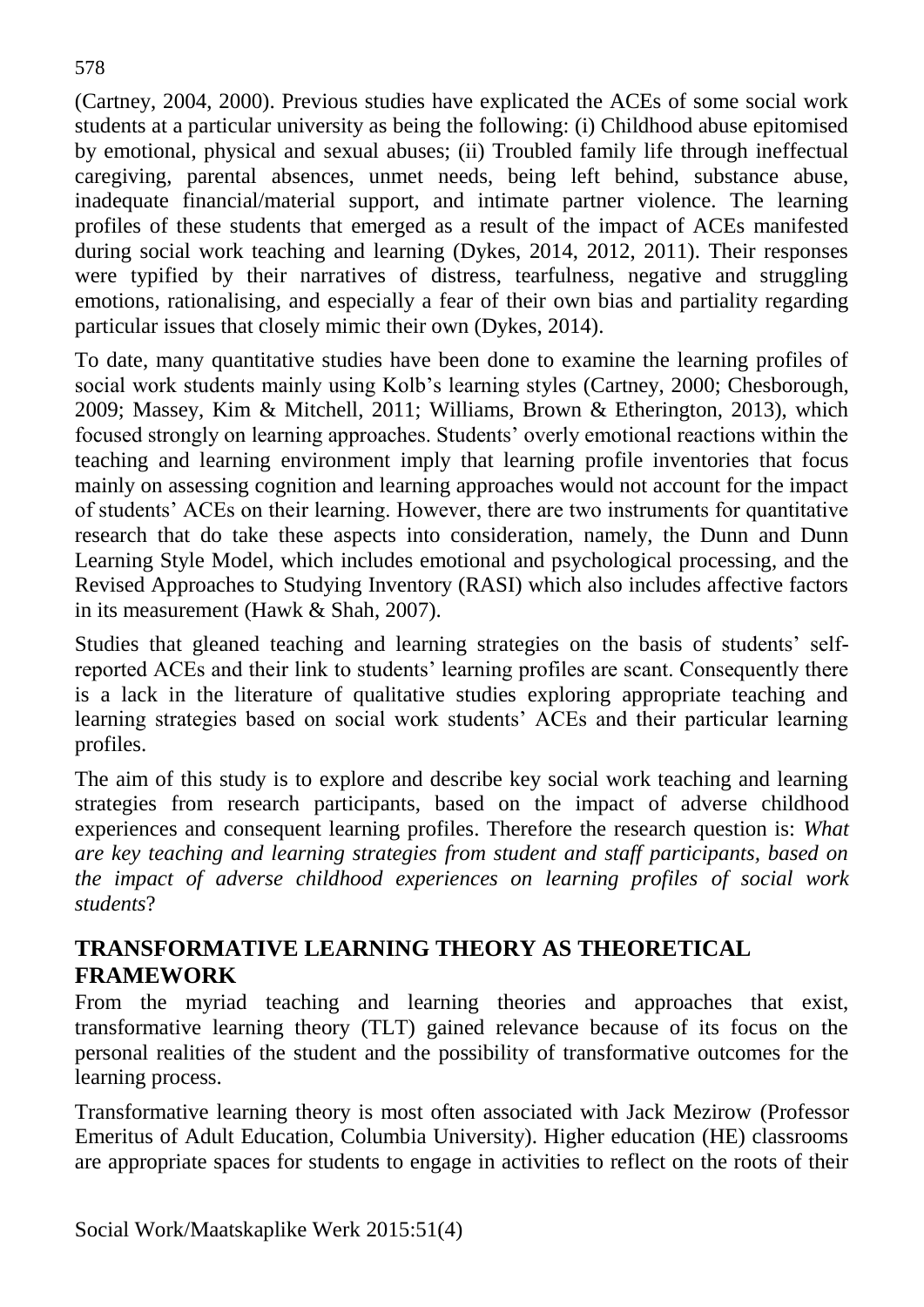(Cartney, 2004, 2000). Previous studies have explicated the ACEs of some social work students at a particular university as being the following: (i) Childhood abuse epitomised by emotional, physical and sexual abuses; (ii) Troubled family life through ineffectual caregiving, parental absences, unmet needs, being left behind, substance abuse, inadequate financial/material support, and intimate partner violence. The learning profiles of these students that emerged as a result of the impact of ACEs manifested during social work teaching and learning (Dykes, 2014, 2012, 2011). Their responses were typified by their narratives of distress, tearfulness, negative and struggling emotions, rationalising, and especially a fear of their own bias and partiality regarding particular issues that closely mimic their own (Dykes, 2014).

To date, many quantitative studies have been done to examine the learning profiles of social work students mainly using Kolb's learning styles (Cartney, 2000; Chesborough, 2009; Massey, Kim & Mitchell, 2011; Williams, Brown & Etherington, 2013), which focused strongly on learning approaches. Students' overly emotional reactions within the teaching and learning environment imply that learning profile inventories that focus mainly on assessing cognition and learning approaches would not account for the impact of students' ACEs on their learning. However, there are two instruments for quantitative research that do take these aspects into consideration, namely, the Dunn and Dunn Learning Style Model, which includes emotional and psychological processing, and the Revised Approaches to Studying Inventory (RASI) which also includes affective factors in its measurement (Hawk & Shah, 2007).

Studies that gleaned teaching and learning strategies on the basis of students' self-reported ACEs and their link to students' learning profiles are scant. Consequently there is a lack in the literature of qualitative studies exploring appropriate teaching and learning strategies based on social work students' ACEs and their particular learning profiles.

The aim of this study is to explore and describe key social work teaching and learning strategies from research participants, based on the impact of adverse childhood experiences and consequent learning profiles. Therefore the research question is: *What are key teaching and learning strategies from student and staff participants, based on the impact of adverse childhood experiences on learning profiles of social work students*?

## TRANSFORMATIVE LEARNING THEORY AS THEORETICAL FRAMEWORK

From the myriad teaching and learning theories and approaches that exist, transformative learning theory (TLT) gained relevance because of its focus on the personal realities of the student and the possibility of transformative outcomes for the learning process.

Transformative learning theory is most often associated with Jack Mezirow (Professor Emeritus of Adult Education, Columbia University). Higher education (HE) classrooms are appropriate spaces for students to engage in activities to reflect on the roots of their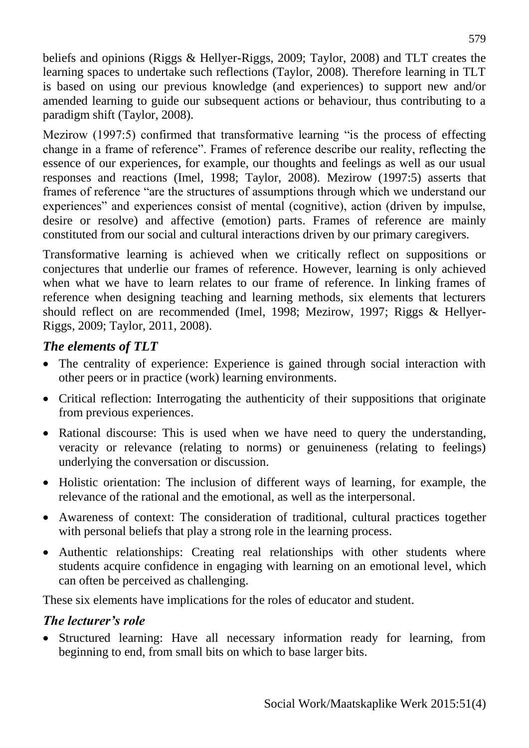beliefs and opinions (Riggs & Hellyer-Riggs, 2009; Taylor, 2008) and TLT creates the learning spaces to undertake such reflections (Taylor, 2008). Therefore learning in TLT is based on using our previous knowledge (and experiences) to support new and/or amended learning to guide our subsequent actions or behaviour, thus contributing to a paradigm shift (Taylor, 2008).

Mezirow (1997:5) confirmed that transformative learning "is the process of effecting change in a frame of reference". Frames of reference describe our reality, reflecting the essence of our experiences, for example, our thoughts and feelings as well as our usual responses and reactions (Imel, 1998; Taylor, 2008). Mezirow (1997:5) asserts that frames of reference "are the structures of assumptions through which we understand our experiences" and experiences consist of mental (cognitive), action (driven by impulse, desire or resolve) and affective (emotion) parts. Frames of reference are mainly constituted from our social and cultural interactions driven by our primary caregivers.

Transformative learning is achieved when we critically reflect on suppositions or conjectures that underlie our frames of reference. However, learning is only achieved when what we have to learn relates to our frame of reference. In linking frames of reference when designing teaching and learning methods, six elements that lecturers should reflect on are recommended (Imel, 1998; Mezirow, 1997; Riggs & Hellyer-Riggs, 2009; Taylor, 2011, 2008).

### *The elements of TLT*

- The centrality of experience: Experience is gained through social interaction with other peers or in practice (work) learning environments.
- Critical reflection: Interrogating the authenticity of their suppositions that originate from previous experiences.
- Rational discourse: This is used when we have need to query the understanding, veracity or relevance (relating to norms) or genuineness (relating to feelings) underlying the conversation or discussion.
- Holistic orientation: The inclusion of different ways of learning, for example, the relevance of the rational and the emotional, as well as the interpersonal.
- Awareness of context: The consideration of traditional, cultural practices together with personal beliefs that play a strong role in the learning process.
- Authentic relationships: Creating real relationships with other students where students acquire confidence in engaging with learning on an emotional level, which can often be perceived as challenging.

These six elements have implications for the roles of educator and student.

### *The lecturer's role*

- Structured learning: Have all necessary information ready for learning, from beginning to end, from small bits on which to base larger bits.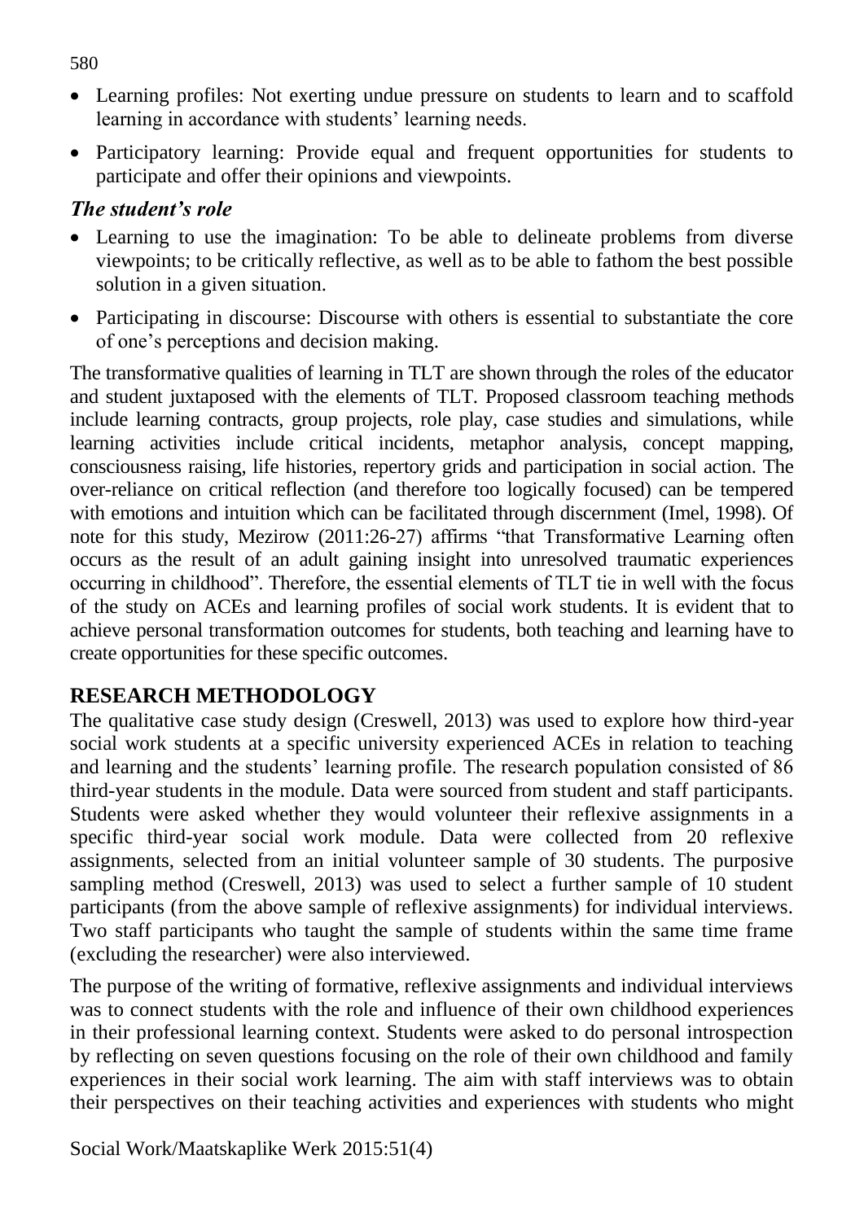- Learning profiles: Not exerting undue pressure on students to learn and to scaffold learning in accordance with students' learning needs.
- Participatory learning: Provide equal and frequent opportunities for students to participate and offer their opinions and viewpoints.

### *The student's role*

- Learning to use the imagination: To be able to delineate problems from diverse viewpoints; to be critically reflective, as well as to be able to fathom the best possible solution in a given situation.
- Participating in discourse: Discourse with others is essential to substantiate the core of one's perceptions and decision making.

The transformative qualities of learning in TLT are shown through the roles of the educator and student juxtaposed with the elements of TLT. Proposed classroom teaching methods include learning contracts, group projects, role play, case studies and simulations, while learning activities include critical incidents, metaphor analysis, concept mapping, consciousness raising, life histories, repertory grids and participation in social action. The over-reliance on critical reflection (and therefore too logically focused) can be tempered with emotions and intuition which can be facilitated through discernment (Imel, 1998). Of note for this study, Mezirow (2011:26-27) affirms "that Transformative Learning often occurs as the result of an adult gaining insight into unresolved traumatic experiences occurring in childhood". Therefore, the essential elements of TLT tie in well with the focus of the study on ACEs and learning profiles of social work students. It is evident that to achieve personal transformation outcomes for students, both teaching and learning have to create opportunities for these specific outcomes.

## RESEARCH METHODOLOGY

The qualitative case study design (Creswell, 2013) was used to explore how third-year social work students at a specific university experienced ACEs in relation to teaching and learning and the students' learning profile. The research population consisted of 86 third-year students in the module. Data were sourced from student and staff participants. Students were asked whether they would volunteer their reflexive assignments in a specific third-year social work module. Data were collected from 20 reflexive assignments, selected from an initial volunteer sample of 30 students. The purposive sampling method (Creswell, 2013) was used to select a further sample of 10 student participants (from the above sample of reflexive assignments) for individual interviews. Two staff participants who taught the sample of students within the same time frame (excluding the researcher) were also interviewed.

The purpose of the writing of formative, reflexive assignments and individual interviews was to connect students with the role and influence of their own childhood experiences in their professional learning context. Students were asked to do personal introspection by reflecting on seven questions focusing on the role of their own childhood and family experiences in their social work learning. The aim with staff interviews was to obtain their perspectives on their teaching activities and experiences with students who might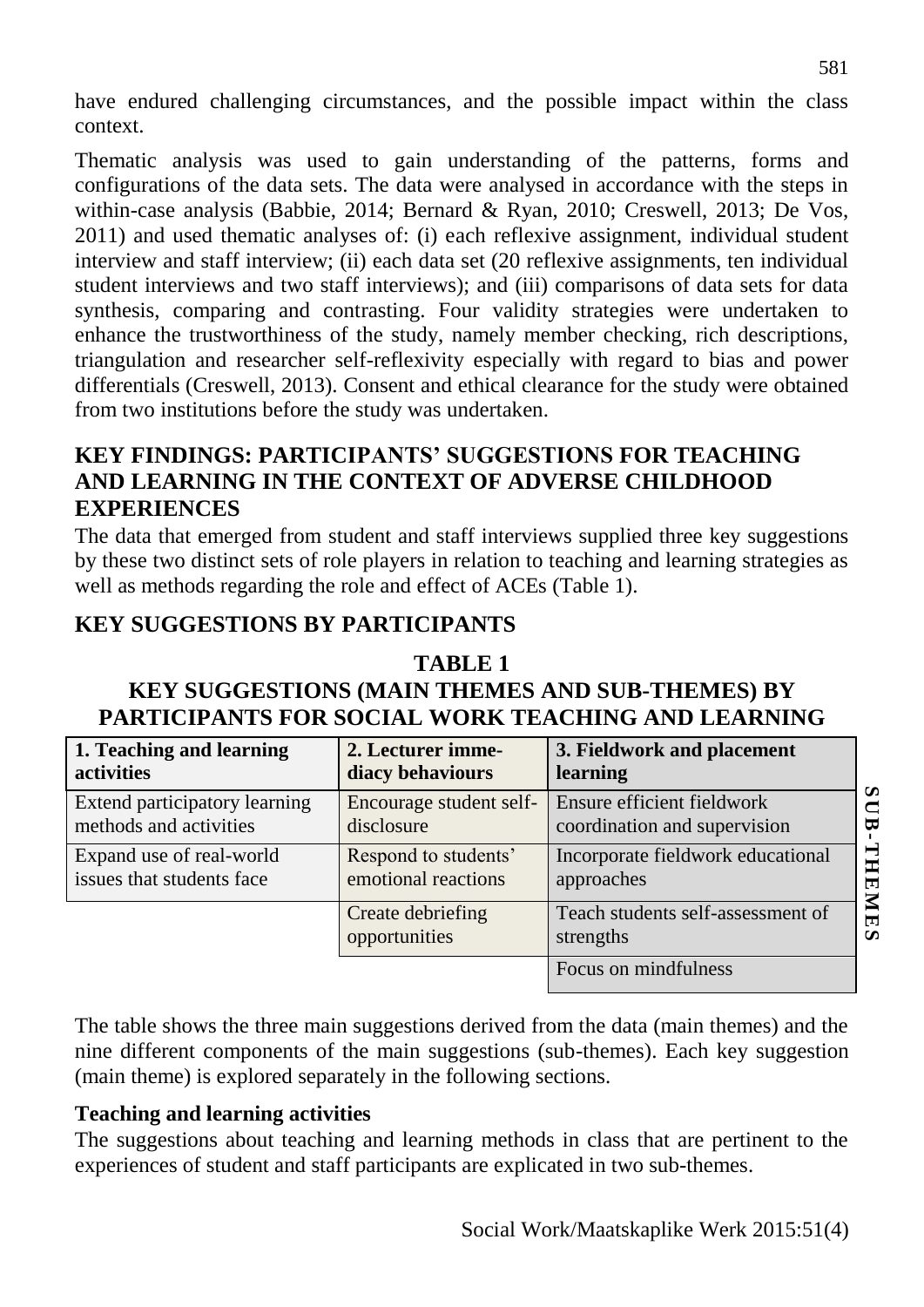have endured challenging circumstances, and the possible impact within the class context.

Thematic analysis was used to gain understanding of the patterns, forms and configurations of the data sets. The data were analysed in accordance with the steps in within-case analysis (Babbie, 2014; Bernard & Ryan, 2010; Creswell, 2013; De Vos, 2011) and used thematic analyses of: (i) each reflexive assignment, individual student interview and staff interview; (ii) each data set (20 reflexive assignments, ten individual student interviews and two staff interviews); and (iii) comparisons of data sets for data synthesis, comparing and contrasting. Four validity strategies were undertaken to enhance the trustworthiness of the study, namely member checking, rich descriptions, triangulation and researcher self-reflexivity especially with regard to bias and power differentials (Creswell, 2013). Consent and ethical clearance for the study were obtained from two institutions before the study was undertaken.

## KEY FINDINGS: PARTICIPANTS' SUGGESTIONS FOR TEACHING AND LEARNING IN THE CONTEXT OF ADVERSE CHILDHOOD EXPERIENCES

The data that emerged from student and staff interviews supplied three key suggestions by these two distinct sets of role players in relation to teaching and learning strategies as well as methods regarding the role and effect of ACEs (Table 1).

## KEY SUGGESTIONS BY PARTICIPANTS

**TABLE 1**
**KEY SUGGESTIONS (MAIN THEMES AND SUB-THEMES) BY PARTICIPANTS FOR SOCIAL WORK TEACHING AND LEARNING**

| 1. Teaching and learning activities | 2. Lecturer immediacy behaviours | 3. Fieldwork and placement learning | |
|---|---|---|---|
| Extend participatory learning methods and activities | Encourage student self-disclosure | Ensure efficient fieldwork coordination and supervision | SUB-THEMES |
| Expand use of real-world issues that students face | Respond to students' emotional reactions | Incorporate fieldwork educational approaches | |
| | Create debriefing opportunities | Teach students self-assessment of strengths | |
| | | Focus on mindfulness | |

The table shows the three main suggestions derived from the data (main themes) and the nine different components of the main suggestions (sub-themes). Each key suggestion (main theme) is explored separately in the following sections.

### Teaching and learning activities

The suggestions about teaching and learning methods in class that are pertinent to the experiences of student and staff participants are explicated in two sub-themes.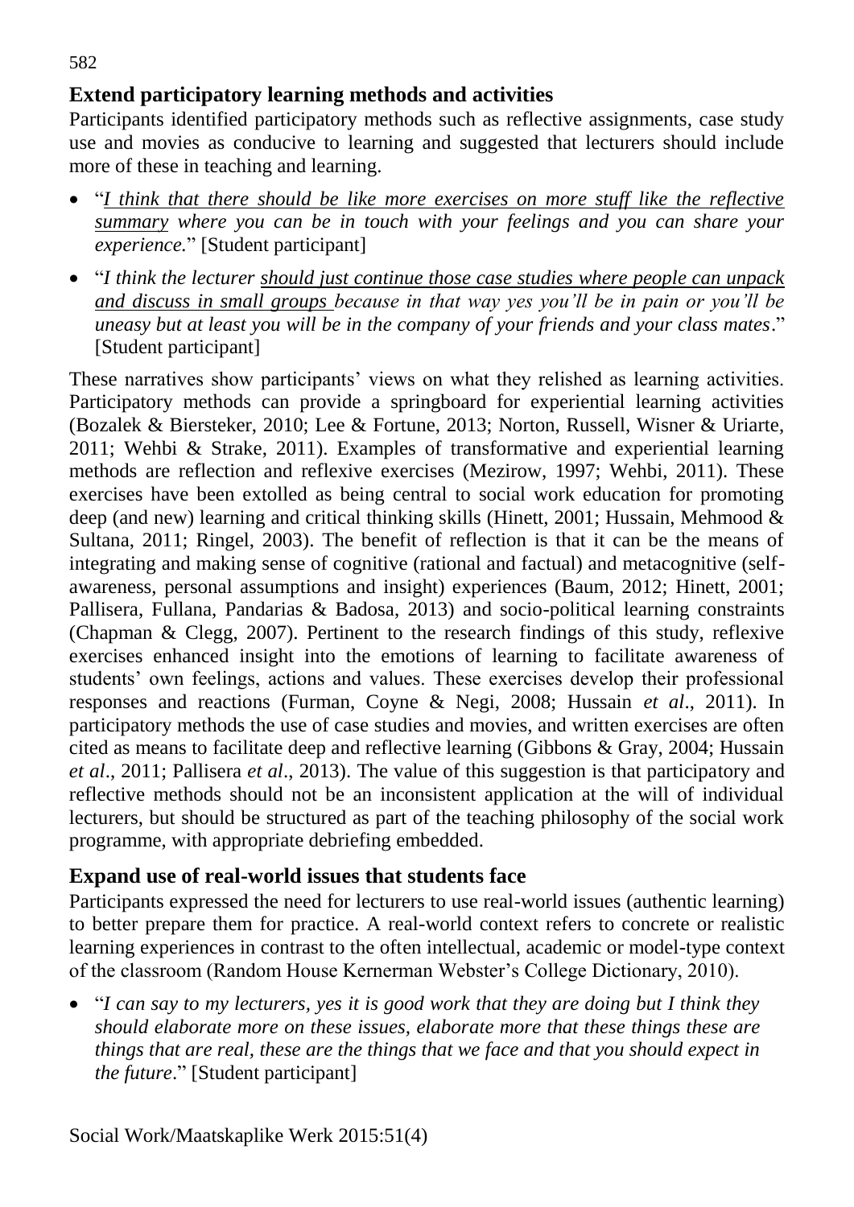## Extend participatory learning methods and activities

Participants identified participatory methods such as reflective assignments, case study use and movies as conducive to learning and suggested that lecturers should include more of these in teaching and learning.

- "*I think that there should be like more exercises on more stuff like the reflective summary where you can be in touch with your feelings and you can share your experience.*" [Student participant]
- "*I think the lecturer should just continue those case studies where people can unpack and discuss in small groups because in that way yes you'll be in pain or you'll be uneasy but at least you will be in the company of your friends and your class mates*." [Student participant]

These narratives show participants' views on what they relished as learning activities. Participatory methods can provide a springboard for experiential learning activities (Bozalek & Biersteker, 2010; Lee & Fortune, 2013; Norton, Russell, Wisner & Uriarte, 2011; Wehbi & Strake, 2011). Examples of transformative and experiential learning methods are reflection and reflexive exercises (Mezirow, 1997; Wehbi, 2011). These exercises have been extolled as being central to social work education for promoting deep (and new) learning and critical thinking skills (Hinett, 2001; Hussain, Mehmood & Sultana, 2011; Ringel, 2003). The benefit of reflection is that it can be the means of integrating and making sense of cognitive (rational and factual) and metacognitive (self-awareness, personal assumptions and insight) experiences (Baum, 2012; Hinett, 2001; Pallisera, Fullana, Pandarias & Badosa, 2013) and socio-political learning constraints (Chapman & Clegg, 2007). Pertinent to the research findings of this study, reflexive exercises enhanced insight into the emotions of learning to facilitate awareness of students' own feelings, actions and values. These exercises develop their professional responses and reactions (Furman, Coyne & Negi, 2008; Hussain *et al*., 2011). In participatory methods the use of case studies and movies, and written exercises are often cited as means to facilitate deep and reflective learning (Gibbons & Gray, 2004; Hussain *et al*., 2011; Pallisera *et al*., 2013). The value of this suggestion is that participatory and reflective methods should not be an inconsistent application at the will of individual lecturers, but should be structured as part of the teaching philosophy of the social work programme, with appropriate debriefing embedded.

## Expand use of real-world issues that students face

Participants expressed the need for lecturers to use real-world issues (authentic learning) to better prepare them for practice. A real-world context refers to concrete or realistic learning experiences in contrast to the often intellectual, academic or model-type context of the classroom (Random House Kernerman Webster's College Dictionary, 2010).

- "*I can say to my lecturers, yes it is good work that they are doing but I think they should elaborate more on these issues, elaborate more that these things these are things that are real, these are the things that we face and that you should expect in the future*." [Student participant]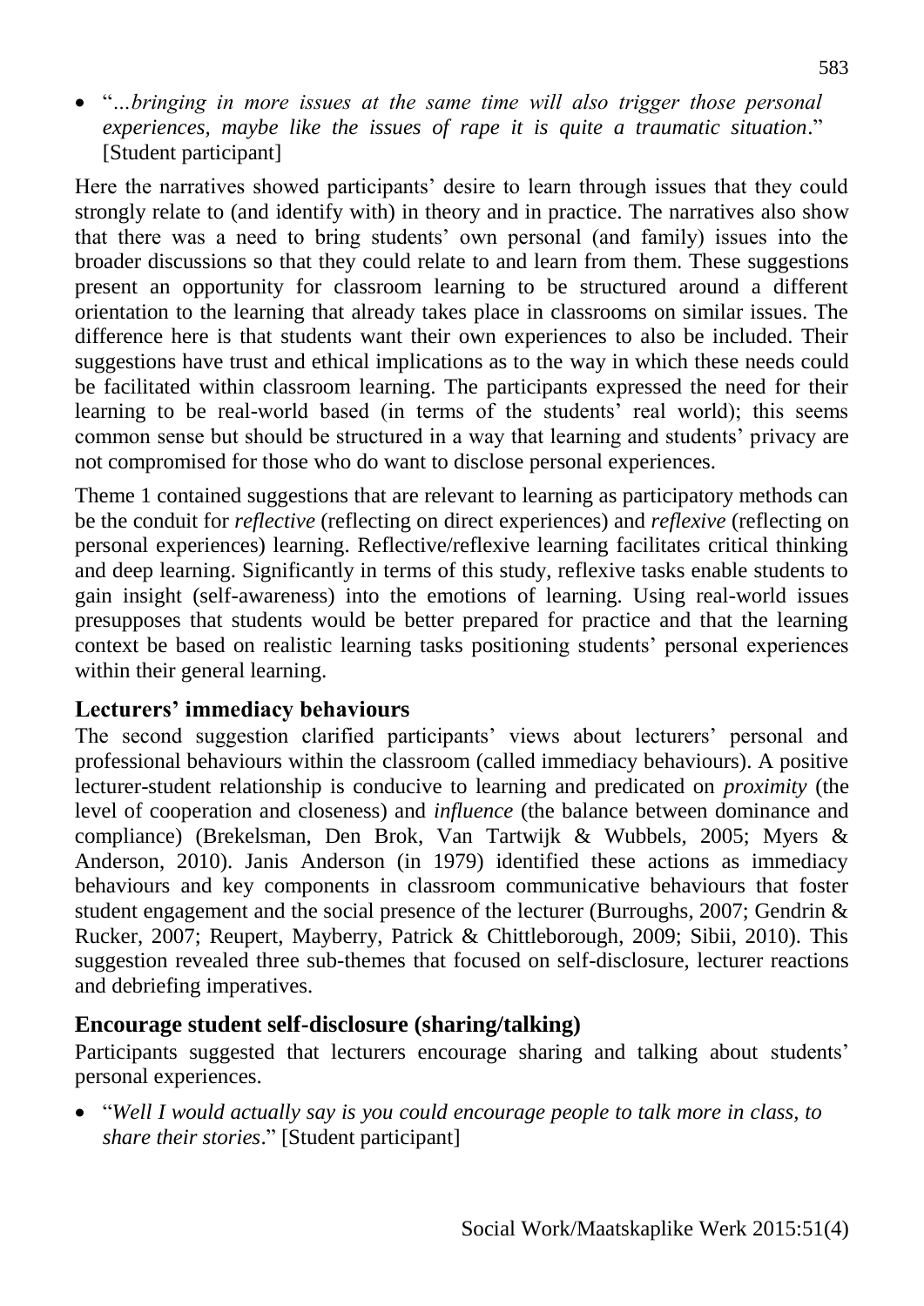- "*...bringing in more issues at the same time will also trigger those personal experiences, maybe like the issues of rape it is quite a traumatic situation*." [Student participant]

Here the narratives showed participants' desire to learn through issues that they could strongly relate to (and identify with) in theory and in practice. The narratives also show that there was a need to bring students' own personal (and family) issues into the broader discussions so that they could relate to and learn from them. These suggestions present an opportunity for classroom learning to be structured around a different orientation to the learning that already takes place in classrooms on similar issues. The difference here is that students want their own experiences to also be included. Their suggestions have trust and ethical implications as to the way in which these needs could be facilitated within classroom learning. The participants expressed the need for their learning to be real-world based (in terms of the students' real world); this seems common sense but should be structured in a way that learning and students' privacy are not compromised for those who do want to disclose personal experiences.

Theme 1 contained suggestions that are relevant to learning as participatory methods can be the conduit for *reflective* (reflecting on direct experiences) and *reflexive* (reflecting on personal experiences) learning. Reflective/reflexive learning facilitates critical thinking and deep learning. Significantly in terms of this study, reflexive tasks enable students to gain insight (self-awareness) into the emotions of learning. Using real-world issues presupposes that students would be better prepared for practice and that the learning context be based on realistic learning tasks positioning students' personal experiences within their general learning.

## Lecturers' immediacy behaviours

The second suggestion clarified participants' views about lecturers' personal and professional behaviours within the classroom (called immediacy behaviours). A positive lecturer-student relationship is conducive to learning and predicated on *proximity* (the level of cooperation and closeness) and *influence* (the balance between dominance and compliance) (Brekelsman, Den Brok, Van Tartwijk & Wubbels, 2005; Myers & Anderson, 2010). Janis Anderson (in 1979) identified these actions as immediacy behaviours and key components in classroom communicative behaviours that foster student engagement and the social presence of the lecturer (Burroughs, 2007; Gendrin & Rucker, 2007; Reupert, Mayberry, Patrick & Chittleborough, 2009; Sibii, 2010). This suggestion revealed three sub-themes that focused on self-disclosure, lecturer reactions and debriefing imperatives.

## Encourage student self-disclosure (sharing/talking)

Participants suggested that lecturers encourage sharing and talking about students' personal experiences.

- "*Well I would actually say is you could encourage people to talk more in class, to share their stories*." [Student participant]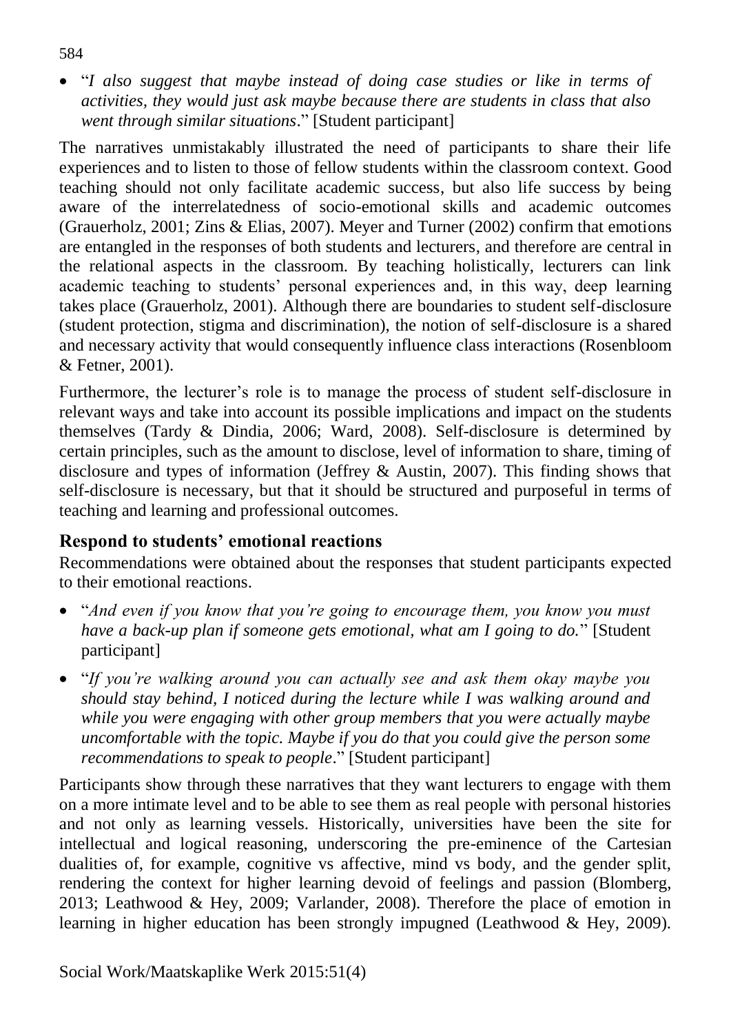- "*I also suggest that maybe instead of doing case studies or like in terms of activities, they would just ask maybe because there are students in class that also went through similar situations*." [Student participant]

The narratives unmistakably illustrated the need of participants to share their life experiences and to listen to those of fellow students within the classroom context. Good teaching should not only facilitate academic success, but also life success by being aware of the interrelatedness of socio-emotional skills and academic outcomes (Grauerholz, 2001; Zins & Elias, 2007). Meyer and Turner (2002) confirm that emotions are entangled in the responses of both students and lecturers, and therefore are central in the relational aspects in the classroom. By teaching holistically, lecturers can link academic teaching to students' personal experiences and, in this way, deep learning takes place (Grauerholz, 2001). Although there are boundaries to student self-disclosure (student protection, stigma and discrimination), the notion of self-disclosure is a shared and necessary activity that would consequently influence class interactions (Rosenbloom & Fetner, 2001).

Furthermore, the lecturer's role is to manage the process of student self-disclosure in relevant ways and take into account its possible implications and impact on the students themselves (Tardy & Dindia, 2006; Ward, 2008). Self-disclosure is determined by certain principles, such as the amount to disclose, level of information to share, timing of disclosure and types of information (Jeffrey & Austin, 2007). This finding shows that self-disclosure is necessary, but that it should be structured and purposeful in terms of teaching and learning and professional outcomes.

## Respond to students' emotional reactions

Recommendations were obtained about the responses that student participants expected to their emotional reactions.

- "*And even if you know that you're going to encourage them, you know you must have a back-up plan if someone gets emotional, what am I going to do.*" [Student participant]
- "*If you're walking around you can actually see and ask them okay maybe you should stay behind, I noticed during the lecture while I was walking around and while you were engaging with other group members that you were actually maybe uncomfortable with the topic. Maybe if you do that you could give the person some recommendations to speak to people*." [Student participant]

Participants show through these narratives that they want lecturers to engage with them on a more intimate level and to be able to see them as real people with personal histories and not only as learning vessels. Historically, universities have been the site for intellectual and logical reasoning, underscoring the pre-eminence of the Cartesian dualities of, for example, cognitive vs affective, mind vs body, and the gender split, rendering the context for higher learning devoid of feelings and passion (Blomberg, 2013; Leathwood & Hey, 2009; Varlander, 2008). Therefore the place of emotion in learning in higher education has been strongly impugned (Leathwood & Hey, 2009).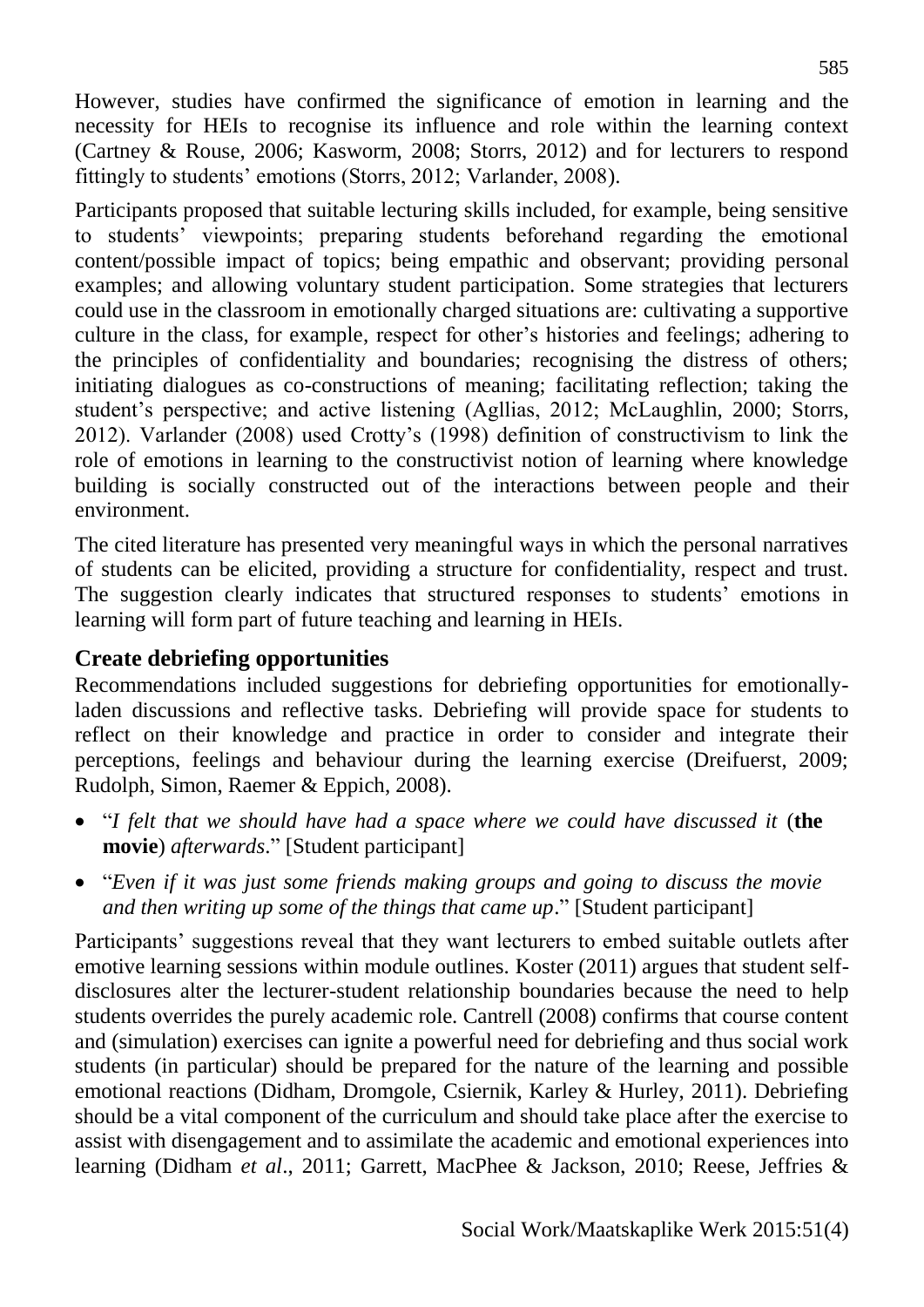However, studies have confirmed the significance of emotion in learning and the necessity for HEIs to recognise its influence and role within the learning context (Cartney & Rouse, 2006; Kasworm, 2008; Storrs, 2012) and for lecturers to respond fittingly to students' emotions (Storrs, 2012; Varlander, 2008).

Participants proposed that suitable lecturing skills included, for example, being sensitive to students' viewpoints; preparing students beforehand regarding the emotional content/possible impact of topics; being empathic and observant; providing personal examples; and allowing voluntary student participation. Some strategies that lecturers could use in the classroom in emotionally charged situations are: cultivating a supportive culture in the class, for example, respect for other's histories and feelings; adhering to the principles of confidentiality and boundaries; recognising the distress of others; initiating dialogues as co-constructions of meaning; facilitating reflection; taking the student's perspective; and active listening (Agllias, 2012; McLaughlin, 2000; Storrs, 2012). Varlander (2008) used Crotty's (1998) definition of constructivism to link the role of emotions in learning to the constructivist notion of learning where knowledge building is socially constructed out of the interactions between people and their environment.

The cited literature has presented very meaningful ways in which the personal narratives of students can be elicited, providing a structure for confidentiality, respect and trust. The suggestion clearly indicates that structured responses to students' emotions in learning will form part of future teaching and learning in HEIs.

## Create debriefing opportunities

Recommendations included suggestions for debriefing opportunities for emotionally-laden discussions and reflective tasks. Debriefing will provide space for students to reflect on their knowledge and practice in order to consider and integrate their perceptions, feelings and behaviour during the learning exercise (Dreifuerst, 2009; Rudolph, Simon, Raemer & Eppich, 2008).

- "*I felt that we should have had a space where we could have discussed it* (**the movie**) *afterwards*." [Student participant]
- "*Even if it was just some friends making groups and going to discuss the movie and then writing up some of the things that came up*." [Student participant]

Participants' suggestions reveal that they want lecturers to embed suitable outlets after emotive learning sessions within module outlines. Koster (2011) argues that student self-disclosures alter the lecturer-student relationship boundaries because the need to help students overrides the purely academic role. Cantrell (2008) confirms that course content and (simulation) exercises can ignite a powerful need for debriefing and thus social work students (in particular) should be prepared for the nature of the learning and possible emotional reactions (Didham, Dromgole, Csiernik, Karley & Hurley, 2011). Debriefing should be a vital component of the curriculum and should take place after the exercise to assist with disengagement and to assimilate the academic and emotional experiences into learning (Didham *et al*., 2011; Garrett, MacPhee & Jackson, 2010; Reese, Jeffries &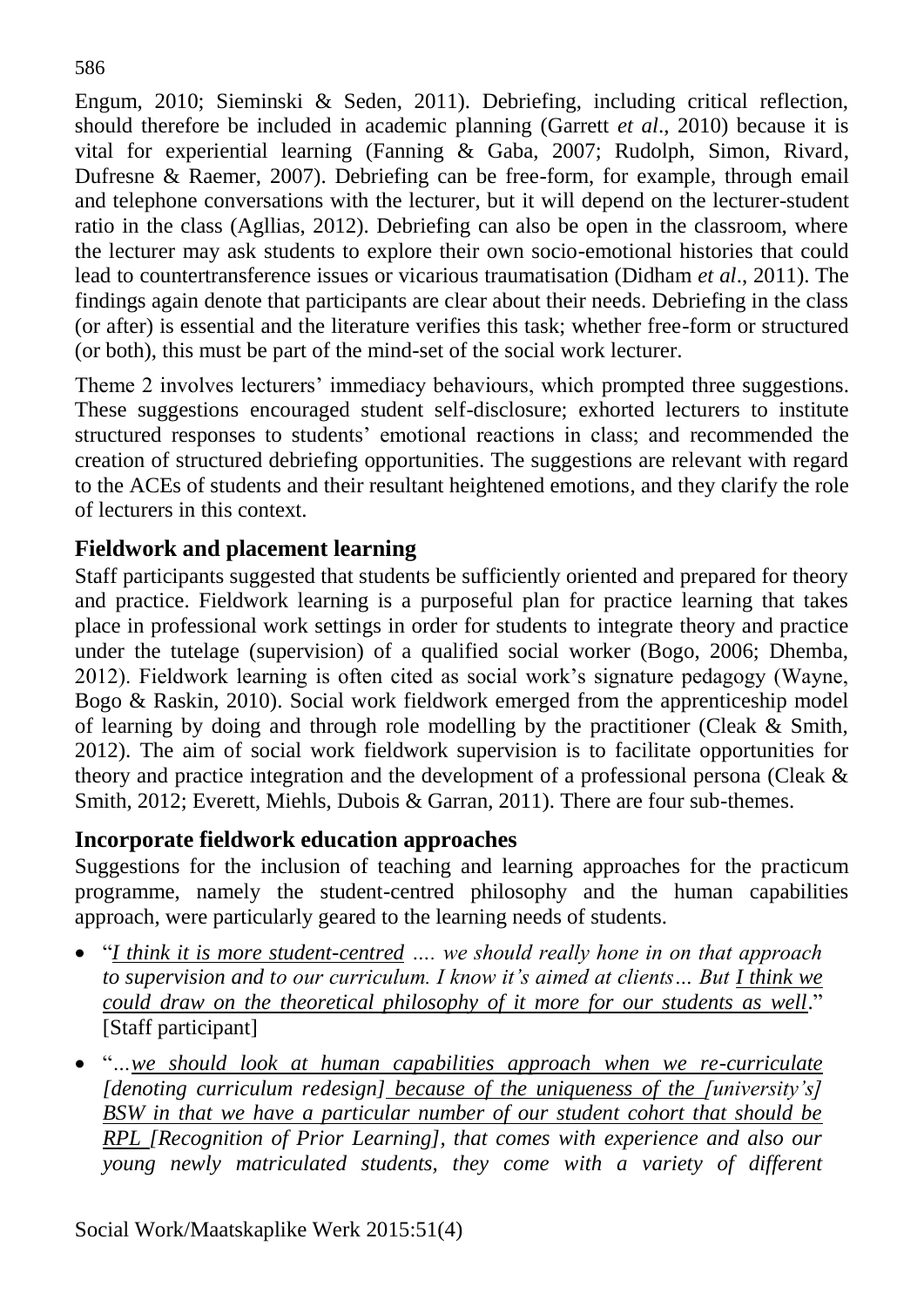Engum, 2010; Sieminski & Seden, 2011). Debriefing, including critical reflection, should therefore be included in academic planning (Garrett *et al*., 2010) because it is vital for experiential learning (Fanning & Gaba, 2007; Rudolph, Simon, Rivard, Dufresne & Raemer, 2007). Debriefing can be free-form, for example, through email and telephone conversations with the lecturer, but it will depend on the lecturer-student ratio in the class (Agllias, 2012). Debriefing can also be open in the classroom, where the lecturer may ask students to explore their own socio-emotional histories that could lead to countertransference issues or vicarious traumatisation (Didham *et al*., 2011). The findings again denote that participants are clear about their needs. Debriefing in the class (or after) is essential and the literature verifies this task; whether free-form or structured (or both), this must be part of the mind-set of the social work lecturer.

Theme 2 involves lecturers' immediacy behaviours, which prompted three suggestions. These suggestions encouraged student self-disclosure; exhorted lecturers to institute structured responses to students' emotional reactions in class; and recommended the creation of structured debriefing opportunities. The suggestions are relevant with regard to the ACEs of students and their resultant heightened emotions, and they clarify the role of lecturers in this context.

## Fieldwork and placement learning

Staff participants suggested that students be sufficiently oriented and prepared for theory and practice. Fieldwork learning is a purposeful plan for practice learning that takes place in professional work settings in order for students to integrate theory and practice under the tutelage (supervision) of a qualified social worker (Bogo, 2006; Dhemba, 2012). Fieldwork learning is often cited as social work's signature pedagogy (Wayne, Bogo & Raskin, 2010). Social work fieldwork emerged from the apprenticeship model of learning by doing and through role modelling by the practitioner (Cleak & Smith, 2012). The aim of social work fieldwork supervision is to facilitate opportunities for theory and practice integration and the development of a professional persona (Cleak & Smith, 2012; Everett, Miehls, Dubois & Garran, 2011). There are four sub-themes.

## Incorporate fieldwork education approaches

Suggestions for the inclusion of teaching and learning approaches for the practicum programme, namely the student-centred philosophy and the human capabilities approach, were particularly geared to the learning needs of students.

- "*<u>I think it is more student-centred</u> …. we should really hone in on that approach to supervision and to our curriculum. I know it's aimed at clients… But <u>I think we could draw on the theoretical philosophy of it more for our students as well</u>.*" [Staff participant]
- "*…<u>we should look at human capabilities approach when we re-curriculate [denoting curriculum redesign] because of the uniqueness of the [university's] BSW in that we have a particular number of our student cohort that should be RPL</u> [Recognition of Prior Learning], that comes with experience and also our young newly matriculated students, they come with a variety of different*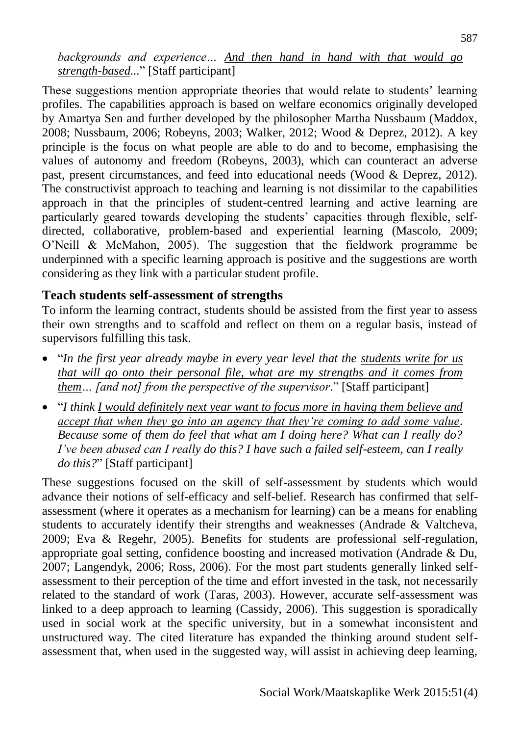*backgrounds and experience… <u>And then hand in hand with that would go strength-based</u>...*" [Staff participant]

These suggestions mention appropriate theories that would relate to students' learning profiles. The capabilities approach is based on welfare economics originally developed by Amartya Sen and further developed by the philosopher Martha Nussbaum (Maddox, 2008; Nussbaum, 2006; Robeyns, 2003; Walker, 2012; Wood & Deprez, 2012). A key principle is the focus on what people are able to do and to become, emphasising the values of autonomy and freedom (Robeyns, 2003), which can counteract an adverse past, present circumstances, and feed into educational needs (Wood & Deprez, 2012). The constructivist approach to teaching and learning is not dissimilar to the capabilities approach in that the principles of student-centred learning and active learning are particularly geared towards developing the students' capacities through flexible, self-directed, collaborative, problem-based and experiential learning (Mascolo, 2009; O'Neill & McMahon, 2005). The suggestion that the fieldwork programme be underpinned with a specific learning approach is positive and the suggestions are worth considering as they link with a particular student profile.

### Teach students self-assessment of strengths

To inform the learning contract, students should be assisted from the first year to assess their own strengths and to scaffold and reflect on them on a regular basis, instead of supervisors fulfilling this task.

- "*In the first year already maybe in every year level that the <u>students write for us that will go onto their personal file, what are my strengths and it comes from them</u>… [and not] from the perspective of the supervisor.*" [Staff participant]
- "*I think <u>I would definitely next year want to focus more in having them believe and accept that when they go into an agency that they're coming to add some value</u>. Because some of them do feel that what am I doing here? What can I really do? I've been abused can I really do this? I have such a failed self-esteem, can I really do this?*" [Staff participant]

These suggestions focused on the skill of self-assessment by students which would advance their notions of self-efficacy and self-belief. Research has confirmed that self-assessment (where it operates as a mechanism for learning) can be a means for enabling students to accurately identify their strengths and weaknesses (Andrade & Valtcheva, 2009; Eva & Regehr, 2005). Benefits for students are professional self-regulation, appropriate goal setting, confidence boosting and increased motivation (Andrade & Du, 2007; Langendyk, 2006; Ross, 2006). For the most part students generally linked self-assessment to their perception of the time and effort invested in the task, not necessarily related to the standard of work (Taras, 2003). However, accurate self-assessment was linked to a deep approach to learning (Cassidy, 2006). This suggestion is sporadically used in social work at the specific university, but in a somewhat inconsistent and unstructured way. The cited literature has expanded the thinking around student self-assessment that, when used in the suggested way, will assist in achieving deep learning,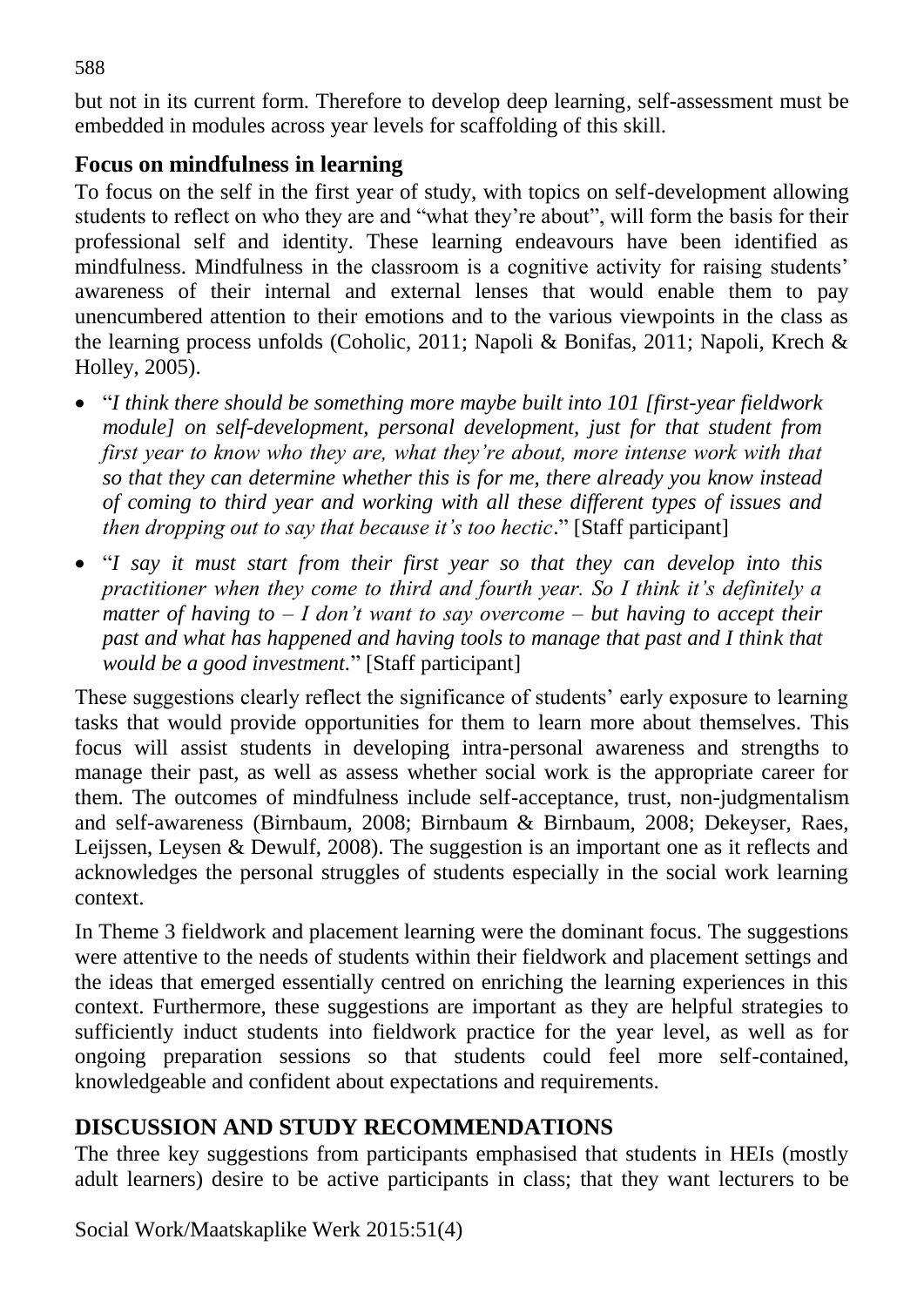but not in its current form. Therefore to develop deep learning, self-assessment must be embedded in modules across year levels for scaffolding of this skill.

## Focus on mindfulness in learning

To focus on the self in the first year of study, with topics on self-development allowing students to reflect on who they are and "what they're about", will form the basis for their professional self and identity. These learning endeavours have been identified as mindfulness. Mindfulness in the classroom is a cognitive activity for raising students' awareness of their internal and external lenses that would enable them to pay unencumbered attention to their emotions and to the various viewpoints in the class as the learning process unfolds (Coholic, 2011; Napoli & Bonifas, 2011; Napoli, Krech & Holley, 2005).

- "*I think there should be something more maybe built into 101 [first-year fieldwork module] on self-development, personal development, just for that student from first year to know who they are, what they're about, more intense work with that so that they can determine whether this is for me, there already you know instead of coming to third year and working with all these different types of issues and then dropping out to say that because it's too hectic*." [Staff participant]
- "*I say it must start from their first year so that they can develop into this practitioner when they come to third and fourth year. So I think it's definitely a matter of having to – I don't want to say overcome – but having to accept their past and what has happened and having tools to manage that past and I think that would be a good investment.*" [Staff participant]

These suggestions clearly reflect the significance of students' early exposure to learning tasks that would provide opportunities for them to learn more about themselves. This focus will assist students in developing intra-personal awareness and strengths to manage their past, as well as assess whether social work is the appropriate career for them. The outcomes of mindfulness include self-acceptance, trust, non-judgmentalism and self-awareness (Birnbaum, 2008; Birnbaum & Birnbaum, 2008; Dekeyser, Raes, Leijssen, Leysen & Dewulf, 2008). The suggestion is an important one as it reflects and acknowledges the personal struggles of students especially in the social work learning context.

In Theme 3 fieldwork and placement learning were the dominant focus. The suggestions were attentive to the needs of students within their fieldwork and placement settings and the ideas that emerged essentially centred on enriching the learning experiences in this context. Furthermore, these suggestions are important as they are helpful strategies to sufficiently induct students into fieldwork practice for the year level, as well as for ongoing preparation sessions so that students could feel more self-contained, knowledgeable and confident about expectations and requirements.

# DISCUSSION AND STUDY RECOMMENDATIONS

The three key suggestions from participants emphasised that students in HEIs (mostly adult learners) desire to be active participants in class; that they want lecturers to be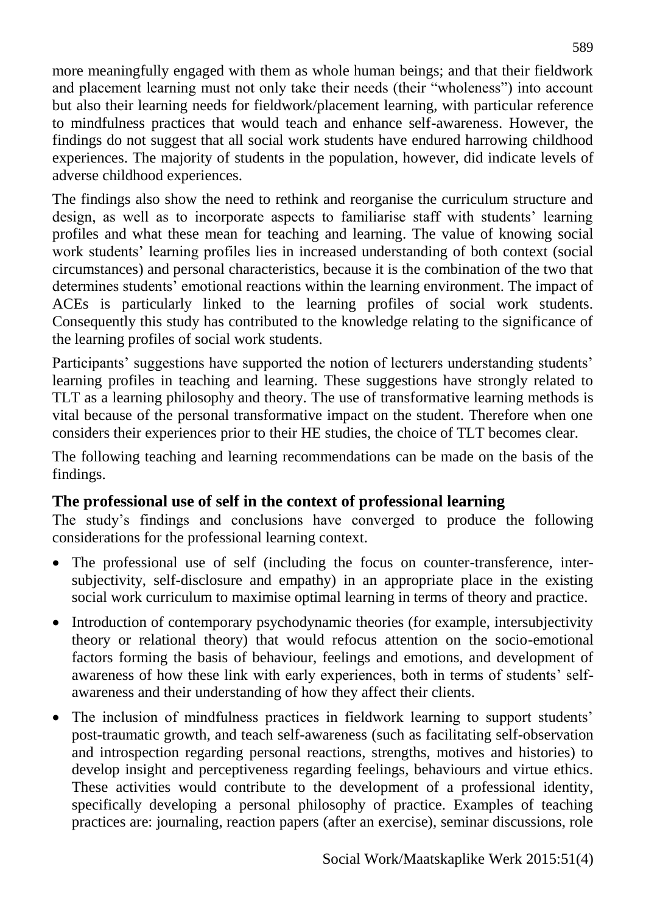more meaningfully engaged with them as whole human beings; and that their fieldwork and placement learning must not only take their needs (their "wholeness") into account but also their learning needs for fieldwork/placement learning, with particular reference to mindfulness practices that would teach and enhance self-awareness. However, the findings do not suggest that all social work students have endured harrowing childhood experiences. The majority of students in the population, however, did indicate levels of adverse childhood experiences.

The findings also show the need to rethink and reorganise the curriculum structure and design, as well as to incorporate aspects to familiarise staff with students' learning profiles and what these mean for teaching and learning. The value of knowing social work students' learning profiles lies in increased understanding of both context (social circumstances) and personal characteristics, because it is the combination of the two that determines students' emotional reactions within the learning environment. The impact of ACEs is particularly linked to the learning profiles of social work students. Consequently this study has contributed to the knowledge relating to the significance of the learning profiles of social work students.

Participants' suggestions have supported the notion of lecturers understanding students' learning profiles in teaching and learning. These suggestions have strongly related to TLT as a learning philosophy and theory. The use of transformative learning methods is vital because of the personal transformative impact on the student. Therefore when one considers their experiences prior to their HE studies, the choice of TLT becomes clear.

The following teaching and learning recommendations can be made on the basis of the findings.

## The professional use of self in the context of professional learning

The study's findings and conclusions have converged to produce the following considerations for the professional learning context.

- The professional use of self (including the focus on counter-transference, inter-subjectivity, self-disclosure and empathy) in an appropriate place in the existing social work curriculum to maximise optimal learning in terms of theory and practice.
- Introduction of contemporary psychodynamic theories (for example, intersubjectivity theory or relational theory) that would refocus attention on the socio-emotional factors forming the basis of behaviour, feelings and emotions, and development of awareness of how these link with early experiences, both in terms of students' self-awareness and their understanding of how they affect their clients.
- The inclusion of mindfulness practices in fieldwork learning to support students' post-traumatic growth, and teach self-awareness (such as facilitating self-observation and introspection regarding personal reactions, strengths, motives and histories) to develop insight and perceptiveness regarding feelings, behaviours and virtue ethics. These activities would contribute to the development of a professional identity, specifically developing a personal philosophy of practice. Examples of teaching practices are: journaling, reaction papers (after an exercise), seminar discussions, role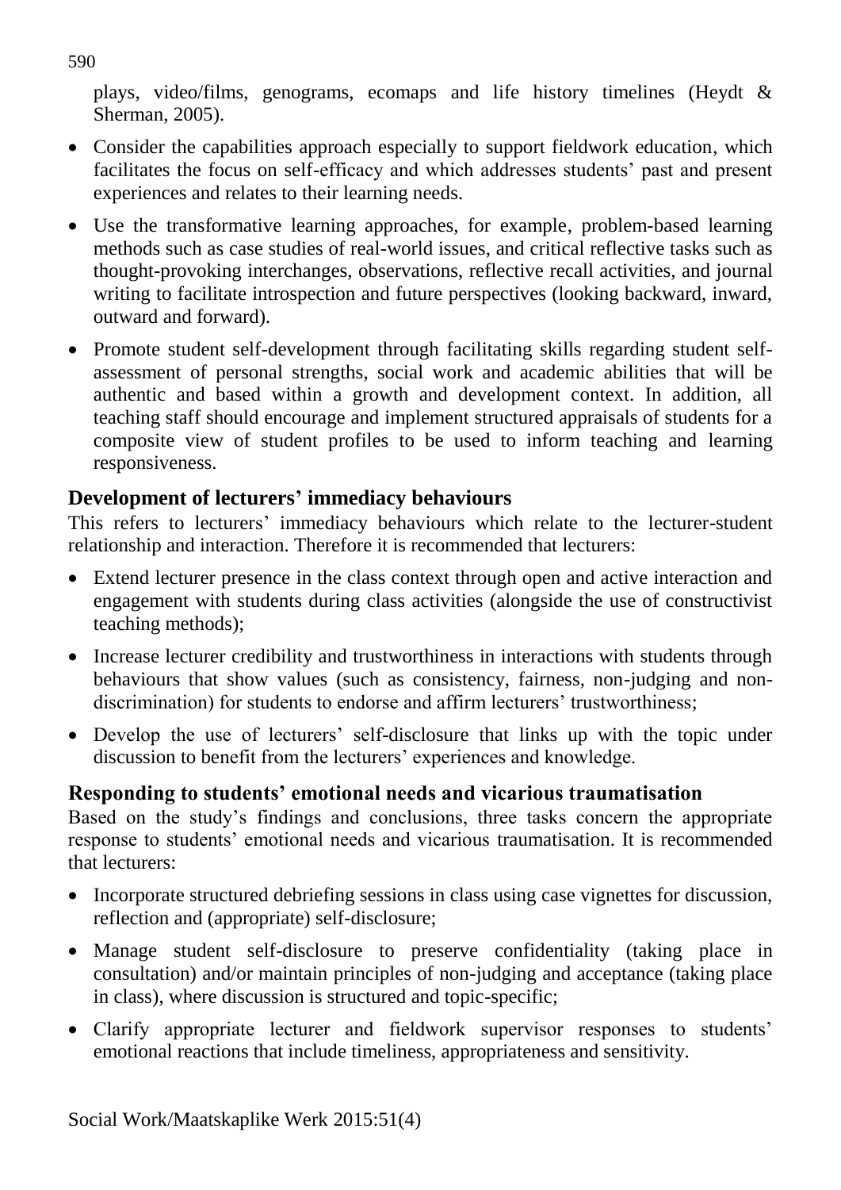plays, video/films, genograms, ecomaps and life history timelines (Heydt & Sherman, 2005).

- Consider the capabilities approach especially to support fieldwork education, which facilitates the focus on self-efficacy and which addresses students' past and present experiences and relates to their learning needs.
- Use the transformative learning approaches, for example, problem-based learning methods such as case studies of real-world issues, and critical reflective tasks such as thought-provoking interchanges, observations, reflective recall activities, and journal writing to facilitate introspection and future perspectives (looking backward, inward, outward and forward).
- Promote student self-development through facilitating skills regarding student self-assessment of personal strengths, social work and academic abilities that will be authentic and based within a growth and development context. In addition, all teaching staff should encourage and implement structured appraisals of students for a composite view of student profiles to be used to inform teaching and learning responsiveness.

## Development of lecturers' immediacy behaviours

This refers to lecturers' immediacy behaviours which relate to the lecturer-student relationship and interaction. Therefore it is recommended that lecturers:

- Extend lecturer presence in the class context through open and active interaction and engagement with students during class activities (alongside the use of constructivist teaching methods);
- Increase lecturer credibility and trustworthiness in interactions with students through behaviours that show values (such as consistency, fairness, non-judging and non-discrimination) for students to endorse and affirm lecturers' trustworthiness;
- Develop the use of lecturers' self-disclosure that links up with the topic under discussion to benefit from the lecturers' experiences and knowledge.

## Responding to students' emotional needs and vicarious traumatisation

Based on the study's findings and conclusions, three tasks concern the appropriate response to students' emotional needs and vicarious traumatisation. It is recommended that lecturers:

- Incorporate structured debriefing sessions in class using case vignettes for discussion, reflection and (appropriate) self-disclosure;
- Manage student self-disclosure to preserve confidentiality (taking place in consultation) and/or maintain principles of non-judging and acceptance (taking place in class), where discussion is structured and topic-specific;
- Clarify appropriate lecturer and fieldwork supervisor responses to students' emotional reactions that include timeliness, appropriateness and sensitivity.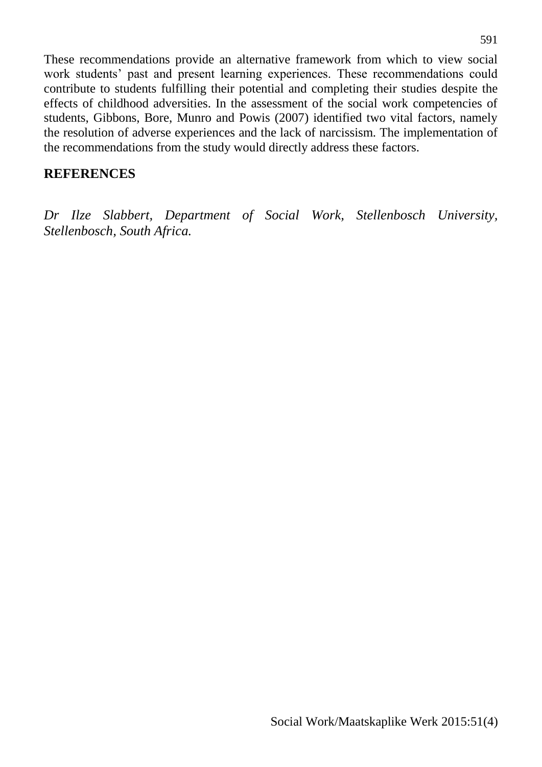These recommendations provide an alternative framework from which to view social work students' past and present learning experiences. These recommendations could contribute to students fulfilling their potential and completing their studies despite the effects of childhood adversities. In the assessment of the social work competencies of students, Gibbons, Bore, Munro and Powis (2007) identified two vital factors, namely the resolution of adverse experiences and the lack of narcissism. The implementation of the recommendations from the study would directly address these factors.

## REFERENCES

*Dr Ilze Slabbert, Department of Social Work, Stellenbosch University, Stellenbosch, South Africa.*